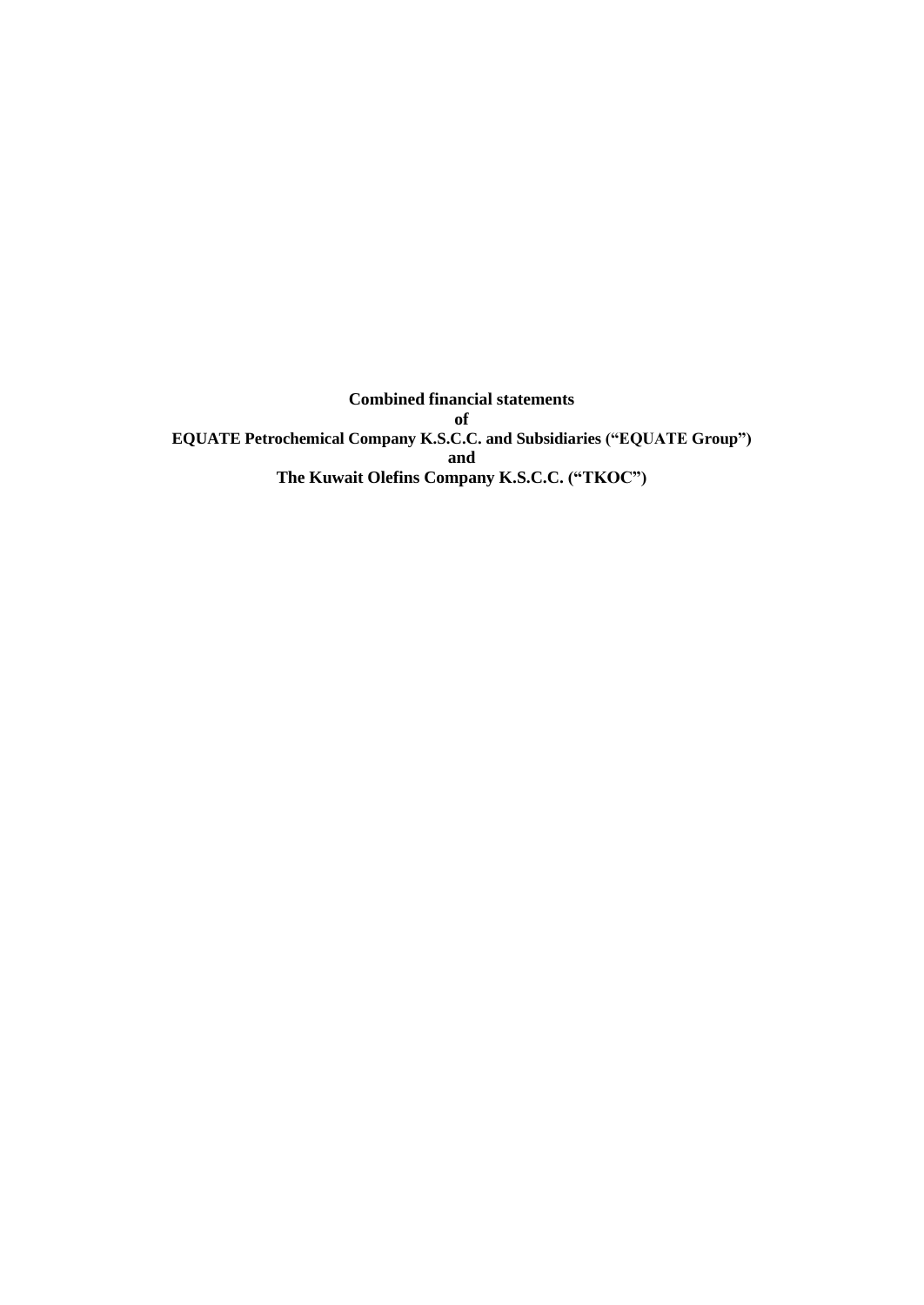**Combined financial statements**

**of**

**EQUATE Petrochemical Company K.S.C.C. and Subsidiaries ("EQUATE Group")**

**and**

**The Kuwait Olefins Company K.S.C.C. ("TKOC")**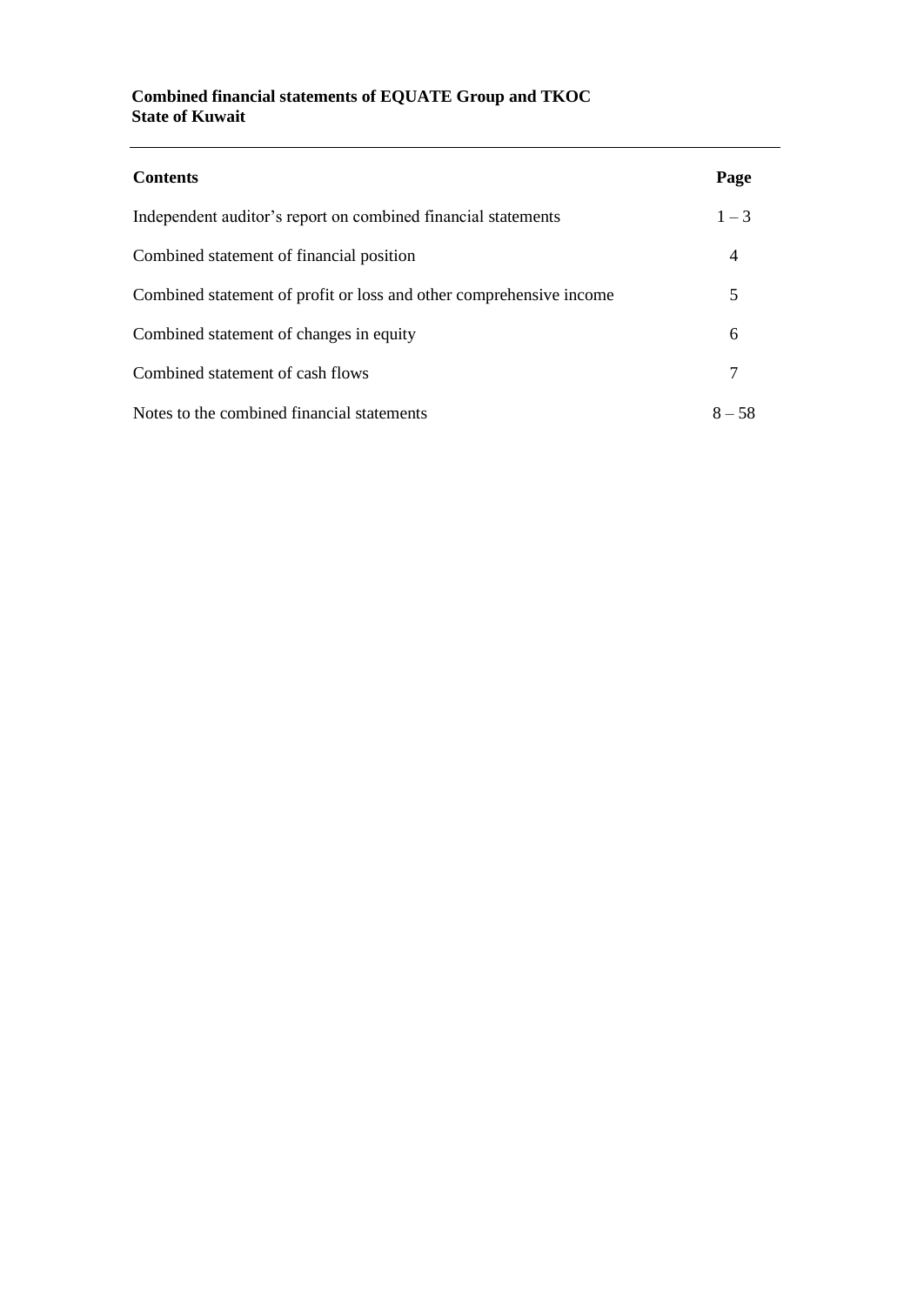**Combined financial statements of EQUATE Group and TKOC**
**State of Kuwait**

| **Contents** | **Page** |
|---|---|
| Independent auditor's report on combined financial statements | 1 – 3 |
| Combined statement of financial position | 4 |
| Combined statement of profit or loss and other comprehensive income | 5 |
| Combined statement of changes in equity | 6 |
| Combined statement of cash flows | 7 |
| Notes to the combined financial statements | 8 – 58 |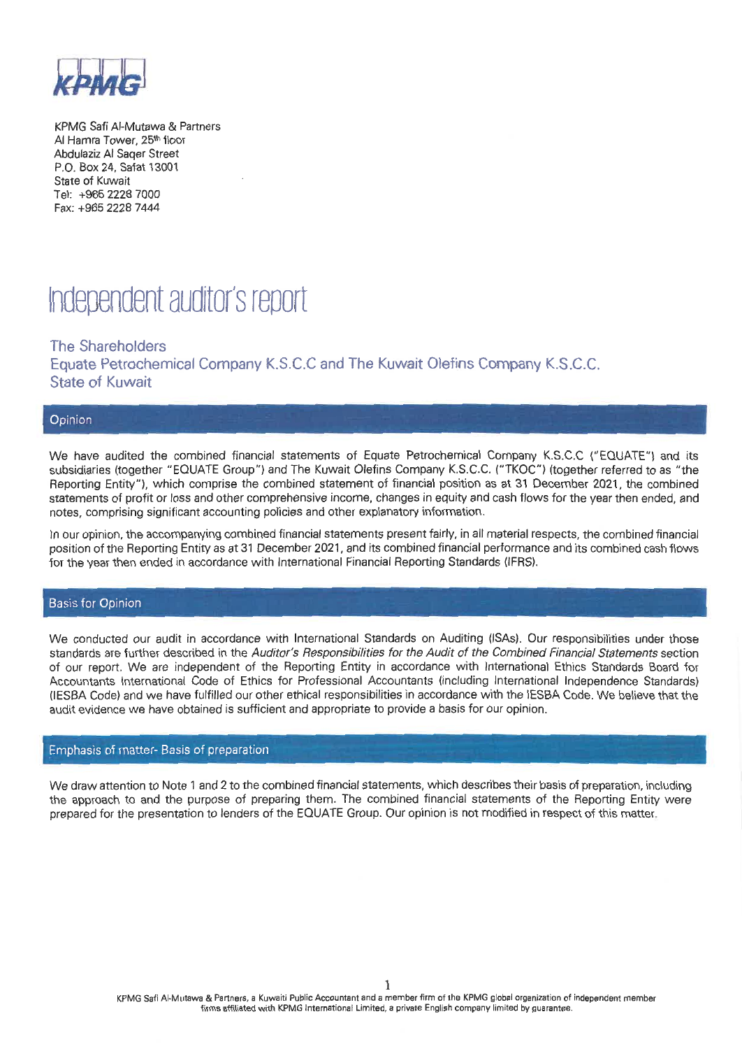KPMG

KPMG Safi Al-Mutawa & Partners
Al Hamra Tower, 25th floor
Abdulaziz Al Saqer Street
P.O. Box 24, Safat 13001
State of Kuwait
Tel: +965 2228 7000
Fax: +965 2228 7444

# Independent auditor's report

The Shareholders
Equate Petrochemical Company K.S.C.C and The Kuwait Olefins Company K.S.C.C.
State of Kuwait

## Opinion

We have audited the combined financial statements of Equate Petrochemical Company K.S.C.C ("EQUATE") and its subsidiaries (together "EQUATE Group") and The Kuwait Olefins Company K.S.C.C. ("TKOC") (together referred to as "the Reporting Entity"), which comprise the combined statement of financial position as at 31 December 2021, the combined statements of profit or loss and other comprehensive income, changes in equity and cash flows for the year then ended, and notes, comprising significant accounting policies and other explanatory information.

In our opinion, the accompanying combined financial statements present fairly, in all material respects, the combined financial position of the Reporting Entity as at 31 December 2021, and its combined financial performance and its combined cash flows for the year then ended in accordance with International Financial Reporting Standards (IFRS).

## Basis for Opinion

We conducted our audit in accordance with International Standards on Auditing (ISAs). Our responsibilities under those standards are further described in the *Auditor's Responsibilities for the Audit of the Combined Financial Statements* section of our report. We are independent of the Reporting Entity in accordance with International Ethics Standards Board for Accountants International Code of Ethics for Professional Accountants (including International Independence Standards) (IESBA Code) and we have fulfilled our other ethical responsibilities in accordance with the IESBA Code. We believe that the audit evidence we have obtained is sufficient and appropriate to provide a basis for our opinion.

## Emphasis of matter- Basis of preparation

We draw attention to Note 1 and 2 to the combined financial statements, which describes their basis of preparation, including the approach to and the purpose of preparing them. The combined financial statements of the Reporting Entity were prepared for the presentation to lenders of the EQUATE Group. Our opinion is not modified in respect of this matter.

KPMG Safi Al-Mutawa & Partners, a Kuwaiti Public Accountant and a member firm of the KPMG global organization of independent member firms affiliated with KPMG International Limited, a private English company limited by guarantee.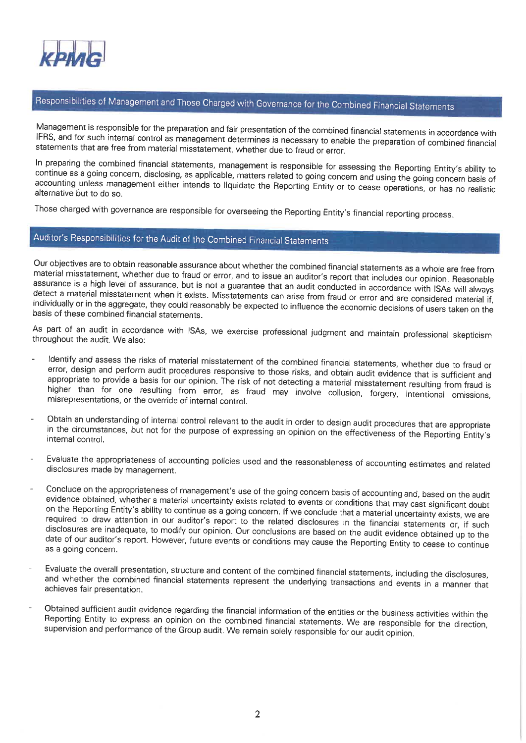## Responsibilities of Management and Those Charged with Governance for the Combined Financial Statements

Management is responsible for the preparation and fair presentation of the combined financial statements in accordance with IFRS, and for such internal control as management determines is necessary to enable the preparation of combined financial statements that are free from material misstatement, whether due to fraud or error.

In preparing the combined financial statements, management is responsible for assessing the Reporting Entity's ability to continue as a going concern, disclosing, as applicable, matters related to going concern and using the going concern basis of accounting unless management either intends to liquidate the Reporting Entity or to cease operations, or has no realistic alternative but to do so.

Those charged with governance are responsible for overseeing the Reporting Entity's financial reporting process.

## Auditor's Responsibilities for the Audit of the Combined Financial Statements

Our objectives are to obtain reasonable assurance about whether the combined financial statements as a whole are free from material misstatement, whether due to fraud or error, and to issue an auditor's report that includes our opinion. Reasonable assurance is a high level of assurance, but is not a guarantee that an audit conducted in accordance with ISAs will always detect a material misstatement when it exists. Misstatements can arise from fraud or error and are considered material if, individually or in the aggregate, they could reasonably be expected to influence the economic decisions of users taken on the basis of these combined financial statements.

As part of an audit in accordance with ISAs, we exercise professional judgment and maintain professional skepticism throughout the audit. We also:

- Identify and assess the risks of material misstatement of the combined financial statements, whether due to fraud or error, design and perform audit procedures responsive to those risks, and obtain audit evidence that is sufficient and appropriate to provide a basis for our opinion. The risk of not detecting a material misstatement resulting from fraud is higher than for one resulting from error, as fraud may involve collusion, forgery, intentional omissions, misrepresentations, or the override of internal control.

- Obtain an understanding of internal control relevant to the audit in order to design audit procedures that are appropriate in the circumstances, but not for the purpose of expressing an opinion on the effectiveness of the Reporting Entity's internal control.

- Evaluate the appropriateness of accounting policies used and the reasonableness of accounting estimates and related disclosures made by management.

- Conclude on the appropriateness of management's use of the going concern basis of accounting and, based on the audit evidence obtained, whether a material uncertainty exists related to events or conditions that may cast significant doubt on the Reporting Entity's ability to continue as a going concern. If we conclude that a material uncertainty exists, we are required to draw attention in our auditor's report to the related disclosures in the financial statements or, if such disclosures are inadequate, to modify our opinion. Our conclusions are based on the audit evidence obtained up to the date of our auditor's report. However, future events or conditions may cause the Reporting Entity to cease to continue as a going concern.

- Evaluate the overall presentation, structure and content of the combined financial statements, including the disclosures, and whether the combined financial statements represent the underlying transactions and events in a manner that achieves fair presentation.

- Obtained sufficient audit evidence regarding the financial information of the entities or the business activities within the Reporting Entity to express an opinion on the combined financial statements. We are responsible for the direction, supervision and performance of the Group audit. We remain solely responsible for our audit opinion.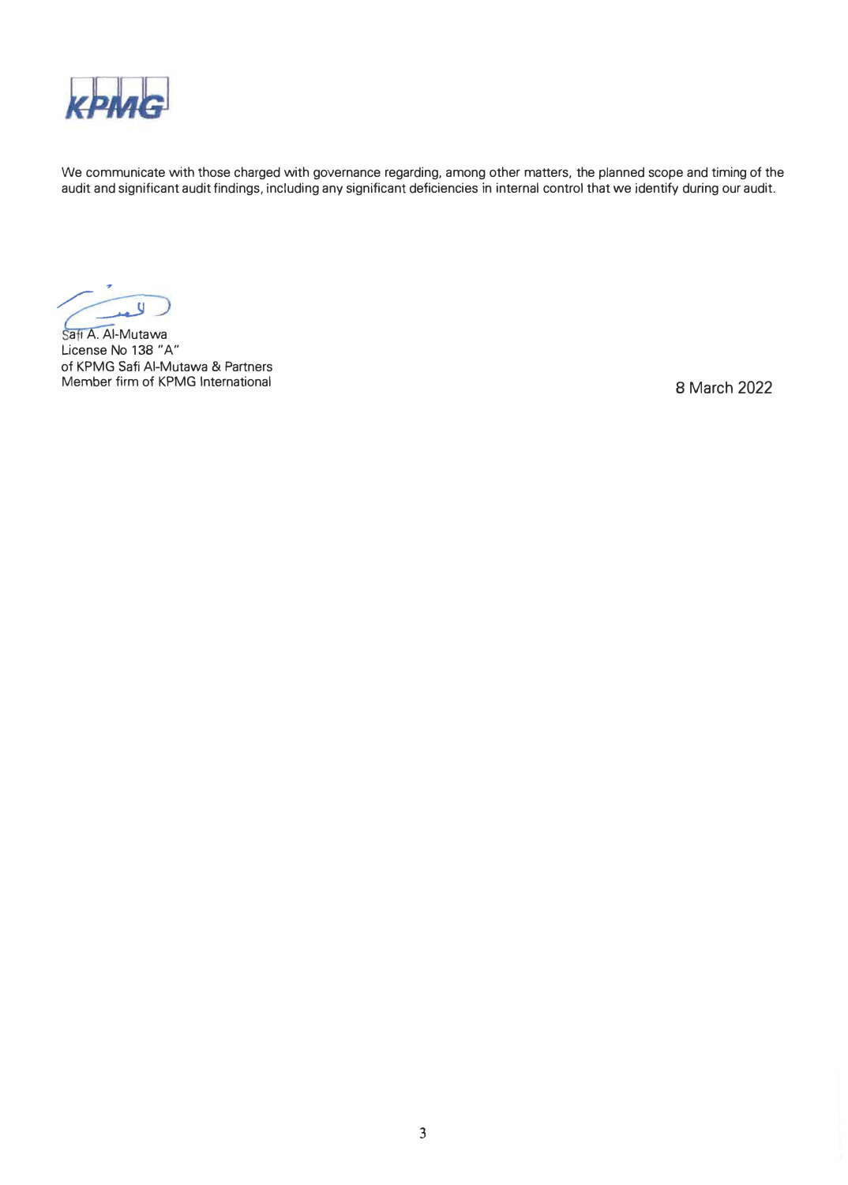KPMG

We communicate with those charged with governance regarding, among other matters, the planned scope and timing of the audit and significant audit findings, including any significant deficiencies in internal control that we identify during our audit.

Safi A. Al-Mutawa
License No 138 "A"
of KPMG Safi Al-Mutawa & Partners
Member firm of KPMG International

8 March 2022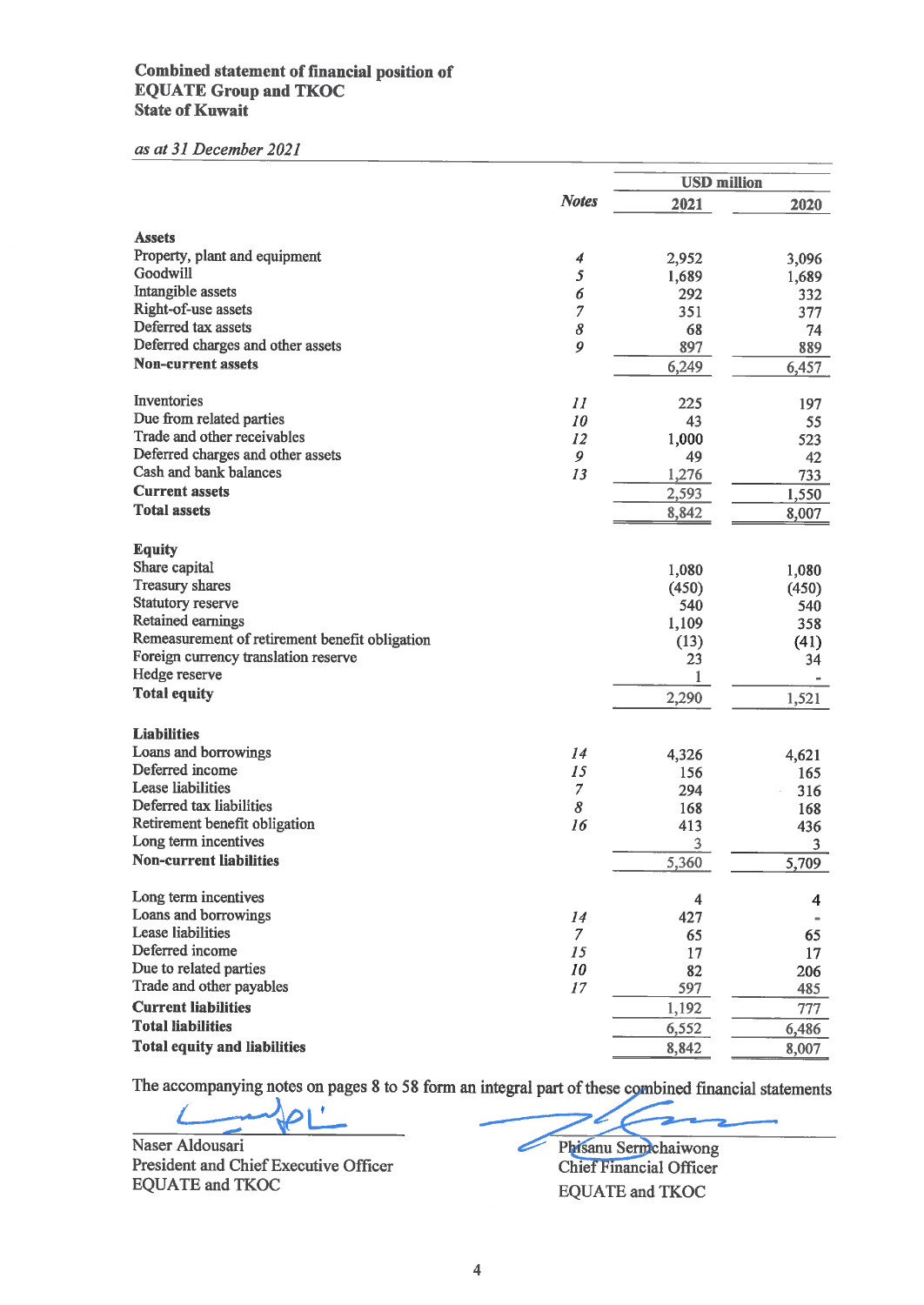# Combined statement of financial position of EQUATE Group and TKOC
## State of Kuwait

*as at 31 December 2021*

| | Notes | USD million | |
|---|---|---|---|
| | | **2021** | **2020** |
| **Assets** | | | |
| Property, plant and equipment | 4 | 2,952 | 3,096 |
| Goodwill | 5 | 1,689 | 1,689 |
| Intangible assets | 6 | 292 | 332 |
| Right-of-use assets | 7 | 351 | 377 |
| Deferred tax assets | 8 | 68 | 74 |
| Deferred charges and other assets | 9 | 897 | 889 |
| **Non-current assets** | | 6,249 | 6,457 |
| | | | |
| Inventories | 11 | 225 | 197 |
| Due from related parties | 10 | 43 | 55 |
| Trade and other receivables | 12 | 1,000 | 523 |
| Deferred charges and other assets | 9 | 49 | 42 |
| Cash and bank balances | 13 | 1,276 | 733 |
| **Current assets** | | 2,593 | 1,550 |
| **Total assets** | | 8,842 | 8,007 |
| | | | |
| **Equity** | | | |
| Share capital | | 1,080 | 1,080 |
| Treasury shares | | (450) | (450) |
| Statutory reserve | | 540 | 540 |
| Retained earnings | | 1,109 | 358 |
| Remeasurement of retirement benefit obligation | | (13) | (41) |
| Foreign currency translation reserve | | 23 | 34 |
| Hedge reserve | | 1 | - |
| **Total equity** | | 2,290 | 1,521 |
| | | | |
| **Liabilities** | | | |
| Loans and borrowings | 14 | 4,326 | 4,621 |
| Deferred income | 15 | 156 | 165 |
| Lease liabilities | 7 | 294 | 316 |
| Deferred tax liabilities | 8 | 168 | 168 |
| Retirement benefit obligation | 16 | 413 | 436 |
| Long term incentives | | 3 | 3 |
| **Non-current liabilities** | | 5,360 | 5,709 |
| | | | |
| Long term incentives | | 4 | 4 |
| Loans and borrowings | 14 | 427 | - |
| Lease liabilities | 7 | 65 | 65 |
| Deferred income | 15 | 17 | 17 |
| Due to related parties | 10 | 82 | 206 |
| Trade and other payables | 17 | 597 | 485 |
| **Current liabilities** | | 1,192 | 777 |
| **Total liabilities** | | 6,552 | 6,486 |
| **Total equity and liabilities** | | 8,842 | 8,007 |

The accompanying notes on pages 8 to 58 form an integral part of these combined financial statements

Naser Aldousari
President and Chief Executive Officer
EQUATE and TKOC

Phisanu Sermchaiwong
Chief Financial Officer
EQUATE and TKOC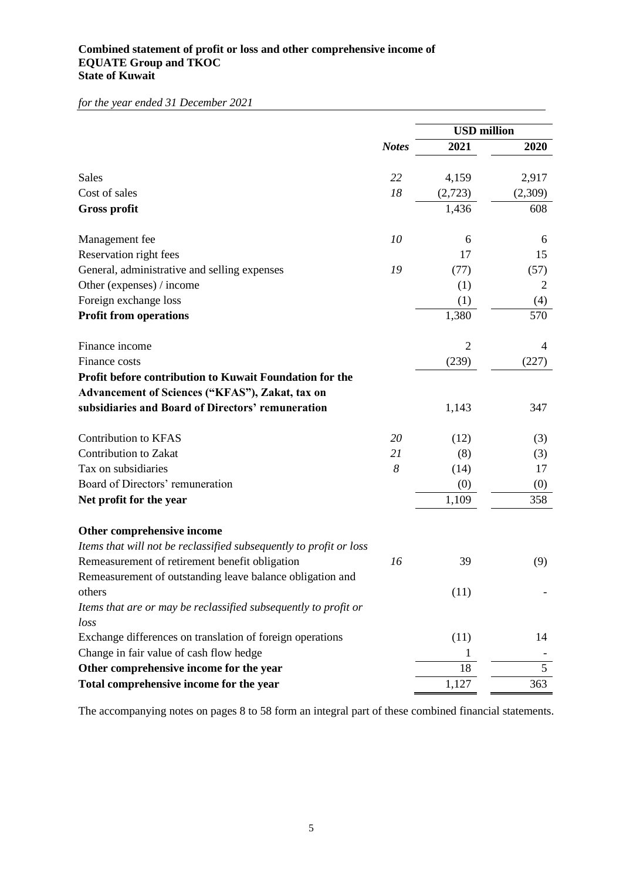**Combined statement of profit or loss and other comprehensive income of EQUATE Group and TKOC**
**State of Kuwait**

*for the year ended 31 December 2021*

| | | USD million | |
|---|---|---|---|
| | *Notes* | 2021 | 2020 |
| Sales | *22* | 4,159 | 2,917 |
| Cost of sales | *18* | (2,723) | (2,309) |
| **Gross profit** | | 1,436 | 608 |
| Management fee | *10* | 6 | 6 |
| Reservation right fees | | 17 | 15 |
| General, administrative and selling expenses | *19* | (77) | (57) |
| Other (expenses) / income | | (1) | 2 |
| Foreign exchange loss | | (1) | (4) |
| **Profit from operations** | | 1,380 | 570 |
| Finance income | | 2 | 4 |
| Finance costs | | (239) | (227) |
| **Profit before contribution to Kuwait Foundation for the Advancement of Sciences ("KFAS"), Zakat, tax on subsidiaries and Board of Directors' remuneration** | | 1,143 | 347 |
| Contribution to KFAS | *20* | (12) | (3) |
| Contribution to Zakat | *21* | (8) | (3) |
| Tax on subsidiaries | *8* | (14) | 17 |
| Board of Directors' remuneration | | (0) | (0) |
| **Net profit for the year** | | 1,109 | 358 |
| **Other comprehensive income** | | | |
| *Items that will not be reclassified subsequently to profit or loss* | | | |
| Remeasurement of retirement benefit obligation | *16* | 39 | (9) |
| Remeasurement of outstanding leave balance obligation and others | | (11) | - |
| *Items that are or may be reclassified subsequently to profit or loss* | | | |
| Exchange differences on translation of foreign operations | | (11) | 14 |
| Change in fair value of cash flow hedge | | 1 | - |
| **Other comprehensive income for the year** | | 18 | 5 |
| **Total comprehensive income for the year** | | 1,127 | 363 |

The accompanying notes on pages 8 to 58 form an integral part of these combined financial statements.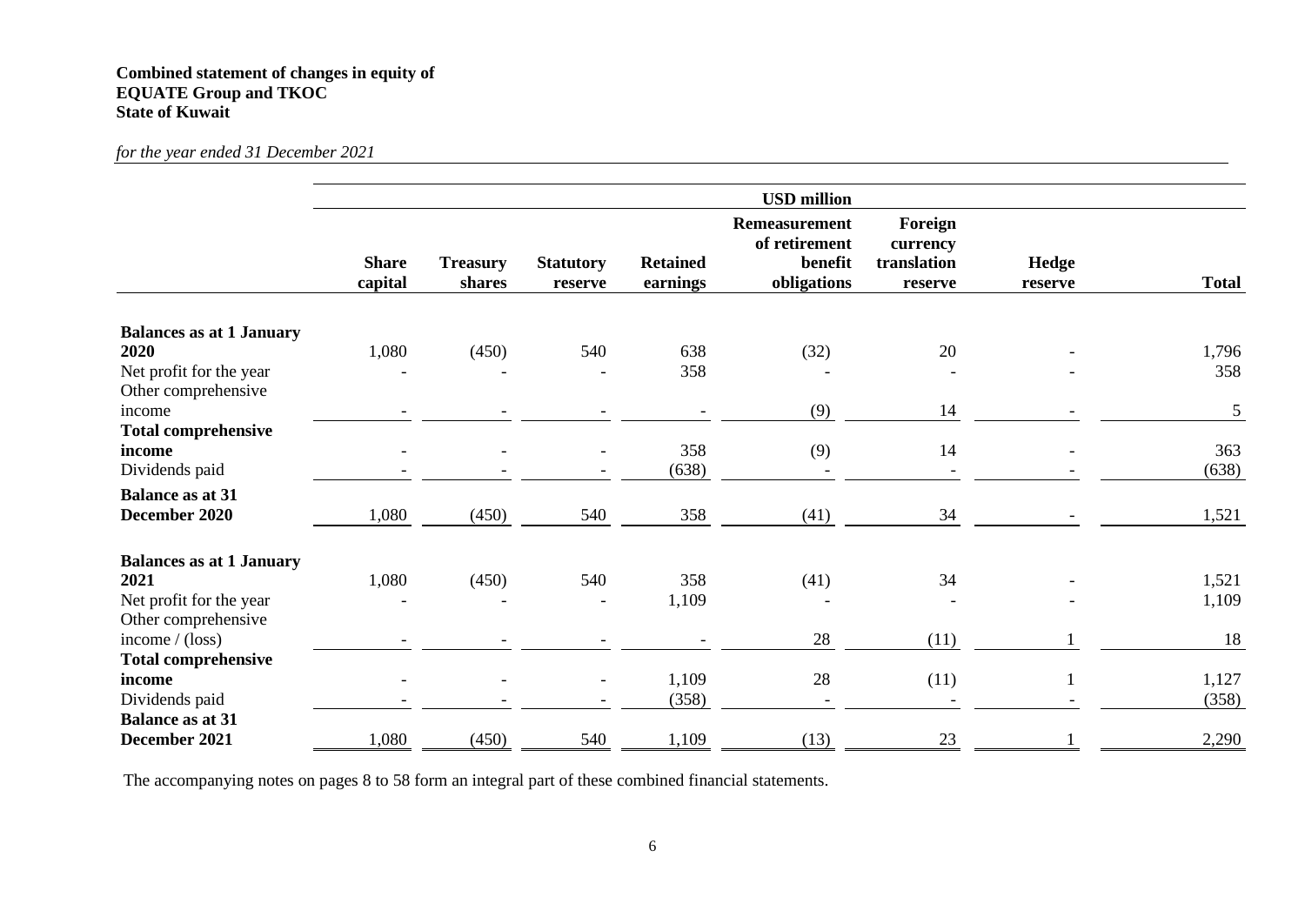**Combined statement of changes in equity of**
**EQUATE Group and TKOC**
**State of Kuwait**

*for the year ended 31 December 2021*

| | USD million | | | | | | | |
|---|---|---|---|---|---|---|---|---|
| | **Share capital** | **Treasury shares** | **Statutory reserve** | **Retained earnings** | **Remeasurement of retirement benefit obligations** | **Foreign currency translation reserve** | **Hedge reserve** | **Total** |
| **Balances as at 1 January 2020** | 1,080 | (450) | 540 | 638 | (32) | 20 | - | 1,796 |
| Net profit for the year | - | - | - | 358 | - | - | - | 358 |
| Other comprehensive income | - | - | - | - | (9) | 14 | - | 5 |
| **Total comprehensive income** | - | - | - | 358 | (9) | 14 | - | 363 |
| Dividends paid | - | - | - | (638) | - | - | - | (638) |
| **Balance as at 31 December 2020** | 1,080 | (450) | 540 | 358 | (41) | 34 | - | 1,521 |
| **Balances as at 1 January 2021** | 1,080 | (450) | 540 | 358 | (41) | 34 | - | 1,521 |
| Net profit for the year | - | - | - | 1,109 | - | - | - | 1,109 |
| Other comprehensive income / (loss) | - | - | - | - | 28 | (11) | 1 | 18 |
| **Total comprehensive income** | - | - | - | 1,109 | 28 | (11) | 1 | 1,127 |
| Dividends paid | - | - | - | (358) | - | - | - | (358) |
| **Balance as at 31 December 2021** | 1,080 | (450) | 540 | 1,109 | (13) | 23 | 1 | 2,290 |

The accompanying notes on pages 8 to 58 form an integral part of these combined financial statements.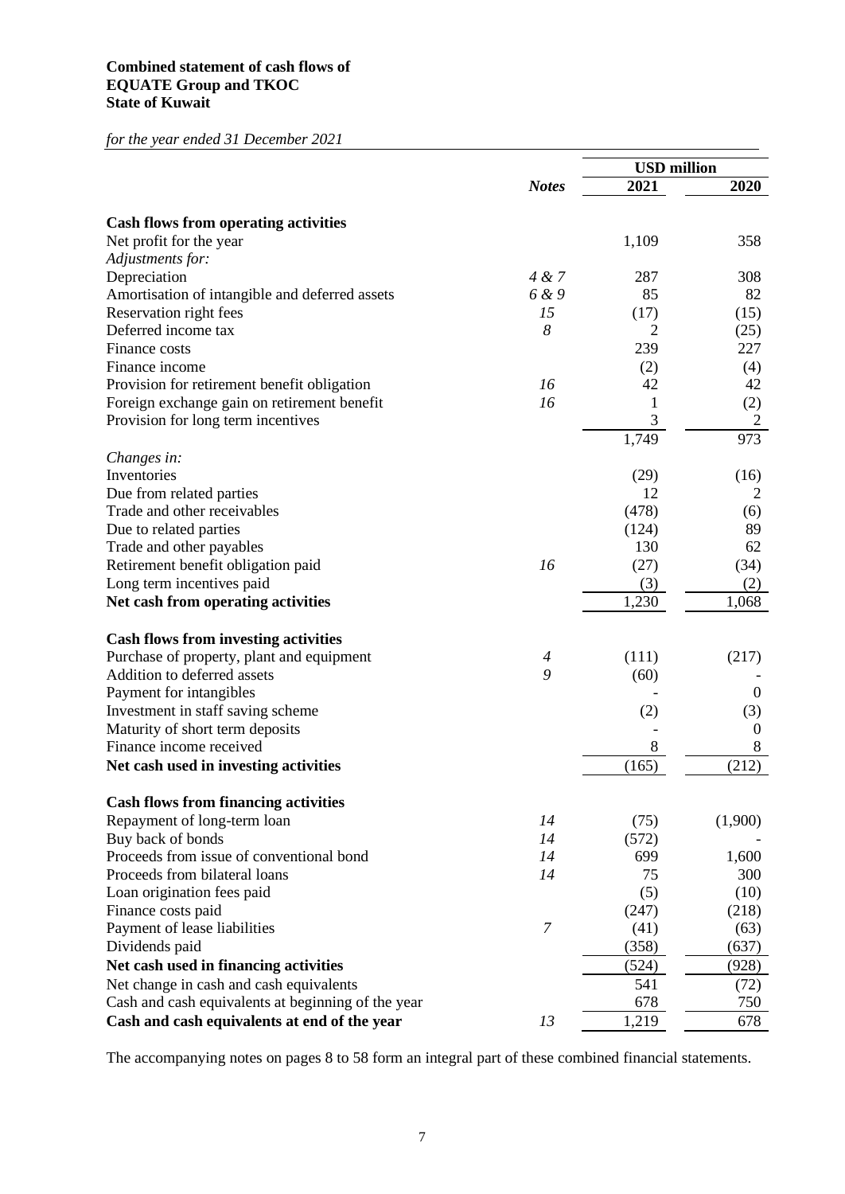**Combined statement of cash flows of**
**EQUATE Group and TKOC**
**State of Kuwait**

*for the year ended 31 December 2021*

| | *Notes* | USD million 2021 | USD million 2020 |
|---|---|---|---|
| **Cash flows from operating activities** | | | |
| Net profit for the year | | 1,109 | 358 |
| *Adjustments for:* | | | |
| Depreciation | *4 & 7* | 287 | 308 |
| Amortisation of intangible and deferred assets | *6 & 9* | 85 | 82 |
| Reservation right fees | *15* | (17) | (15) |
| Deferred income tax | *8* | 2 | (25) |
| Finance costs | | 239 | 227 |
| Finance income | | (2) | (4) |
| Provision for retirement benefit obligation | *16* | 42 | 42 |
| Foreign exchange gain on retirement benefit | *16* | 1 | (2) |
| Provision for long term incentives | | 3 | 2 |
| | | 1,749 | 973 |
| *Changes in:* | | | |
| Inventories | | (29) | (16) |
| Due from related parties | | 12 | 2 |
| Trade and other receivables | | (478) | (6) |
| Due to related parties | | (124) | 89 |
| Trade and other payables | | 130 | 62 |
| Retirement benefit obligation paid | *16* | (27) | (34) |
| Long term incentives paid | | (3) | (2) |
| **Net cash from operating activities** | | 1,230 | 1,068 |
| **Cash flows from investing activities** | | | |
| Purchase of property, plant and equipment | *4* | (111) | (217) |
| Addition to deferred assets | *9* | (60) | - |
| Payment for intangibles | | - | 0 |
| Investment in staff saving scheme | | (2) | (3) |
| Maturity of short term deposits | | - | 0 |
| Finance income received | | 8 | 8 |
| **Net cash used in investing activities** | | (165) | (212) |
| **Cash flows from financing activities** | | | |
| Repayment of long-term loan | *14* | (75) | (1,900) |
| Buy back of bonds | *14* | (572) | - |
| Proceeds from issue of conventional bond | *14* | 699 | 1,600 |
| Proceeds from bilateral loans | *14* | 75 | 300 |
| Loan origination fees paid | | (5) | (10) |
| Finance costs paid | | (247) | (218) |
| Payment of lease liabilities | *7* | (41) | (63) |
| Dividends paid | | (358) | (637) |
| **Net cash used in financing activities** | | (524) | (928) |
| Net change in cash and cash equivalents | | 541 | (72) |
| Cash and cash equivalents at beginning of the year | | 678 | 750 |
| **Cash and cash equivalents at end of the year** | *13* | 1,219 | 678 |

The accompanying notes on pages 8 to 58 form an integral part of these combined financial statements.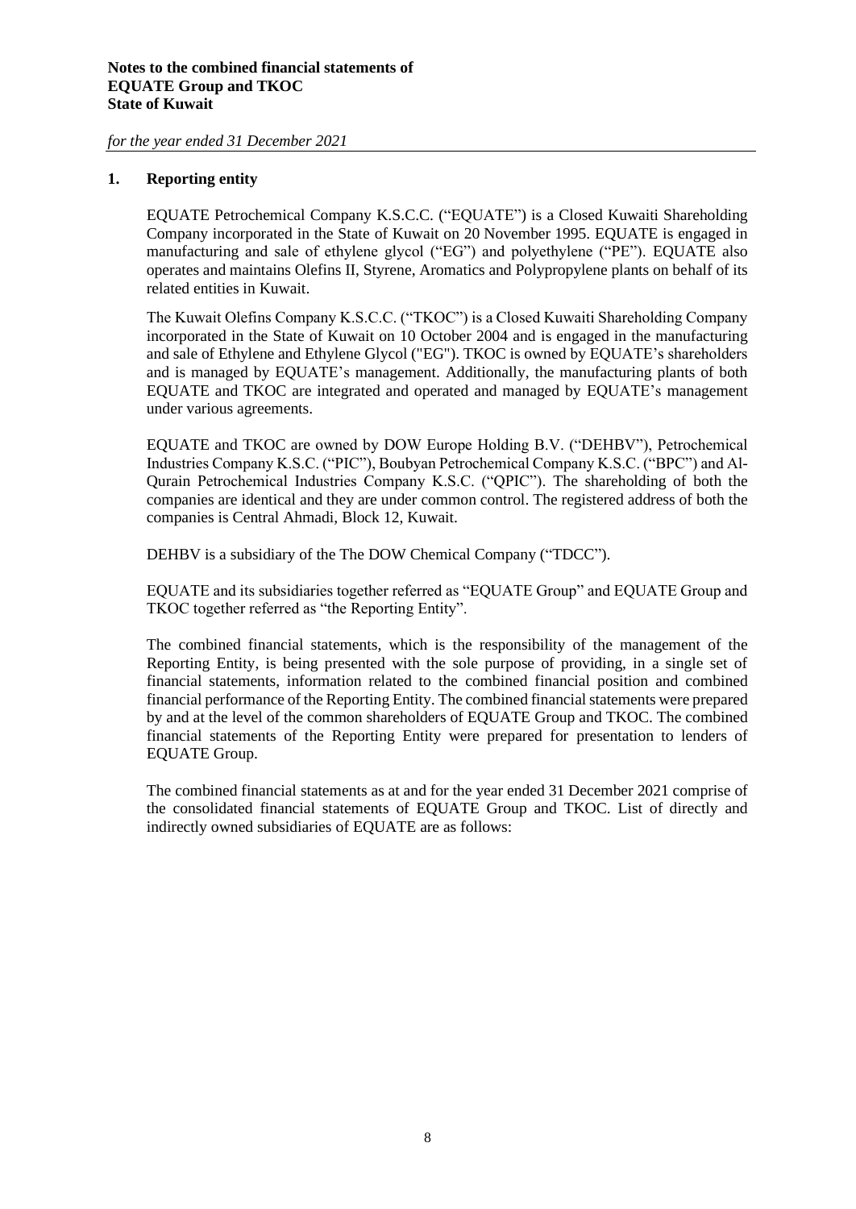## 1. Reporting entity

EQUATE Petrochemical Company K.S.C.C. ("EQUATE") is a Closed Kuwaiti Shareholding Company incorporated in the State of Kuwait on 20 November 1995. EQUATE is engaged in manufacturing and sale of ethylene glycol ("EG") and polyethylene ("PE"). EQUATE also operates and maintains Olefins II, Styrene, Aromatics and Polypropylene plants on behalf of its related entities in Kuwait.

The Kuwait Olefins Company K.S.C.C. ("TKOC") is a Closed Kuwaiti Shareholding Company incorporated in the State of Kuwait on 10 October 2004 and is engaged in the manufacturing and sale of Ethylene and Ethylene Glycol ("EG"). TKOC is owned by EQUATE's shareholders and is managed by EQUATE's management. Additionally, the manufacturing plants of both EQUATE and TKOC are integrated and operated and managed by EQUATE's management under various agreements.

EQUATE and TKOC are owned by DOW Europe Holding B.V. ("DEHBV"), Petrochemical Industries Company K.S.C. ("PIC"), Boubyan Petrochemical Company K.S.C. ("BPC") and Al-Qurain Petrochemical Industries Company K.S.C. ("QPIC"). The shareholding of both the companies are identical and they are under common control. The registered address of both the companies is Central Ahmadi, Block 12, Kuwait.

DEHBV is a subsidiary of the The DOW Chemical Company ("TDCC").

EQUATE and its subsidiaries together referred as "EQUATE Group" and EQUATE Group and TKOC together referred as "the Reporting Entity".

The combined financial statements, which is the responsibility of the management of the Reporting Entity, is being presented with the sole purpose of providing, in a single set of financial statements, information related to the combined financial position and combined financial performance of the Reporting Entity. The combined financial statements were prepared by and at the level of the common shareholders of EQUATE Group and TKOC. The combined financial statements of the Reporting Entity were prepared for presentation to lenders of EQUATE Group.

The combined financial statements as at and for the year ended 31 December 2021 comprise of the consolidated financial statements of EQUATE Group and TKOC. List of directly and indirectly owned subsidiaries of EQUATE are as follows: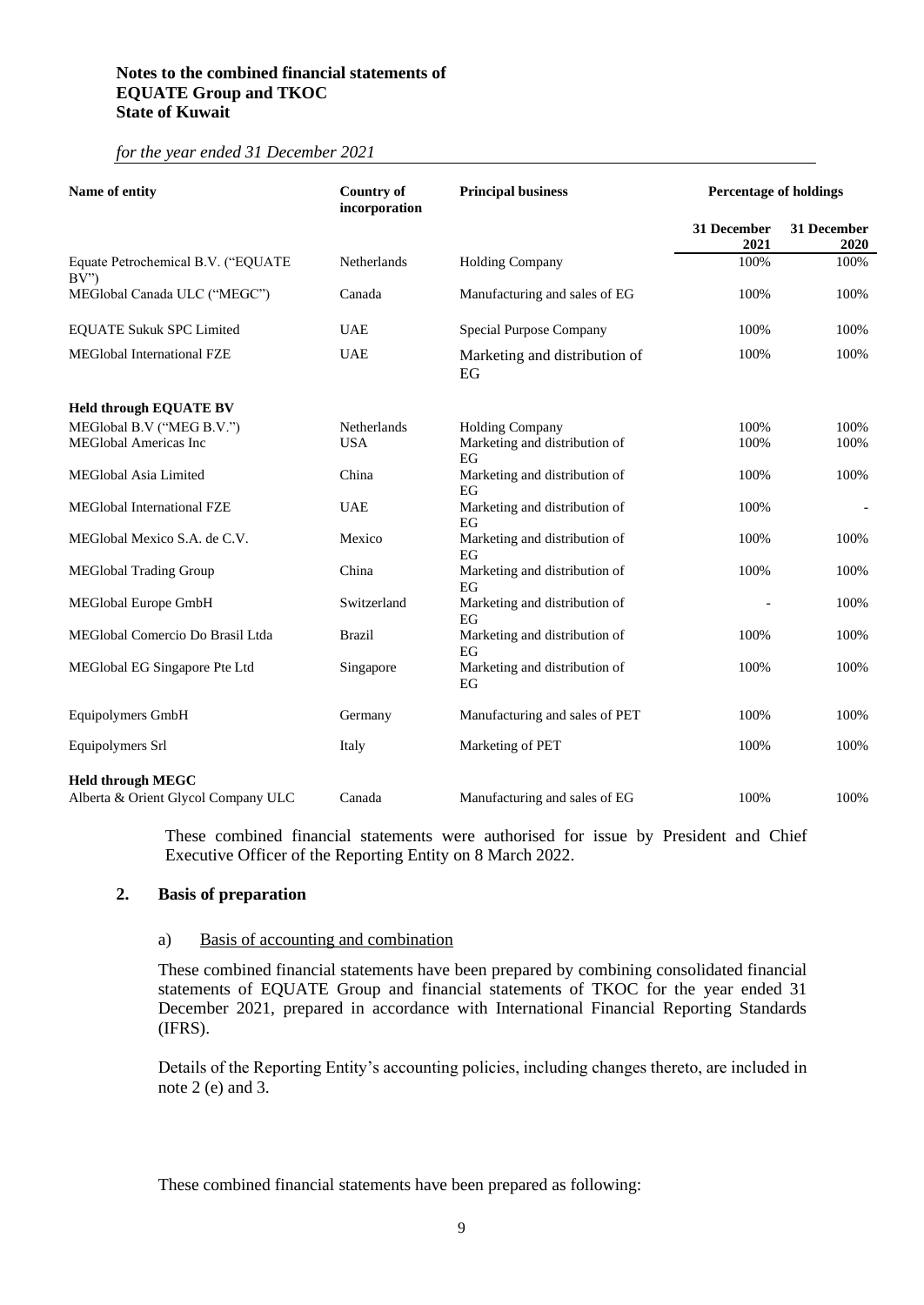| Name of entity | Country of incorporation | Principal business | Percentage of holdings | |
|---|---|---|---|---|
| | | | 31 December 2021 | 31 December 2020 |
| Equate Petrochemical B.V. ("EQUATE BV") | Netherlands | Holding Company | 100% | 100% |
| MEGlobal Canada ULC ("MEGC") | Canada | Manufacturing and sales of EG | 100% | 100% |
| EQUATE Sukuk SPC Limited | UAE | Special Purpose Company | 100% | 100% |
| MEGlobal International FZE | UAE | Marketing and distribution of EG | 100% | 100% |
| **Held through EQUATE BV** | | | | |
| MEGlobal B.V ("MEG B.V.") | Netherlands | Holding Company | 100% | 100% |
| MEGlobal Americas Inc | USA | Marketing and distribution of EG | 100% | 100% |
| MEGlobal Asia Limited | China | Marketing and distribution of EG | 100% | 100% |
| MEGlobal International FZE | UAE | Marketing and distribution of EG | 100% | - |
| MEGlobal Mexico S.A. de C.V. | Mexico | Marketing and distribution of EG | 100% | 100% |
| MEGlobal Trading Group | China | Marketing and distribution of EG | 100% | 100% |
| MEGlobal Europe GmbH | Switzerland | Marketing and distribution of EG | - | 100% |
| MEGlobal Comercio Do Brasil Ltda | Brazil | Marketing and distribution of EG | 100% | 100% |
| MEGlobal EG Singapore Pte Ltd | Singapore | Marketing and distribution of EG | 100% | 100% |
| Equipolymers GmbH | Germany | Manufacturing and sales of PET | 100% | 100% |
| Equipolymers Srl | Italy | Marketing of PET | 100% | 100% |
| **Held through MEGC** | | | | |
| Alberta & Orient Glycol Company ULC | Canada | Manufacturing and sales of EG | 100% | 100% |

These combined financial statements were authorised for issue by President and Chief Executive Officer of the Reporting Entity on 8 March 2022.

## 2. Basis of preparation

### a) Basis of accounting and combination

These combined financial statements have been prepared by combining consolidated financial statements of EQUATE Group and financial statements of TKOC for the year ended 31 December 2021, prepared in accordance with International Financial Reporting Standards (IFRS).

Details of the Reporting Entity's accounting policies, including changes thereto, are included in note 2 (e) and 3.

These combined financial statements have been prepared as following: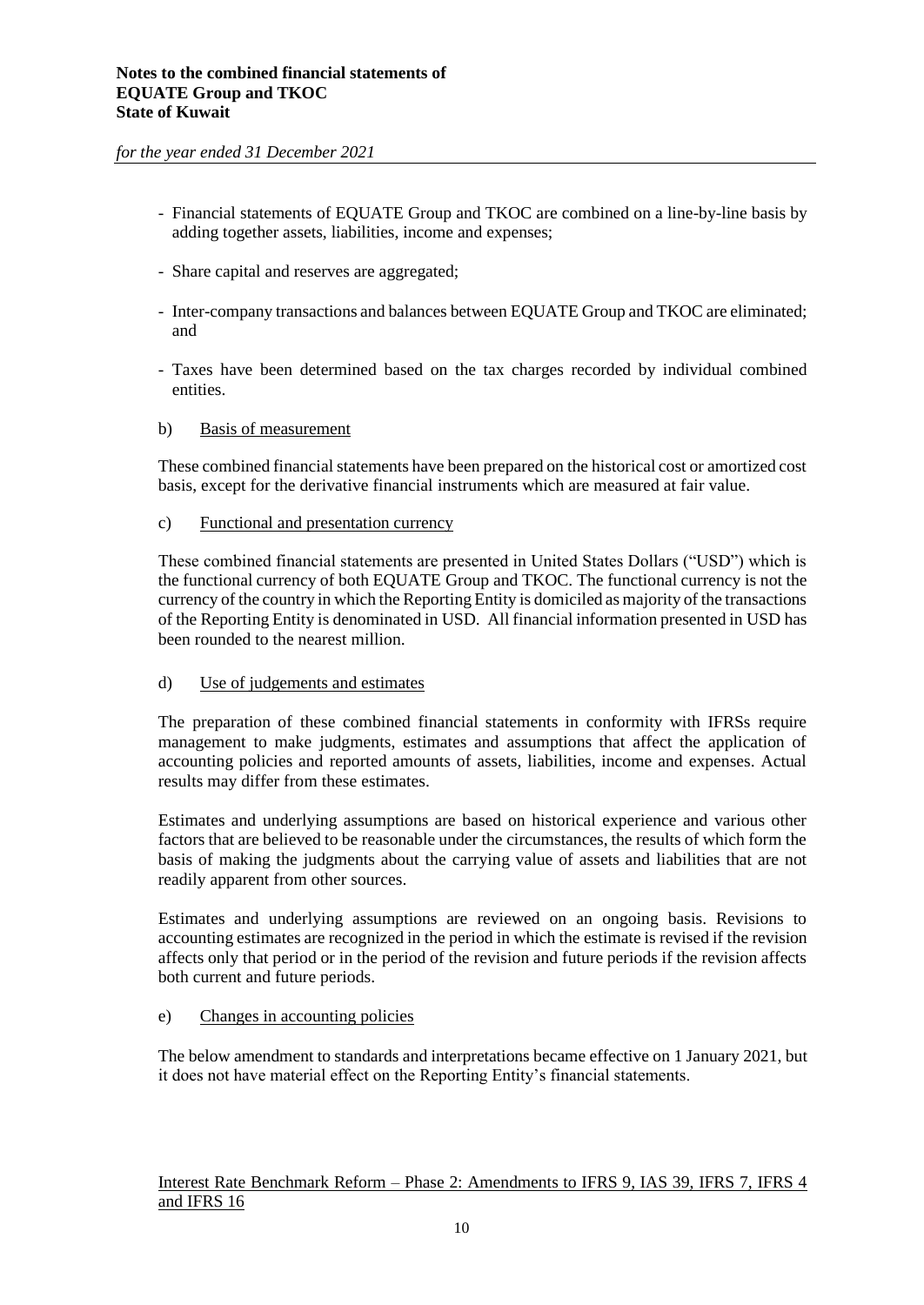- Financial statements of EQUATE Group and TKOC are combined on a line-by-line basis by adding together assets, liabilities, income and expenses;

- Share capital and reserves are aggregated;

- Inter-company transactions and balances between EQUATE Group and TKOC are eliminated; and

- Taxes have been determined based on the tax charges recorded by individual combined entities.

b) Basis of measurement

These combined financial statements have been prepared on the historical cost or amortized cost basis, except for the derivative financial instruments which are measured at fair value.

c) Functional and presentation currency

These combined financial statements are presented in United States Dollars ("USD") which is the functional currency of both EQUATE Group and TKOC. The functional currency is not the currency of the country in which the Reporting Entity is domiciled as majority of the transactions of the Reporting Entity is denominated in USD. All financial information presented in USD has been rounded to the nearest million.

d) Use of judgements and estimates

The preparation of these combined financial statements in conformity with IFRSs require management to make judgments, estimates and assumptions that affect the application of accounting policies and reported amounts of assets, liabilities, income and expenses. Actual results may differ from these estimates.

Estimates and underlying assumptions are based on historical experience and various other factors that are believed to be reasonable under the circumstances, the results of which form the basis of making the judgments about the carrying value of assets and liabilities that are not readily apparent from other sources.

Estimates and underlying assumptions are reviewed on an ongoing basis. Revisions to accounting estimates are recognized in the period in which the estimate is revised if the revision affects only that period or in the period of the revision and future periods if the revision affects both current and future periods.

e) Changes in accounting policies

The below amendment to standards and interpretations became effective on 1 January 2021, but it does not have material effect on the Reporting Entity's financial statements.

Interest Rate Benchmark Reform – Phase 2: Amendments to IFRS 9, IAS 39, IFRS 7, IFRS 4 and IFRS 16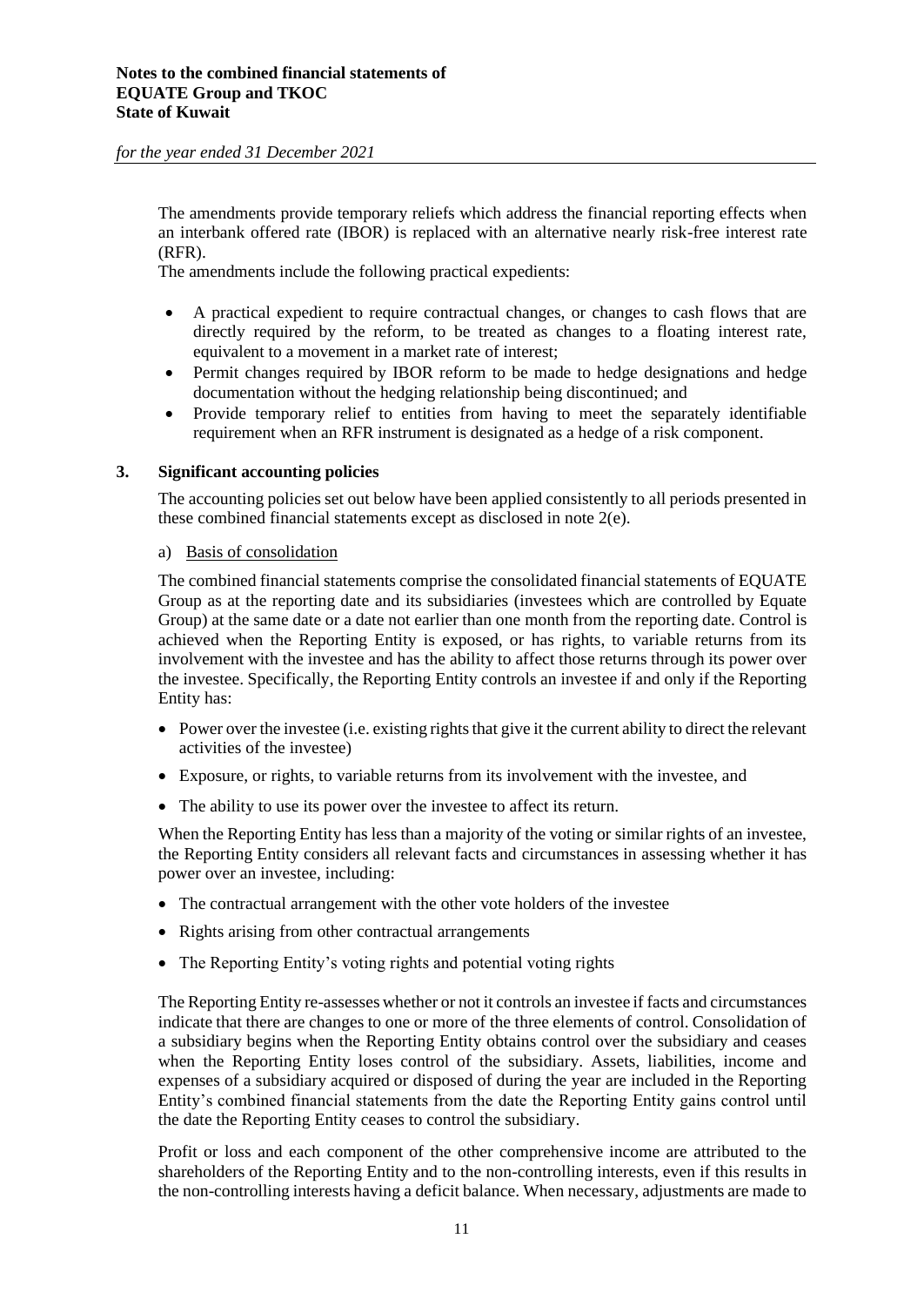The amendments provide temporary reliefs which address the financial reporting effects when an interbank offered rate (IBOR) is replaced with an alternative nearly risk-free interest rate (RFR).

The amendments include the following practical expedients:

- A practical expedient to require contractual changes, or changes to cash flows that are directly required by the reform, to be treated as changes to a floating interest rate, equivalent to a movement in a market rate of interest;
- Permit changes required by IBOR reform to be made to hedge designations and hedge documentation without the hedging relationship being discontinued; and
- Provide temporary relief to entities from having to meet the separately identifiable requirement when an RFR instrument is designated as a hedge of a risk component.

## 3. Significant accounting policies

The accounting policies set out below have been applied consistently to all periods presented in these combined financial statements except as disclosed in note 2(e).

a) Basis of consolidation

The combined financial statements comprise the consolidated financial statements of EQUATE Group as at the reporting date and its subsidiaries (investees which are controlled by Equate Group) at the same date or a date not earlier than one month from the reporting date. Control is achieved when the Reporting Entity is exposed, or has rights, to variable returns from its involvement with the investee and has the ability to affect those returns through its power over the investee. Specifically, the Reporting Entity controls an investee if and only if the Reporting Entity has:

- Power over the investee (i.e. existing rights that give it the current ability to direct the relevant activities of the investee)
- Exposure, or rights, to variable returns from its involvement with the investee, and
- The ability to use its power over the investee to affect its return.

When the Reporting Entity has less than a majority of the voting or similar rights of an investee, the Reporting Entity considers all relevant facts and circumstances in assessing whether it has power over an investee, including:

- The contractual arrangement with the other vote holders of the investee
- Rights arising from other contractual arrangements
- The Reporting Entity's voting rights and potential voting rights

The Reporting Entity re-assesses whether or not it controls an investee if facts and circumstances indicate that there are changes to one or more of the three elements of control. Consolidation of a subsidiary begins when the Reporting Entity obtains control over the subsidiary and ceases when the Reporting Entity loses control of the subsidiary. Assets, liabilities, income and expenses of a subsidiary acquired or disposed of during the year are included in the Reporting Entity's combined financial statements from the date the Reporting Entity gains control until the date the Reporting Entity ceases to control the subsidiary.

Profit or loss and each component of the other comprehensive income are attributed to the shareholders of the Reporting Entity and to the non-controlling interests, even if this results in the non-controlling interests having a deficit balance. When necessary, adjustments are made to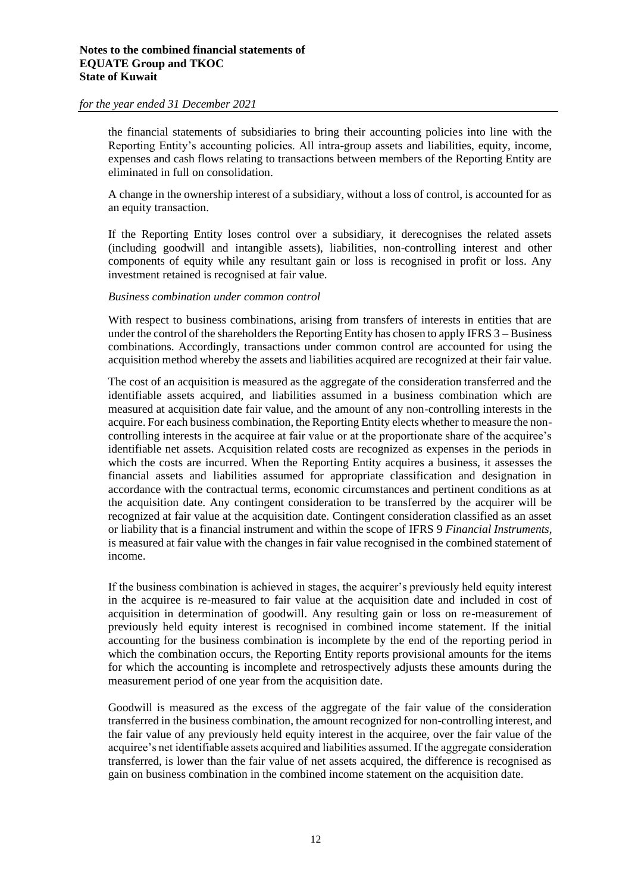the financial statements of subsidiaries to bring their accounting policies into line with the Reporting Entity's accounting policies. All intra-group assets and liabilities, equity, income, expenses and cash flows relating to transactions between members of the Reporting Entity are eliminated in full on consolidation.

A change in the ownership interest of a subsidiary, without a loss of control, is accounted for as an equity transaction.

If the Reporting Entity loses control over a subsidiary, it derecognises the related assets (including goodwill and intangible assets), liabilities, non-controlling interest and other components of equity while any resultant gain or loss is recognised in profit or loss. Any investment retained is recognised at fair value.

*Business combination under common control*

With respect to business combinations, arising from transfers of interests in entities that are under the control of the shareholders the Reporting Entity has chosen to apply IFRS 3 – Business combinations. Accordingly, transactions under common control are accounted for using the acquisition method whereby the assets and liabilities acquired are recognized at their fair value.

The cost of an acquisition is measured as the aggregate of the consideration transferred and the identifiable assets acquired, and liabilities assumed in a business combination which are measured at acquisition date fair value, and the amount of any non-controlling interests in the acquire. For each business combination, the Reporting Entity elects whether to measure the non-controlling interests in the acquiree at fair value or at the proportionate share of the acquiree's identifiable net assets. Acquisition related costs are recognized as expenses in the periods in which the costs are incurred. When the Reporting Entity acquires a business, it assesses the financial assets and liabilities assumed for appropriate classification and designation in accordance with the contractual terms, economic circumstances and pertinent conditions as at the acquisition date. Any contingent consideration to be transferred by the acquirer will be recognized at fair value at the acquisition date. Contingent consideration classified as an asset or liability that is a financial instrument and within the scope of IFRS 9 *Financial Instruments*, is measured at fair value with the changes in fair value recognised in the combined statement of income.

If the business combination is achieved in stages, the acquirer's previously held equity interest in the acquiree is re-measured to fair value at the acquisition date and included in cost of acquisition in determination of goodwill. Any resulting gain or loss on re-measurement of previously held equity interest is recognised in combined income statement. If the initial accounting for the business combination is incomplete by the end of the reporting period in which the combination occurs, the Reporting Entity reports provisional amounts for the items for which the accounting is incomplete and retrospectively adjusts these amounts during the measurement period of one year from the acquisition date.

Goodwill is measured as the excess of the aggregate of the fair value of the consideration transferred in the business combination, the amount recognized for non-controlling interest, and the fair value of any previously held equity interest in the acquiree, over the fair value of the acquiree's net identifiable assets acquired and liabilities assumed. If the aggregate consideration transferred, is lower than the fair value of net assets acquired, the difference is recognised as gain on business combination in the combined income statement on the acquisition date.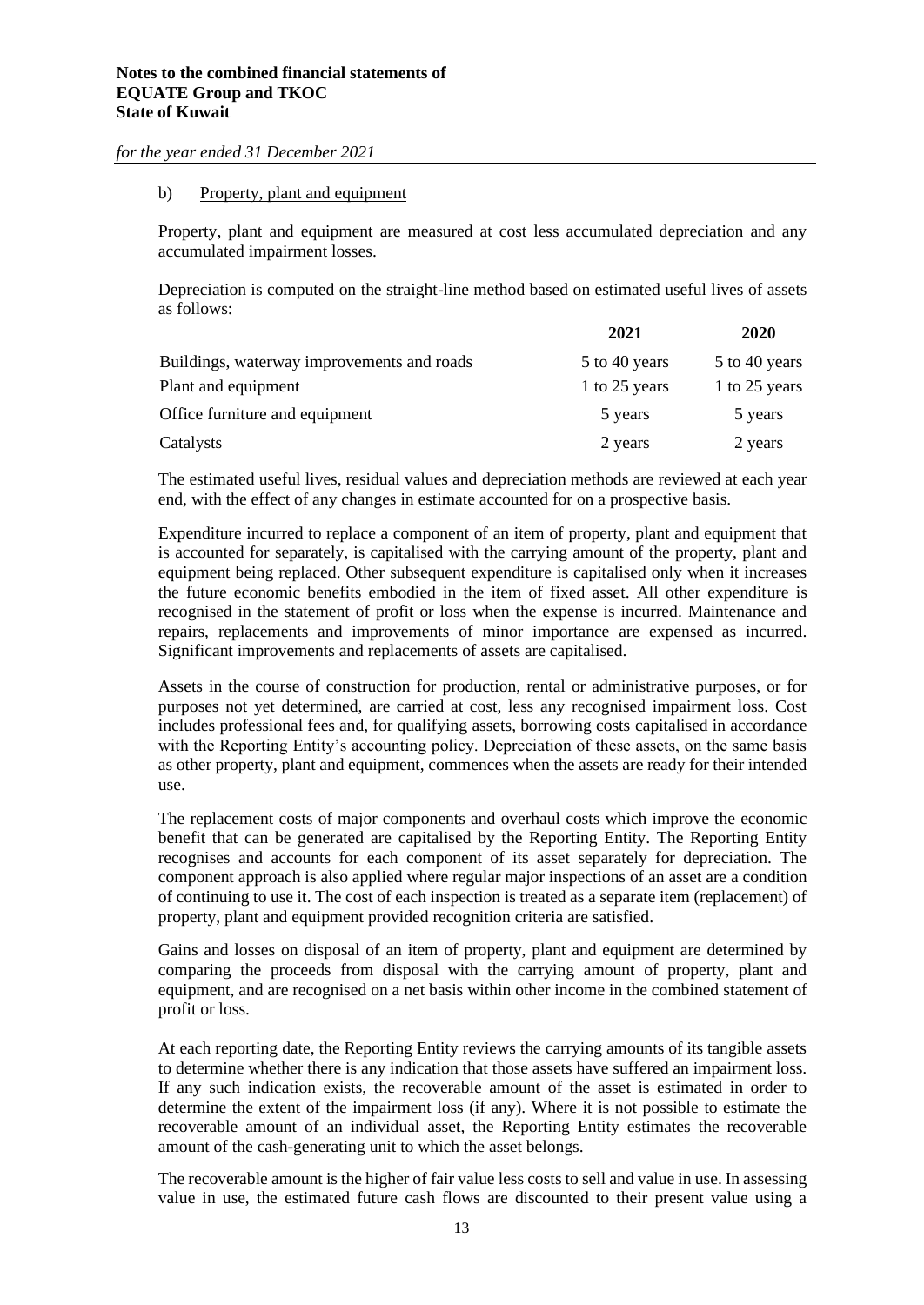b) Property, plant and equipment

Property, plant and equipment are measured at cost less accumulated depreciation and any accumulated impairment losses.

Depreciation is computed on the straight-line method based on estimated useful lives of assets as follows:

| | 2021 | 2020 |
|---|---|---|
| Buildings, waterway improvements and roads | 5 to 40 years | 5 to 40 years |
| Plant and equipment | 1 to 25 years | 1 to 25 years |
| Office furniture and equipment | 5 years | 5 years |
| Catalysts | 2 years | 2 years |

The estimated useful lives, residual values and depreciation methods are reviewed at each year end, with the effect of any changes in estimate accounted for on a prospective basis.

Expenditure incurred to replace a component of an item of property, plant and equipment that is accounted for separately, is capitalised with the carrying amount of the property, plant and equipment being replaced. Other subsequent expenditure is capitalised only when it increases the future economic benefits embodied in the item of fixed asset. All other expenditure is recognised in the statement of profit or loss when the expense is incurred. Maintenance and repairs, replacements and improvements of minor importance are expensed as incurred. Significant improvements and replacements of assets are capitalised.

Assets in the course of construction for production, rental or administrative purposes, or for purposes not yet determined, are carried at cost, less any recognised impairment loss. Cost includes professional fees and, for qualifying assets, borrowing costs capitalised in accordance with the Reporting Entity's accounting policy. Depreciation of these assets, on the same basis as other property, plant and equipment, commences when the assets are ready for their intended use.

The replacement costs of major components and overhaul costs which improve the economic benefit that can be generated are capitalised by the Reporting Entity. The Reporting Entity recognises and accounts for each component of its asset separately for depreciation. The component approach is also applied where regular major inspections of an asset are a condition of continuing to use it. The cost of each inspection is treated as a separate item (replacement) of property, plant and equipment provided recognition criteria are satisfied.

Gains and losses on disposal of an item of property, plant and equipment are determined by comparing the proceeds from disposal with the carrying amount of property, plant and equipment, and are recognised on a net basis within other income in the combined statement of profit or loss.

At each reporting date, the Reporting Entity reviews the carrying amounts of its tangible assets to determine whether there is any indication that those assets have suffered an impairment loss. If any such indication exists, the recoverable amount of the asset is estimated in order to determine the extent of the impairment loss (if any). Where it is not possible to estimate the recoverable amount of an individual asset, the Reporting Entity estimates the recoverable amount of the cash-generating unit to which the asset belongs.

The recoverable amount is the higher of fair value less costs to sell and value in use. In assessing value in use, the estimated future cash flows are discounted to their present value using a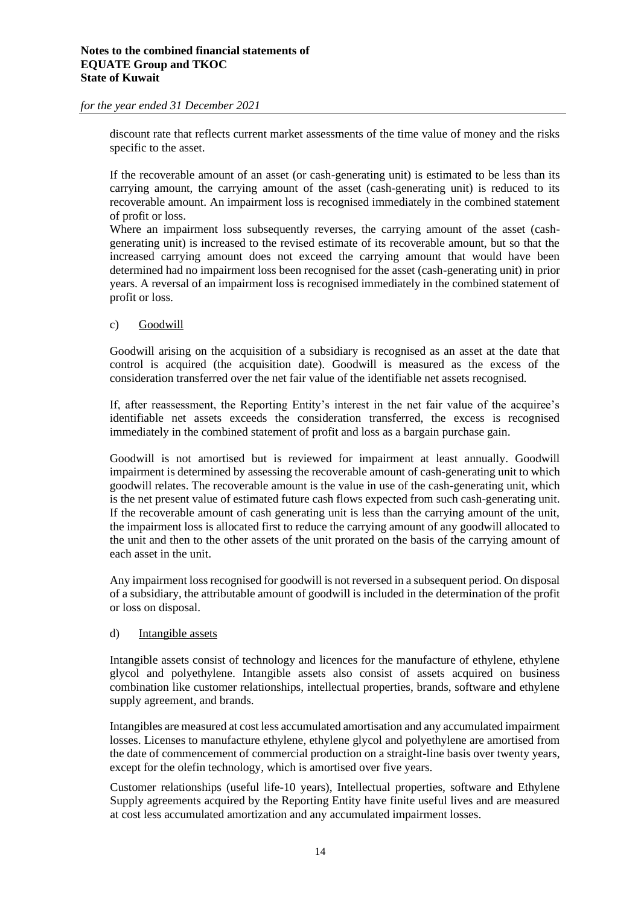discount rate that reflects current market assessments of the time value of money and the risks specific to the asset.

If the recoverable amount of an asset (or cash-generating unit) is estimated to be less than its carrying amount, the carrying amount of the asset (cash-generating unit) is reduced to its recoverable amount. An impairment loss is recognised immediately in the combined statement of profit or loss.

Where an impairment loss subsequently reverses, the carrying amount of the asset (cash-generating unit) is increased to the revised estimate of its recoverable amount, but so that the increased carrying amount does not exceed the carrying amount that would have been determined had no impairment loss been recognised for the asset (cash-generating unit) in prior years. A reversal of an impairment loss is recognised immediately in the combined statement of profit or loss.

c) Goodwill

Goodwill arising on the acquisition of a subsidiary is recognised as an asset at the date that control is acquired (the acquisition date). Goodwill is measured as the excess of the consideration transferred over the net fair value of the identifiable net assets recognised.

If, after reassessment, the Reporting Entity's interest in the net fair value of the acquiree's identifiable net assets exceeds the consideration transferred, the excess is recognised immediately in the combined statement of profit and loss as a bargain purchase gain.

Goodwill is not amortised but is reviewed for impairment at least annually. Goodwill impairment is determined by assessing the recoverable amount of cash-generating unit to which goodwill relates. The recoverable amount is the value in use of the cash-generating unit, which is the net present value of estimated future cash flows expected from such cash-generating unit. If the recoverable amount of cash generating unit is less than the carrying amount of the unit, the impairment loss is allocated first to reduce the carrying amount of any goodwill allocated to the unit and then to the other assets of the unit prorated on the basis of the carrying amount of each asset in the unit.

Any impairment loss recognised for goodwill is not reversed in a subsequent period. On disposal of a subsidiary, the attributable amount of goodwill is included in the determination of the profit or loss on disposal.

d) Intangible assets

Intangible assets consist of technology and licences for the manufacture of ethylene, ethylene glycol and polyethylene. Intangible assets also consist of assets acquired on business combination like customer relationships, intellectual properties, brands, software and ethylene supply agreement, and brands.

Intangibles are measured at cost less accumulated amortisation and any accumulated impairment losses. Licenses to manufacture ethylene, ethylene glycol and polyethylene are amortised from the date of commencement of commercial production on a straight-line basis over twenty years, except for the olefin technology, which is amortised over five years.

Customer relationships (useful life-10 years), Intellectual properties, software and Ethylene Supply agreements acquired by the Reporting Entity have finite useful lives and are measured at cost less accumulated amortization and any accumulated impairment losses.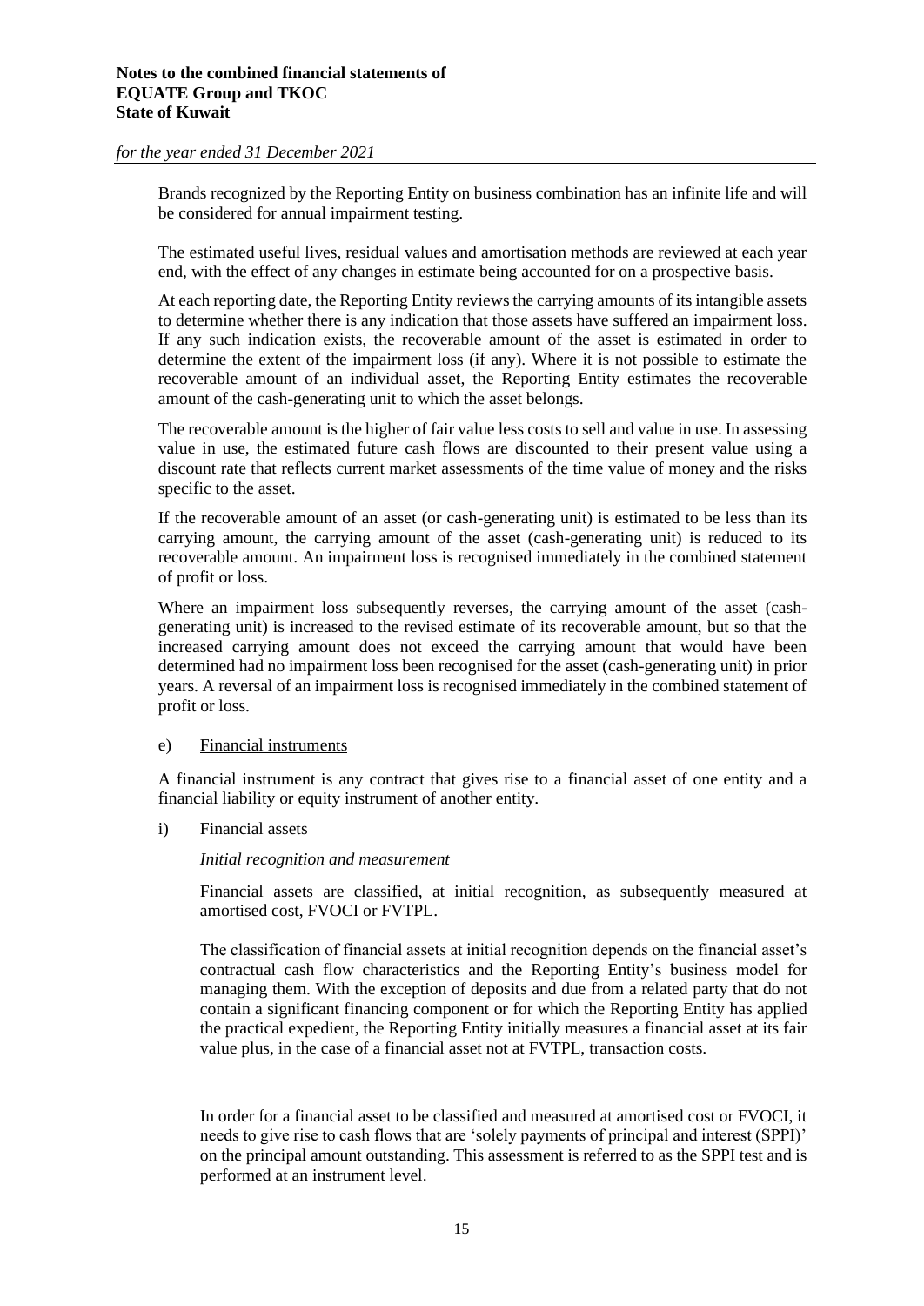Brands recognized by the Reporting Entity on business combination has an infinite life and will be considered for annual impairment testing.

The estimated useful lives, residual values and amortisation methods are reviewed at each year end, with the effect of any changes in estimate being accounted for on a prospective basis.

At each reporting date, the Reporting Entity reviews the carrying amounts of its intangible assets to determine whether there is any indication that those assets have suffered an impairment loss. If any such indication exists, the recoverable amount of the asset is estimated in order to determine the extent of the impairment loss (if any). Where it is not possible to estimate the recoverable amount of an individual asset, the Reporting Entity estimates the recoverable amount of the cash-generating unit to which the asset belongs.

The recoverable amount is the higher of fair value less costs to sell and value in use. In assessing value in use, the estimated future cash flows are discounted to their present value using a discount rate that reflects current market assessments of the time value of money and the risks specific to the asset.

If the recoverable amount of an asset (or cash-generating unit) is estimated to be less than its carrying amount, the carrying amount of the asset (cash-generating unit) is reduced to its recoverable amount. An impairment loss is recognised immediately in the combined statement of profit or loss.

Where an impairment loss subsequently reverses, the carrying amount of the asset (cash-generating unit) is increased to the revised estimate of its recoverable amount, but so that the increased carrying amount does not exceed the carrying amount that would have been determined had no impairment loss been recognised for the asset (cash-generating unit) in prior years. A reversal of an impairment loss is recognised immediately in the combined statement of profit or loss.

e) Financial instruments

A financial instrument is any contract that gives rise to a financial asset of one entity and a financial liability or equity instrument of another entity.

i) Financial assets

*Initial recognition and measurement*

Financial assets are classified, at initial recognition, as subsequently measured at amortised cost, FVOCI or FVTPL.

The classification of financial assets at initial recognition depends on the financial asset's contractual cash flow characteristics and the Reporting Entity's business model for managing them. With the exception of deposits and due from a related party that do not contain a significant financing component or for which the Reporting Entity has applied the practical expedient, the Reporting Entity initially measures a financial asset at its fair value plus, in the case of a financial asset not at FVTPL, transaction costs.

In order for a financial asset to be classified and measured at amortised cost or FVOCI, it needs to give rise to cash flows that are 'solely payments of principal and interest (SPPI)' on the principal amount outstanding. This assessment is referred to as the SPPI test and is performed at an instrument level.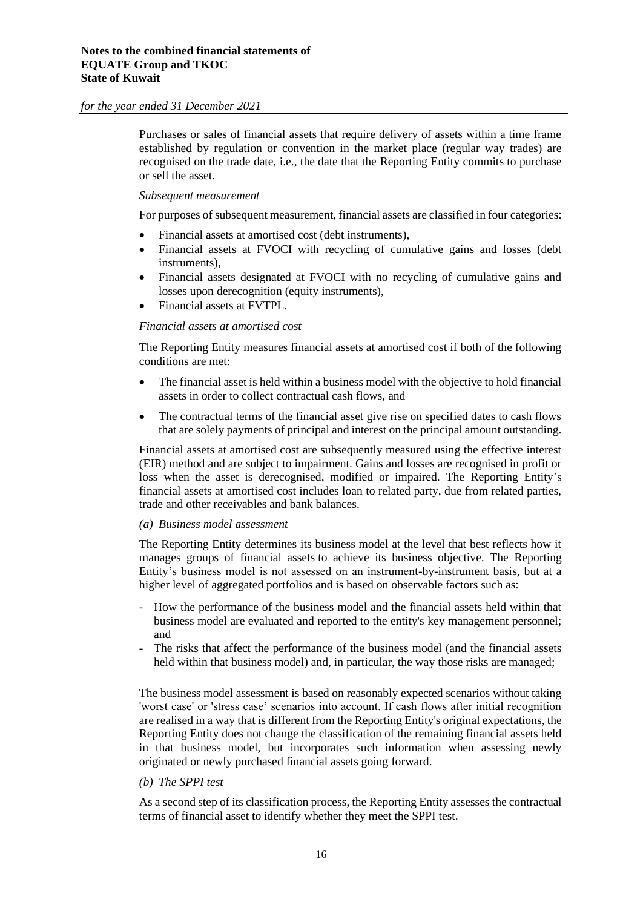Purchases or sales of financial assets that require delivery of assets within a time frame established by regulation or convention in the market place (regular way trades) are recognised on the trade date, i.e., the date that the Reporting Entity commits to purchase or sell the asset.

*Subsequent measurement*

For purposes of subsequent measurement, financial assets are classified in four categories:

- Financial assets at amortised cost (debt instruments),
- Financial assets at FVOCI with recycling of cumulative gains and losses (debt instruments),
- Financial assets designated at FVOCI with no recycling of cumulative gains and losses upon derecognition (equity instruments),
- Financial assets at FVTPL.

*Financial assets at amortised cost*

The Reporting Entity measures financial assets at amortised cost if both of the following conditions are met:

- The financial asset is held within a business model with the objective to hold financial assets in order to collect contractual cash flows, and
- The contractual terms of the financial asset give rise on specified dates to cash flows that are solely payments of principal and interest on the principal amount outstanding.

Financial assets at amortised cost are subsequently measured using the effective interest (EIR) method and are subject to impairment. Gains and losses are recognised in profit or loss when the asset is derecognised, modified or impaired. The Reporting Entity's financial assets at amortised cost includes loan to related party, due from related parties, trade and other receivables and bank balances.

*(a) Business model assessment*

The Reporting Entity determines its business model at the level that best reflects how it manages groups of financial assets to achieve its business objective. The Reporting Entity's business model is not assessed on an instrument-by-instrument basis, but at a higher level of aggregated portfolios and is based on observable factors such as:

- How the performance of the business model and the financial assets held within that business model are evaluated and reported to the entity's key management personnel; and
- The risks that affect the performance of the business model (and the financial assets held within that business model) and, in particular, the way those risks are managed;

The business model assessment is based on reasonably expected scenarios without taking 'worst case' or 'stress case' scenarios into account. If cash flows after initial recognition are realised in a way that is different from the Reporting Entity's original expectations, the Reporting Entity does not change the classification of the remaining financial assets held in that business model, but incorporates such information when assessing newly originated or newly purchased financial assets going forward.

*(b) The SPPI test*

As a second step of its classification process, the Reporting Entity assesses the contractual terms of financial asset to identify whether they meet the SPPI test.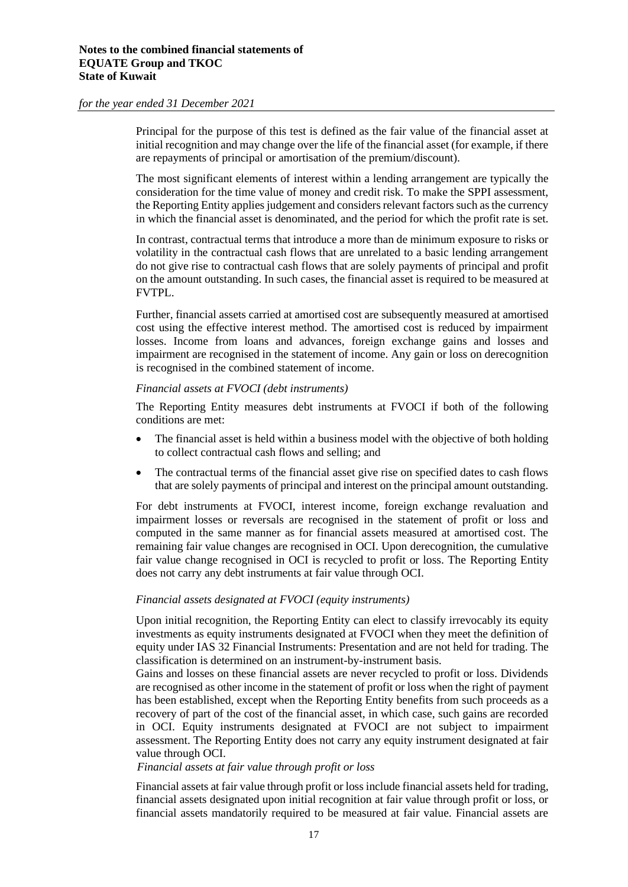Principal for the purpose of this test is defined as the fair value of the financial asset at initial recognition and may change over the life of the financial asset (for example, if there are repayments of principal or amortisation of the premium/discount).

The most significant elements of interest within a lending arrangement are typically the consideration for the time value of money and credit risk. To make the SPPI assessment, the Reporting Entity applies judgement and considers relevant factors such as the currency in which the financial asset is denominated, and the period for which the profit rate is set.

In contrast, contractual terms that introduce a more than de minimum exposure to risks or volatility in the contractual cash flows that are unrelated to a basic lending arrangement do not give rise to contractual cash flows that are solely payments of principal and profit on the amount outstanding. In such cases, the financial asset is required to be measured at FVTPL.

Further, financial assets carried at amortised cost are subsequently measured at amortised cost using the effective interest method. The amortised cost is reduced by impairment losses. Income from loans and advances, foreign exchange gains and losses and impairment are recognised in the statement of income. Any gain or loss on derecognition is recognised in the combined statement of income.

*Financial assets at FVOCI (debt instruments)*

The Reporting Entity measures debt instruments at FVOCI if both of the following conditions are met:

- The financial asset is held within a business model with the objective of both holding to collect contractual cash flows and selling; and
- The contractual terms of the financial asset give rise on specified dates to cash flows that are solely payments of principal and interest on the principal amount outstanding.

For debt instruments at FVOCI, interest income, foreign exchange revaluation and impairment losses or reversals are recognised in the statement of profit or loss and computed in the same manner as for financial assets measured at amortised cost. The remaining fair value changes are recognised in OCI. Upon derecognition, the cumulative fair value change recognised in OCI is recycled to profit or loss. The Reporting Entity does not carry any debt instruments at fair value through OCI.

*Financial assets designated at FVOCI (equity instruments)*

Upon initial recognition, the Reporting Entity can elect to classify irrevocably its equity investments as equity instruments designated at FVOCI when they meet the definition of equity under IAS 32 Financial Instruments: Presentation and are not held for trading. The classification is determined on an instrument-by-instrument basis.
Gains and losses on these financial assets are never recycled to profit or loss. Dividends are recognised as other income in the statement of profit or loss when the right of payment has been established, except when the Reporting Entity benefits from such proceeds as a recovery of part of the cost of the financial asset, in which case, such gains are recorded in OCI. Equity instruments designated at FVOCI are not subject to impairment assessment. The Reporting Entity does not carry any equity instrument designated at fair value through OCI.

*Financial assets at fair value through profit or loss*

Financial assets at fair value through profit or loss include financial assets held for trading, financial assets designated upon initial recognition at fair value through profit or loss, or financial assets mandatorily required to be measured at fair value. Financial assets are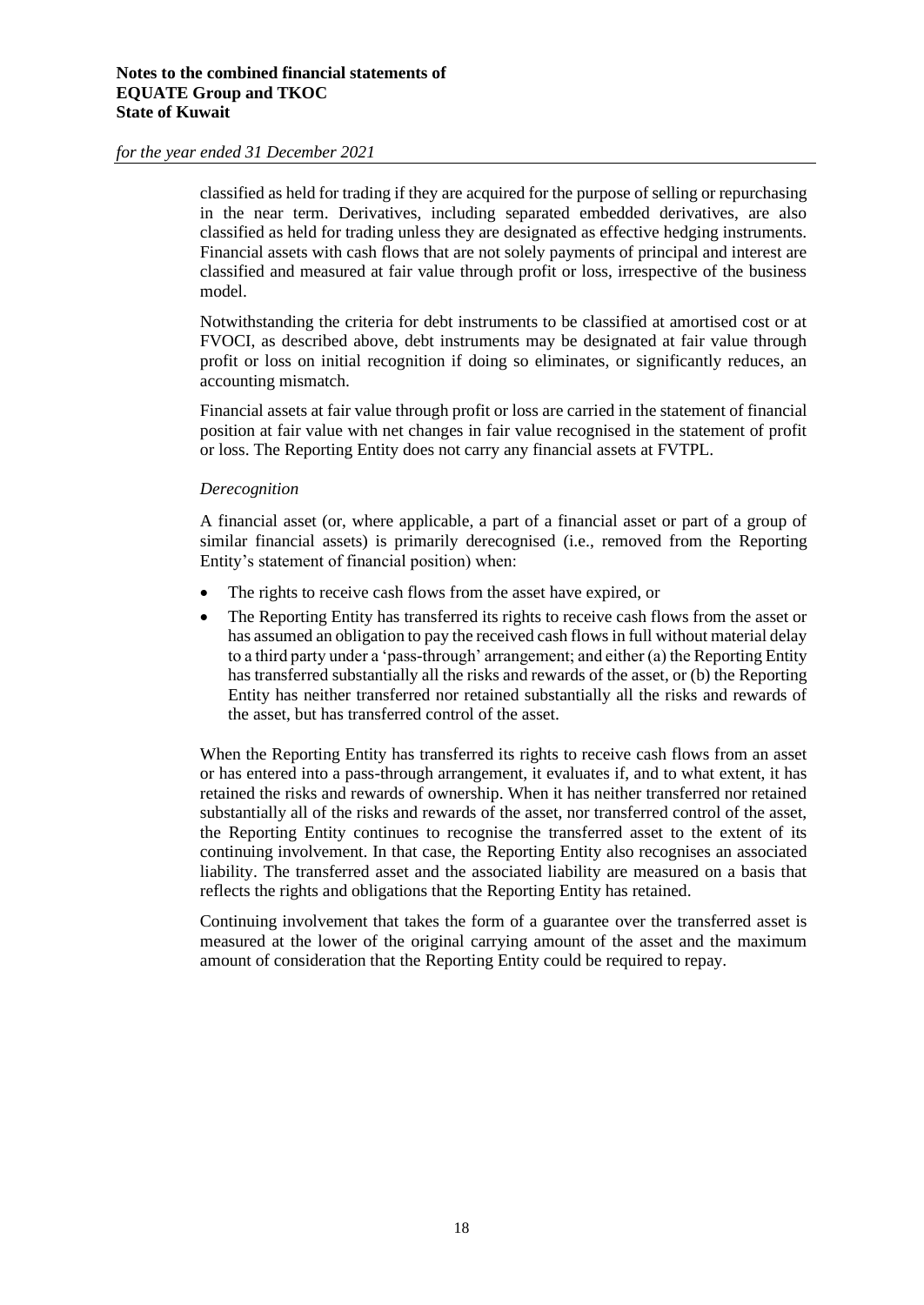classified as held for trading if they are acquired for the purpose of selling or repurchasing in the near term. Derivatives, including separated embedded derivatives, are also classified as held for trading unless they are designated as effective hedging instruments. Financial assets with cash flows that are not solely payments of principal and interest are classified and measured at fair value through profit or loss, irrespective of the business model.

Notwithstanding the criteria for debt instruments to be classified at amortised cost or at FVOCI, as described above, debt instruments may be designated at fair value through profit or loss on initial recognition if doing so eliminates, or significantly reduces, an accounting mismatch.

Financial assets at fair value through profit or loss are carried in the statement of financial position at fair value with net changes in fair value recognised in the statement of profit or loss. The Reporting Entity does not carry any financial assets at FVTPL.

*Derecognition*

A financial asset (or, where applicable, a part of a financial asset or part of a group of similar financial assets) is primarily derecognised (i.e., removed from the Reporting Entity's statement of financial position) when:

- The rights to receive cash flows from the asset have expired, or
- The Reporting Entity has transferred its rights to receive cash flows from the asset or has assumed an obligation to pay the received cash flows in full without material delay to a third party under a 'pass-through' arrangement; and either (a) the Reporting Entity has transferred substantially all the risks and rewards of the asset, or (b) the Reporting Entity has neither transferred nor retained substantially all the risks and rewards of the asset, but has transferred control of the asset.

When the Reporting Entity has transferred its rights to receive cash flows from an asset or has entered into a pass-through arrangement, it evaluates if, and to what extent, it has retained the risks and rewards of ownership. When it has neither transferred nor retained substantially all of the risks and rewards of the asset, nor transferred control of the asset, the Reporting Entity continues to recognise the transferred asset to the extent of its continuing involvement. In that case, the Reporting Entity also recognises an associated liability. The transferred asset and the associated liability are measured on a basis that reflects the rights and obligations that the Reporting Entity has retained.

Continuing involvement that takes the form of a guarantee over the transferred asset is measured at the lower of the original carrying amount of the asset and the maximum amount of consideration that the Reporting Entity could be required to repay.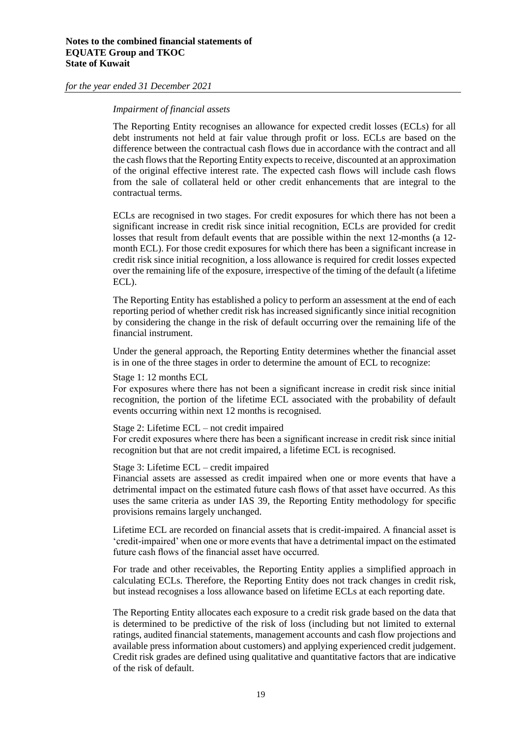*Impairment of financial assets*

The Reporting Entity recognises an allowance for expected credit losses (ECLs) for all debt instruments not held at fair value through profit or loss. ECLs are based on the difference between the contractual cash flows due in accordance with the contract and all the cash flows that the Reporting Entity expects to receive, discounted at an approximation of the original effective interest rate. The expected cash flows will include cash flows from the sale of collateral held or other credit enhancements that are integral to the contractual terms.

ECLs are recognised in two stages. For credit exposures for which there has not been a significant increase in credit risk since initial recognition, ECLs are provided for credit losses that result from default events that are possible within the next 12-months (a 12-month ECL). For those credit exposures for which there has been a significant increase in credit risk since initial recognition, a loss allowance is required for credit losses expected over the remaining life of the exposure, irrespective of the timing of the default (a lifetime ECL).

The Reporting Entity has established a policy to perform an assessment at the end of each reporting period of whether credit risk has increased significantly since initial recognition by considering the change in the risk of default occurring over the remaining life of the financial instrument.

Under the general approach, the Reporting Entity determines whether the financial asset is in one of the three stages in order to determine the amount of ECL to recognize:

Stage 1: 12 months ECL
For exposures where there has not been a significant increase in credit risk since initial recognition, the portion of the lifetime ECL associated with the probability of default events occurring within next 12 months is recognised.

Stage 2: Lifetime ECL – not credit impaired
For credit exposures where there has been a significant increase in credit risk since initial recognition but that are not credit impaired, a lifetime ECL is recognised.

Stage 3: Lifetime ECL – credit impaired
Financial assets are assessed as credit impaired when one or more events that have a detrimental impact on the estimated future cash flows of that asset have occurred. As this uses the same criteria as under IAS 39, the Reporting Entity methodology for specific provisions remains largely unchanged.

Lifetime ECL are recorded on financial assets that is credit-impaired. A financial asset is 'credit-impaired' when one or more events that have a detrimental impact on the estimated future cash flows of the financial asset have occurred.

For trade and other receivables, the Reporting Entity applies a simplified approach in calculating ECLs. Therefore, the Reporting Entity does not track changes in credit risk, but instead recognises a loss allowance based on lifetime ECLs at each reporting date.

The Reporting Entity allocates each exposure to a credit risk grade based on the data that is determined to be predictive of the risk of loss (including but not limited to external ratings, audited financial statements, management accounts and cash flow projections and available press information about customers) and applying experienced credit judgement. Credit risk grades are defined using qualitative and quantitative factors that are indicative of the risk of default.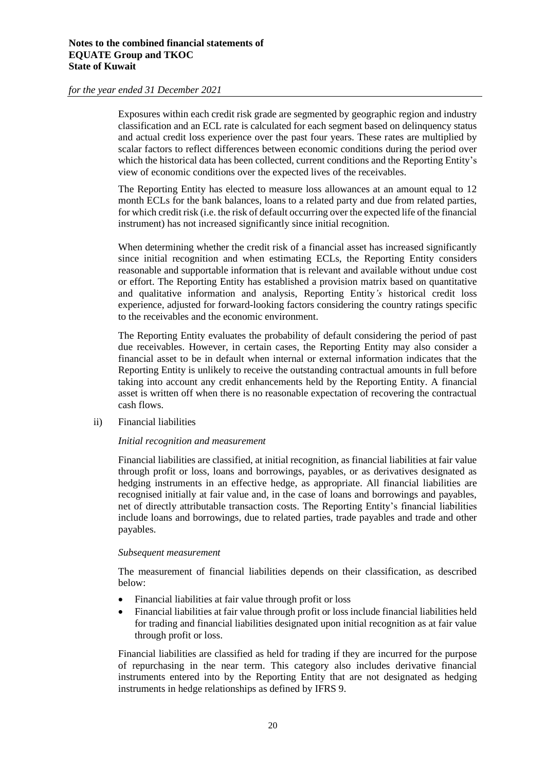Exposures within each credit risk grade are segmented by geographic region and industry classification and an ECL rate is calculated for each segment based on delinquency status and actual credit loss experience over the past four years. These rates are multiplied by scalar factors to reflect differences between economic conditions during the period over which the historical data has been collected, current conditions and the Reporting Entity's view of economic conditions over the expected lives of the receivables.

The Reporting Entity has elected to measure loss allowances at an amount equal to 12 month ECLs for the bank balances, loans to a related party and due from related parties, for which credit risk (i.e. the risk of default occurring over the expected life of the financial instrument) has not increased significantly since initial recognition.

When determining whether the credit risk of a financial asset has increased significantly since initial recognition and when estimating ECLs, the Reporting Entity considers reasonable and supportable information that is relevant and available without undue cost or effort. The Reporting Entity has established a provision matrix based on quantitative and qualitative information and analysis, Reporting Entity*'s* historical credit loss experience, adjusted for forward-looking factors considering the country ratings specific to the receivables and the economic environment.

The Reporting Entity evaluates the probability of default considering the period of past due receivables. However, in certain cases, the Reporting Entity may also consider a financial asset to be in default when internal or external information indicates that the Reporting Entity is unlikely to receive the outstanding contractual amounts in full before taking into account any credit enhancements held by the Reporting Entity. A financial asset is written off when there is no reasonable expectation of recovering the contractual cash flows.

ii) Financial liabilities

*Initial recognition and measurement*

Financial liabilities are classified, at initial recognition, as financial liabilities at fair value through profit or loss, loans and borrowings, payables, or as derivatives designated as hedging instruments in an effective hedge, as appropriate. All financial liabilities are recognised initially at fair value and, in the case of loans and borrowings and payables, net of directly attributable transaction costs. The Reporting Entity's financial liabilities include loans and borrowings, due to related parties, trade payables and trade and other payables.

*Subsequent measurement*

The measurement of financial liabilities depends on their classification, as described below:

- Financial liabilities at fair value through profit or loss
- Financial liabilities at fair value through profit or loss include financial liabilities held for trading and financial liabilities designated upon initial recognition as at fair value through profit or loss.

Financial liabilities are classified as held for trading if they are incurred for the purpose of repurchasing in the near term. This category also includes derivative financial instruments entered into by the Reporting Entity that are not designated as hedging instruments in hedge relationships as defined by IFRS 9.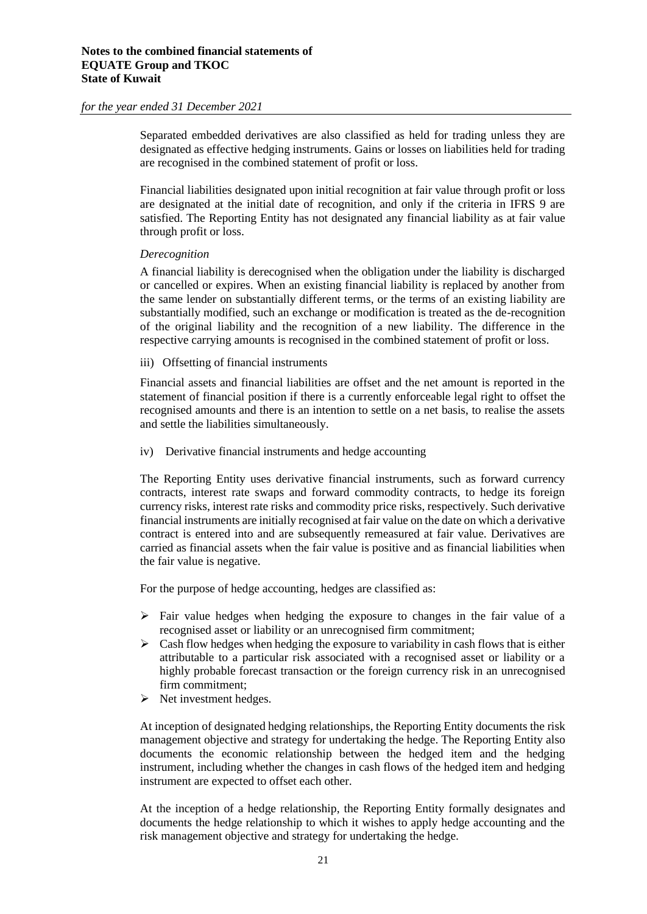Separated embedded derivatives are also classified as held for trading unless they are designated as effective hedging instruments. Gains or losses on liabilities held for trading are recognised in the combined statement of profit or loss.

Financial liabilities designated upon initial recognition at fair value through profit or loss are designated at the initial date of recognition, and only if the criteria in IFRS 9 are satisfied. The Reporting Entity has not designated any financial liability as at fair value through profit or loss.

*Derecognition*

A financial liability is derecognised when the obligation under the liability is discharged or cancelled or expires. When an existing financial liability is replaced by another from the same lender on substantially different terms, or the terms of an existing liability are substantially modified, such an exchange or modification is treated as the de-recognition of the original liability and the recognition of a new liability. The difference in the respective carrying amounts is recognised in the combined statement of profit or loss.

iii) Offsetting of financial instruments

Financial assets and financial liabilities are offset and the net amount is reported in the statement of financial position if there is a currently enforceable legal right to offset the recognised amounts and there is an intention to settle on a net basis, to realise the assets and settle the liabilities simultaneously.

iv) Derivative financial instruments and hedge accounting

The Reporting Entity uses derivative financial instruments, such as forward currency contracts, interest rate swaps and forward commodity contracts, to hedge its foreign currency risks, interest rate risks and commodity price risks, respectively. Such derivative financial instruments are initially recognised at fair value on the date on which a derivative contract is entered into and are subsequently remeasured at fair value. Derivatives are carried as financial assets when the fair value is positive and as financial liabilities when the fair value is negative.

For the purpose of hedge accounting, hedges are classified as:

- Fair value hedges when hedging the exposure to changes in the fair value of a recognised asset or liability or an unrecognised firm commitment;
- Cash flow hedges when hedging the exposure to variability in cash flows that is either attributable to a particular risk associated with a recognised asset or liability or a highly probable forecast transaction or the foreign currency risk in an unrecognised firm commitment;
- Net investment hedges.

At inception of designated hedging relationships, the Reporting Entity documents the risk management objective and strategy for undertaking the hedge. The Reporting Entity also documents the economic relationship between the hedged item and the hedging instrument, including whether the changes in cash flows of the hedged item and hedging instrument are expected to offset each other.

At the inception of a hedge relationship, the Reporting Entity formally designates and documents the hedge relationship to which it wishes to apply hedge accounting and the risk management objective and strategy for undertaking the hedge.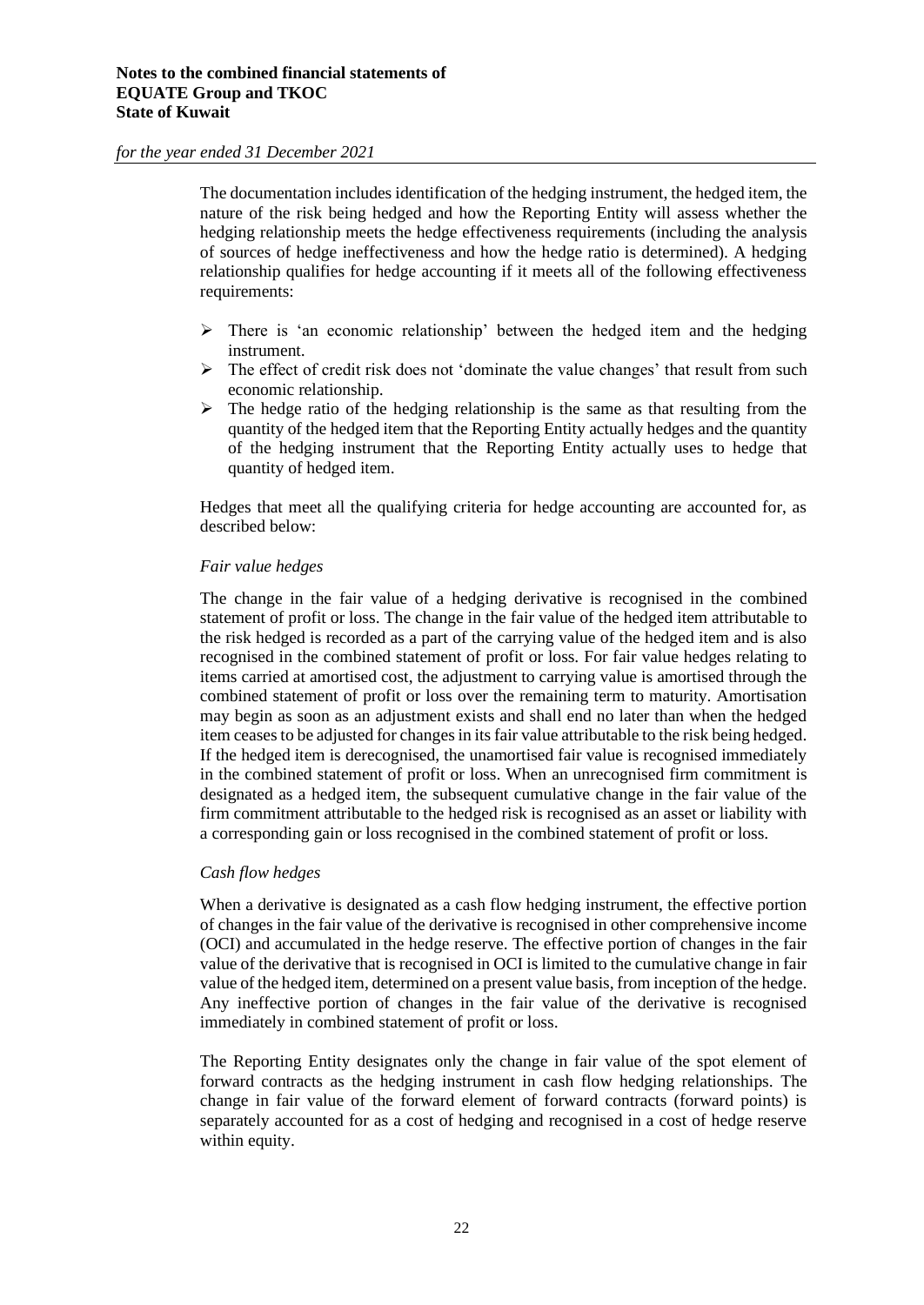The documentation includes identification of the hedging instrument, the hedged item, the nature of the risk being hedged and how the Reporting Entity will assess whether the hedging relationship meets the hedge effectiveness requirements (including the analysis of sources of hedge ineffectiveness and how the hedge ratio is determined). A hedging relationship qualifies for hedge accounting if it meets all of the following effectiveness requirements:

- There is 'an economic relationship' between the hedged item and the hedging instrument.
- The effect of credit risk does not 'dominate the value changes' that result from such economic relationship.
- The hedge ratio of the hedging relationship is the same as that resulting from the quantity of the hedged item that the Reporting Entity actually hedges and the quantity of the hedging instrument that the Reporting Entity actually uses to hedge that quantity of hedged item.

Hedges that meet all the qualifying criteria for hedge accounting are accounted for, as described below:

*Fair value hedges*

The change in the fair value of a hedging derivative is recognised in the combined statement of profit or loss. The change in the fair value of the hedged item attributable to the risk hedged is recorded as a part of the carrying value of the hedged item and is also recognised in the combined statement of profit or loss. For fair value hedges relating to items carried at amortised cost, the adjustment to carrying value is amortised through the combined statement of profit or loss over the remaining term to maturity. Amortisation may begin as soon as an adjustment exists and shall end no later than when the hedged item ceases to be adjusted for changes in its fair value attributable to the risk being hedged. If the hedged item is derecognised, the unamortised fair value is recognised immediately in the combined statement of profit or loss. When an unrecognised firm commitment is designated as a hedged item, the subsequent cumulative change in the fair value of the firm commitment attributable to the hedged risk is recognised as an asset or liability with a corresponding gain or loss recognised in the combined statement of profit or loss.

*Cash flow hedges*

When a derivative is designated as a cash flow hedging instrument, the effective portion of changes in the fair value of the derivative is recognised in other comprehensive income (OCI) and accumulated in the hedge reserve. The effective portion of changes in the fair value of the derivative that is recognised in OCI is limited to the cumulative change in fair value of the hedged item, determined on a present value basis, from inception of the hedge. Any ineffective portion of changes in the fair value of the derivative is recognised immediately in combined statement of profit or loss.

The Reporting Entity designates only the change in fair value of the spot element of forward contracts as the hedging instrument in cash flow hedging relationships. The change in fair value of the forward element of forward contracts (forward points) is separately accounted for as a cost of hedging and recognised in a cost of hedge reserve within equity.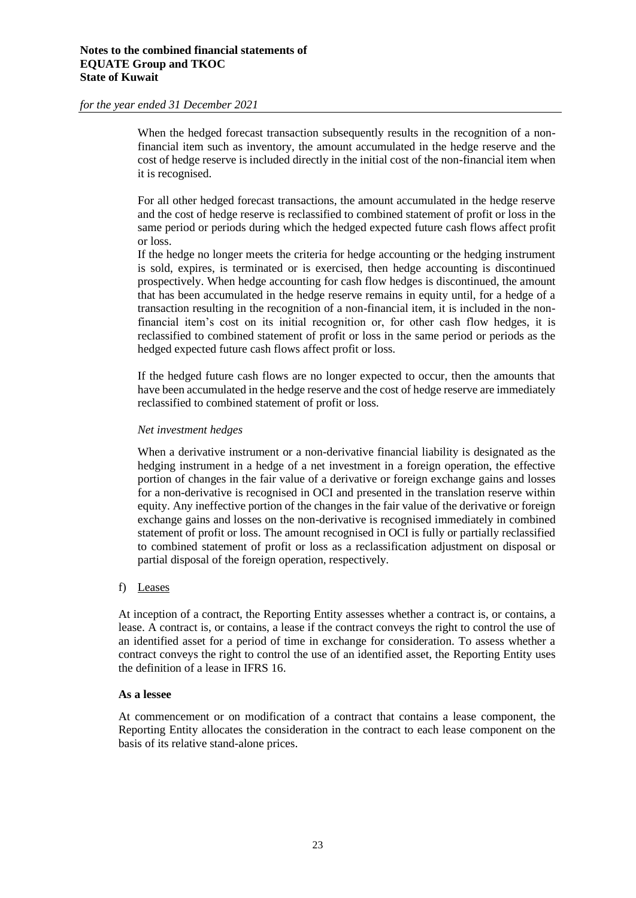When the hedged forecast transaction subsequently results in the recognition of a non-financial item such as inventory, the amount accumulated in the hedge reserve and the cost of hedge reserve is included directly in the initial cost of the non-financial item when it is recognised.

For all other hedged forecast transactions, the amount accumulated in the hedge reserve and the cost of hedge reserve is reclassified to combined statement of profit or loss in the same period or periods during which the hedged expected future cash flows affect profit or loss.

If the hedge no longer meets the criteria for hedge accounting or the hedging instrument is sold, expires, is terminated or is exercised, then hedge accounting is discontinued prospectively. When hedge accounting for cash flow hedges is discontinued, the amount that has been accumulated in the hedge reserve remains in equity until, for a hedge of a transaction resulting in the recognition of a non-financial item, it is included in the non-financial item's cost on its initial recognition or, for other cash flow hedges, it is reclassified to combined statement of profit or loss in the same period or periods as the hedged expected future cash flows affect profit or loss.

If the hedged future cash flows are no longer expected to occur, then the amounts that have been accumulated in the hedge reserve and the cost of hedge reserve are immediately reclassified to combined statement of profit or loss.

*Net investment hedges*

When a derivative instrument or a non-derivative financial liability is designated as the hedging instrument in a hedge of a net investment in a foreign operation, the effective portion of changes in the fair value of a derivative or foreign exchange gains and losses for a non-derivative is recognised in OCI and presented in the translation reserve within equity. Any ineffective portion of the changes in the fair value of the derivative or foreign exchange gains and losses on the non-derivative is recognised immediately in combined statement of profit or loss. The amount recognised in OCI is fully or partially reclassified to combined statement of profit or loss as a reclassification adjustment on disposal or partial disposal of the foreign operation, respectively.

f) Leases

At inception of a contract, the Reporting Entity assesses whether a contract is, or contains, a lease. A contract is, or contains, a lease if the contract conveys the right to control the use of an identified asset for a period of time in exchange for consideration. To assess whether a contract conveys the right to control the use of an identified asset, the Reporting Entity uses the definition of a lease in IFRS 16.

**As a lessee**

At commencement or on modification of a contract that contains a lease component, the Reporting Entity allocates the consideration in the contract to each lease component on the basis of its relative stand-alone prices.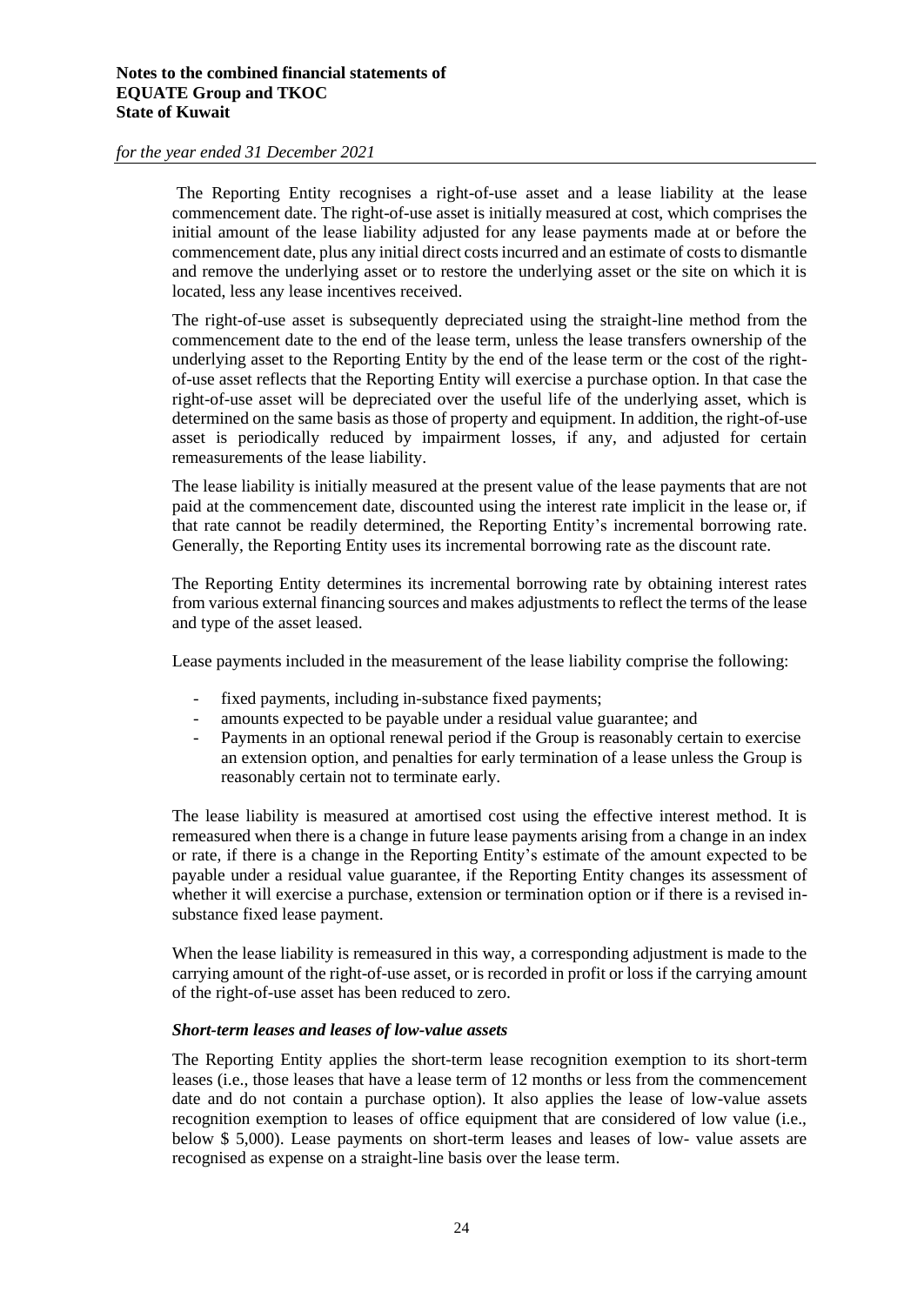The Reporting Entity recognises a right-of-use asset and a lease liability at the lease commencement date. The right-of-use asset is initially measured at cost, which comprises the initial amount of the lease liability adjusted for any lease payments made at or before the commencement date, plus any initial direct costs incurred and an estimate of costs to dismantle and remove the underlying asset or to restore the underlying asset or the site on which it is located, less any lease incentives received.

The right-of-use asset is subsequently depreciated using the straight-line method from the commencement date to the end of the lease term, unless the lease transfers ownership of the underlying asset to the Reporting Entity by the end of the lease term or the cost of the right-of-use asset reflects that the Reporting Entity will exercise a purchase option. In that case the right-of-use asset will be depreciated over the useful life of the underlying asset, which is determined on the same basis as those of property and equipment. In addition, the right-of-use asset is periodically reduced by impairment losses, if any, and adjusted for certain remeasurements of the lease liability.

The lease liability is initially measured at the present value of the lease payments that are not paid at the commencement date, discounted using the interest rate implicit in the lease or, if that rate cannot be readily determined, the Reporting Entity's incremental borrowing rate. Generally, the Reporting Entity uses its incremental borrowing rate as the discount rate.

The Reporting Entity determines its incremental borrowing rate by obtaining interest rates from various external financing sources and makes adjustments to reflect the terms of the lease and type of the asset leased.

Lease payments included in the measurement of the lease liability comprise the following:

- fixed payments, including in-substance fixed payments;
- amounts expected to be payable under a residual value guarantee; and
- Payments in an optional renewal period if the Group is reasonably certain to exercise an extension option, and penalties for early termination of a lease unless the Group is reasonably certain not to terminate early.

The lease liability is measured at amortised cost using the effective interest method. It is remeasured when there is a change in future lease payments arising from a change in an index or rate, if there is a change in the Reporting Entity's estimate of the amount expected to be payable under a residual value guarantee, if the Reporting Entity changes its assessment of whether it will exercise a purchase, extension or termination option or if there is a revised in-substance fixed lease payment.

When the lease liability is remeasured in this way, a corresponding adjustment is made to the carrying amount of the right-of-use asset, or is recorded in profit or loss if the carrying amount of the right-of-use asset has been reduced to zero.

***Short-term leases and leases of low-value assets***

The Reporting Entity applies the short-term lease recognition exemption to its short-term leases (i.e., those leases that have a lease term of 12 months or less from the commencement date and do not contain a purchase option). It also applies the lease of low-value assets recognition exemption to leases of office equipment that are considered of low value (i.e., below $ 5,000). Lease payments on short-term leases and leases of low- value assets are recognised as expense on a straight-line basis over the lease term.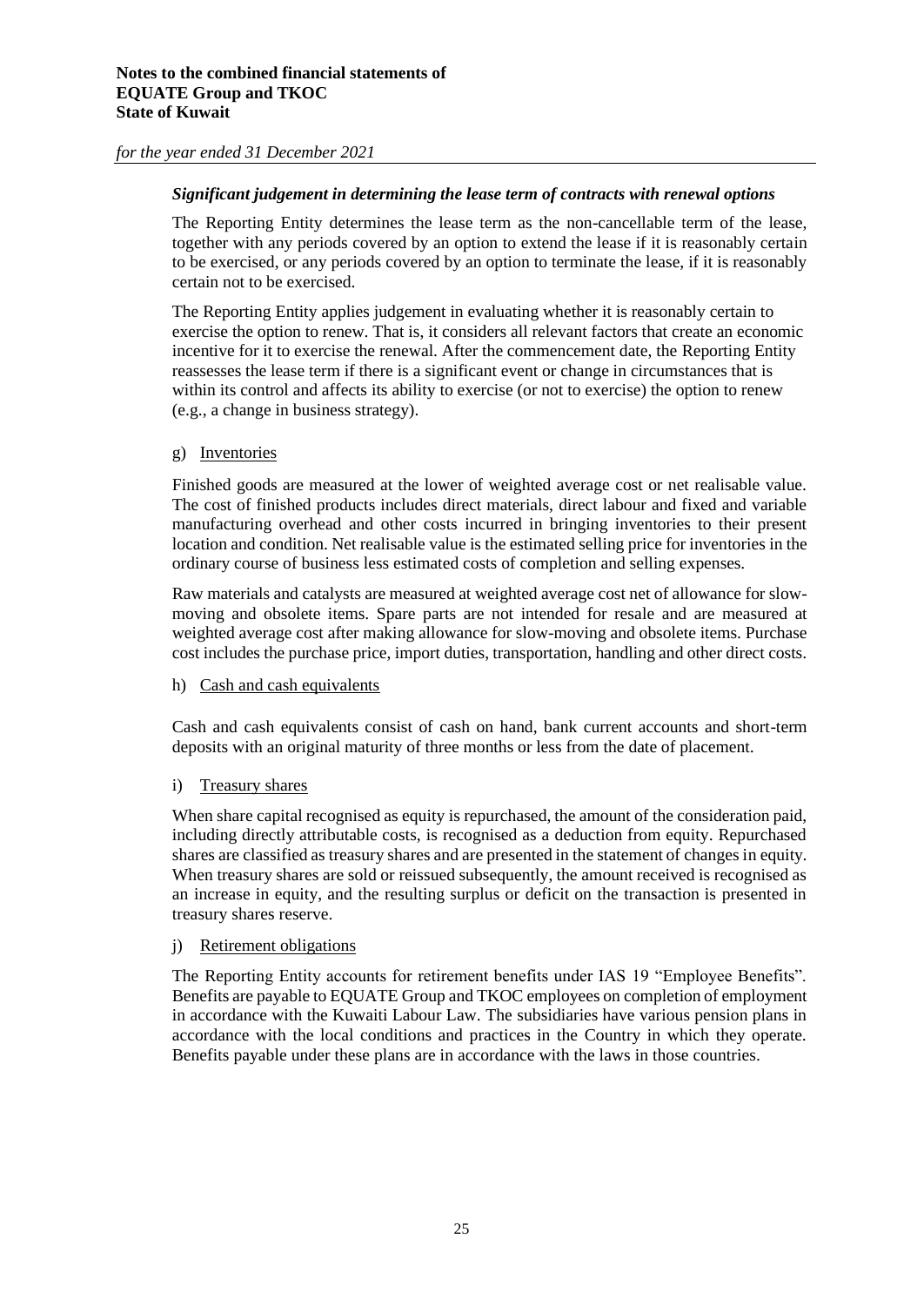### *Significant judgement in determining the lease term of contracts with renewal options*

The Reporting Entity determines the lease term as the non-cancellable term of the lease, together with any periods covered by an option to extend the lease if it is reasonably certain to be exercised, or any periods covered by an option to terminate the lease, if it is reasonably certain not to be exercised.

The Reporting Entity applies judgement in evaluating whether it is reasonably certain to exercise the option to renew. That is, it considers all relevant factors that create an economic incentive for it to exercise the renewal. After the commencement date, the Reporting Entity reassesses the lease term if there is a significant event or change in circumstances that is within its control and affects its ability to exercise (or not to exercise) the option to renew (e.g., a change in business strategy).

g) Inventories

Finished goods are measured at the lower of weighted average cost or net realisable value. The cost of finished products includes direct materials, direct labour and fixed and variable manufacturing overhead and other costs incurred in bringing inventories to their present location and condition. Net realisable value is the estimated selling price for inventories in the ordinary course of business less estimated costs of completion and selling expenses.

Raw materials and catalysts are measured at weighted average cost net of allowance for slow-moving and obsolete items. Spare parts are not intended for resale and are measured at weighted average cost after making allowance for slow-moving and obsolete items. Purchase cost includes the purchase price, import duties, transportation, handling and other direct costs.

h) Cash and cash equivalents

Cash and cash equivalents consist of cash on hand, bank current accounts and short-term deposits with an original maturity of three months or less from the date of placement.

i) Treasury shares

When share capital recognised as equity is repurchased, the amount of the consideration paid, including directly attributable costs, is recognised as a deduction from equity. Repurchased shares are classified as treasury shares and are presented in the statement of changes in equity. When treasury shares are sold or reissued subsequently, the amount received is recognised as an increase in equity, and the resulting surplus or deficit on the transaction is presented in treasury shares reserve.

j) Retirement obligations

The Reporting Entity accounts for retirement benefits under IAS 19 "Employee Benefits". Benefits are payable to EQUATE Group and TKOC employees on completion of employment in accordance with the Kuwaiti Labour Law. The subsidiaries have various pension plans in accordance with the local conditions and practices in the Country in which they operate. Benefits payable under these plans are in accordance with the laws in those countries.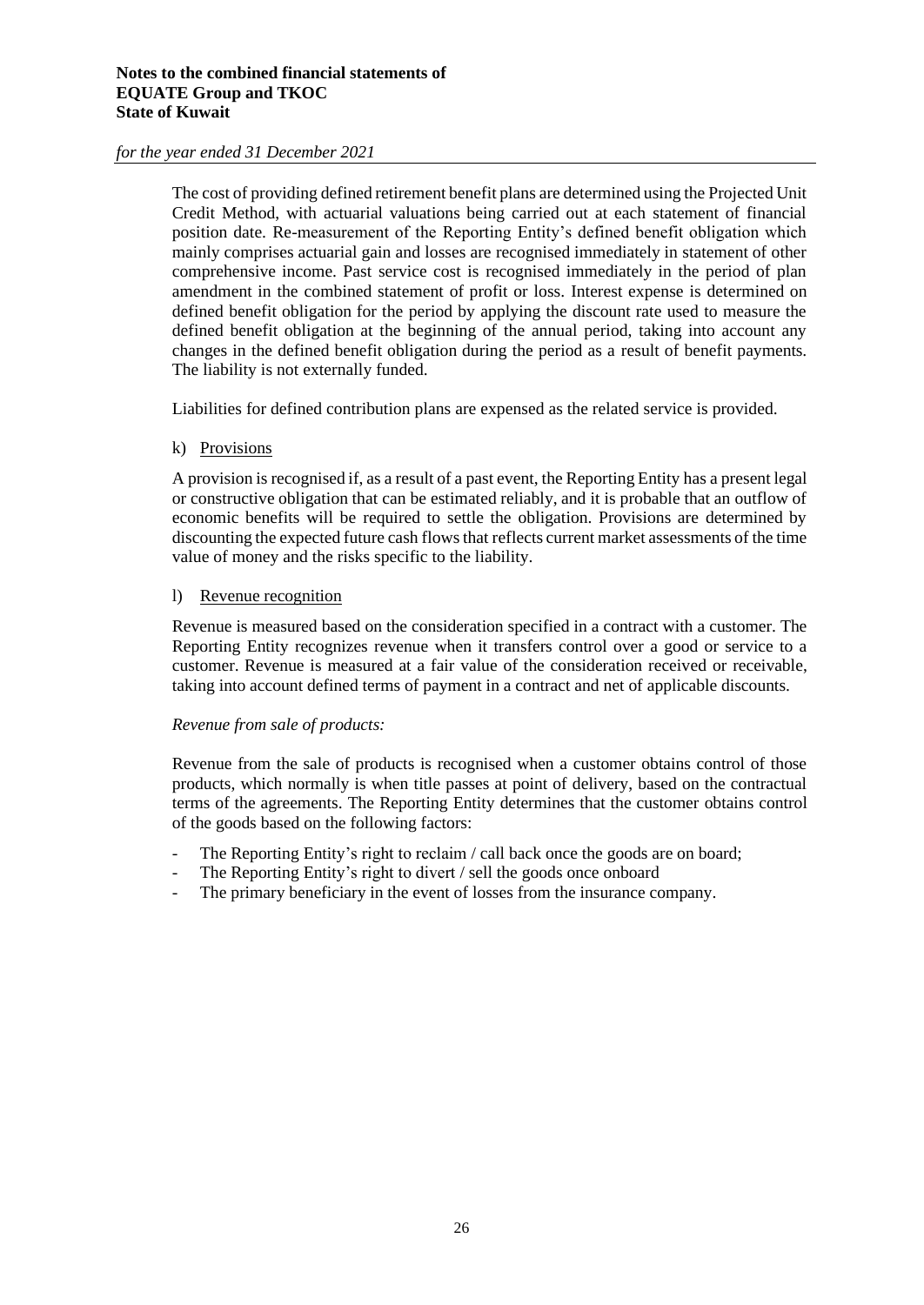The cost of providing defined retirement benefit plans are determined using the Projected Unit Credit Method, with actuarial valuations being carried out at each statement of financial position date. Re-measurement of the Reporting Entity's defined benefit obligation which mainly comprises actuarial gain and losses are recognised immediately in statement of other comprehensive income. Past service cost is recognised immediately in the period of plan amendment in the combined statement of profit or loss. Interest expense is determined on defined benefit obligation for the period by applying the discount rate used to measure the defined benefit obligation at the beginning of the annual period, taking into account any changes in the defined benefit obligation during the period as a result of benefit payments. The liability is not externally funded.

Liabilities for defined contribution plans are expensed as the related service is provided.

k) Provisions

A provision is recognised if, as a result of a past event, the Reporting Entity has a present legal or constructive obligation that can be estimated reliably, and it is probable that an outflow of economic benefits will be required to settle the obligation. Provisions are determined by discounting the expected future cash flows that reflects current market assessments of the time value of money and the risks specific to the liability.

l) Revenue recognition

Revenue is measured based on the consideration specified in a contract with a customer. The Reporting Entity recognizes revenue when it transfers control over a good or service to a customer. Revenue is measured at a fair value of the consideration received or receivable, taking into account defined terms of payment in a contract and net of applicable discounts.

*Revenue from sale of products:*

Revenue from the sale of products is recognised when a customer obtains control of those products, which normally is when title passes at point of delivery, based on the contractual terms of the agreements. The Reporting Entity determines that the customer obtains control of the goods based on the following factors:

- The Reporting Entity's right to reclaim / call back once the goods are on board;
- The Reporting Entity's right to divert / sell the goods once onboard
- The primary beneficiary in the event of losses from the insurance company.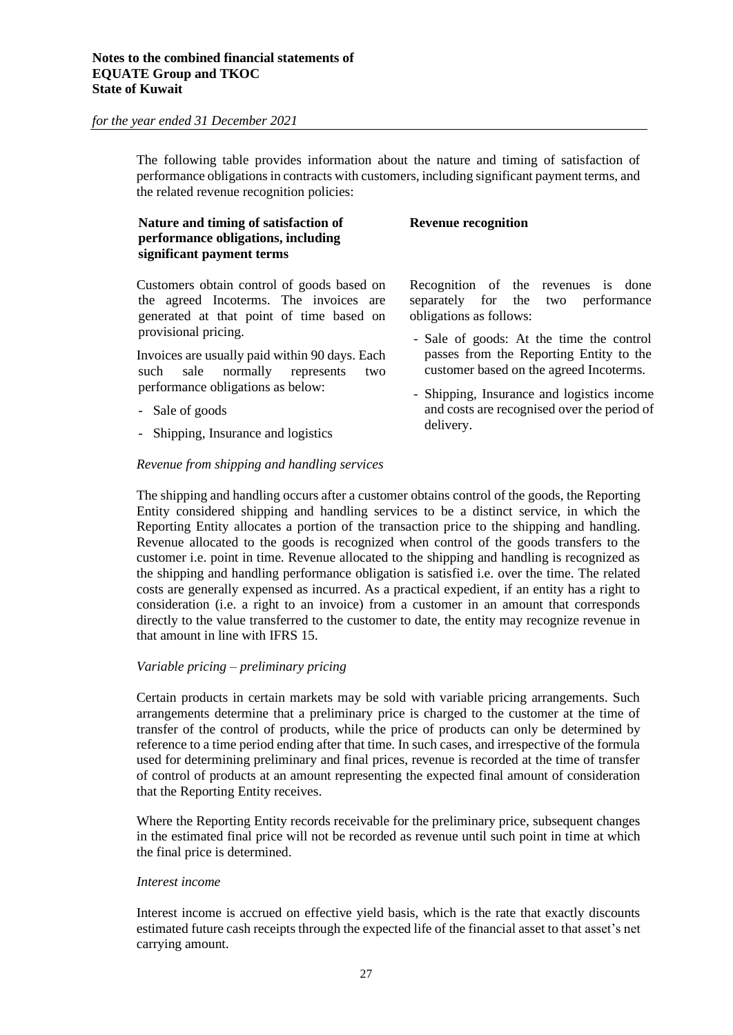The following table provides information about the nature and timing of satisfaction of performance obligations in contracts with customers, including significant payment terms, and the related revenue recognition policies:

| Nature and timing of satisfaction of performance obligations, including significant payment terms | Revenue recognition |
|---|---|
| Customers obtain control of goods based on the agreed Incoterms. The invoices are generated at that point of time based on provisional pricing.<br><br>Invoices are usually paid within 90 days. Each such sale normally represents two performance obligations as below:<br><br>- Sale of goods<br>- Shipping, Insurance and logistics | Recognition of the revenues is done separately for the two performance obligations as follows:<br><br>- Sale of goods: At the time the control passes from the Reporting Entity to the customer based on the agreed Incoterms.<br>- Shipping, Insurance and logistics income and costs are recognised over the period of delivery. |

*Revenue from shipping and handling services*

The shipping and handling occurs after a customer obtains control of the goods, the Reporting Entity considered shipping and handling services to be a distinct service, in which the Reporting Entity allocates a portion of the transaction price to the shipping and handling. Revenue allocated to the goods is recognized when control of the goods transfers to the customer i.e. point in time. Revenue allocated to the shipping and handling is recognized as the shipping and handling performance obligation is satisfied i.e. over the time. The related costs are generally expensed as incurred. As a practical expedient, if an entity has a right to consideration (i.e. a right to an invoice) from a customer in an amount that corresponds directly to the value transferred to the customer to date, the entity may recognize revenue in that amount in line with IFRS 15.

*Variable pricing – preliminary pricing*

Certain products in certain markets may be sold with variable pricing arrangements. Such arrangements determine that a preliminary price is charged to the customer at the time of transfer of the control of products, while the price of products can only be determined by reference to a time period ending after that time. In such cases, and irrespective of the formula used for determining preliminary and final prices, revenue is recorded at the time of transfer of control of products at an amount representing the expected final amount of consideration that the Reporting Entity receives.

Where the Reporting Entity records receivable for the preliminary price, subsequent changes in the estimated final price will not be recorded as revenue until such point in time at which the final price is determined.

*Interest income*

Interest income is accrued on effective yield basis, which is the rate that exactly discounts estimated future cash receipts through the expected life of the financial asset to that asset's net carrying amount.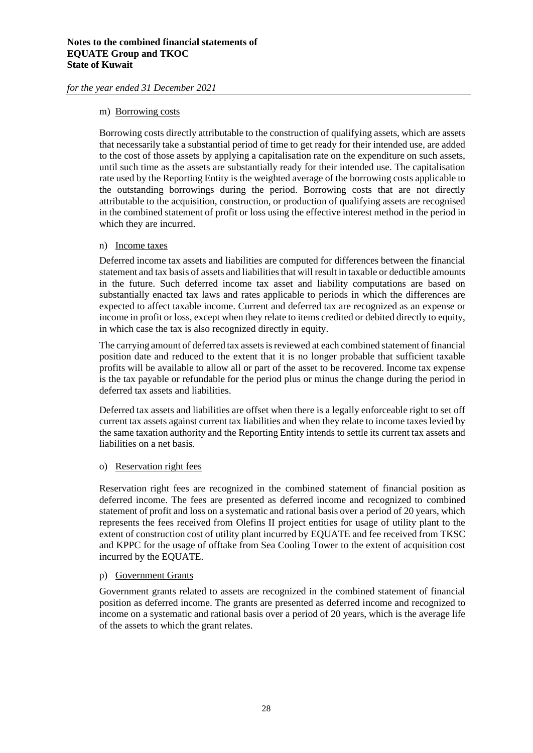m) Borrowing costs

Borrowing costs directly attributable to the construction of qualifying assets, which are assets that necessarily take a substantial period of time to get ready for their intended use, are added to the cost of those assets by applying a capitalisation rate on the expenditure on such assets, until such time as the assets are substantially ready for their intended use. The capitalisation rate used by the Reporting Entity is the weighted average of the borrowing costs applicable to the outstanding borrowings during the period. Borrowing costs that are not directly attributable to the acquisition, construction, or production of qualifying assets are recognised in the combined statement of profit or loss using the effective interest method in the period in which they are incurred.

n) Income taxes

Deferred income tax assets and liabilities are computed for differences between the financial statement and tax basis of assets and liabilities that will result in taxable or deductible amounts in the future. Such deferred income tax asset and liability computations are based on substantially enacted tax laws and rates applicable to periods in which the differences are expected to affect taxable income. Current and deferred tax are recognized as an expense or income in profit or loss, except when they relate to items credited or debited directly to equity, in which case the tax is also recognized directly in equity.

The carrying amount of deferred tax assets is reviewed at each combined statement of financial position date and reduced to the extent that it is no longer probable that sufficient taxable profits will be available to allow all or part of the asset to be recovered. Income tax expense is the tax payable or refundable for the period plus or minus the change during the period in deferred tax assets and liabilities.

Deferred tax assets and liabilities are offset when there is a legally enforceable right to set off current tax assets against current tax liabilities and when they relate to income taxes levied by the same taxation authority and the Reporting Entity intends to settle its current tax assets and liabilities on a net basis.

o) Reservation right fees

Reservation right fees are recognized in the combined statement of financial position as deferred income. The fees are presented as deferred income and recognized to combined statement of profit and loss on a systematic and rational basis over a period of 20 years, which represents the fees received from Olefins II project entities for usage of utility plant to the extent of construction cost of utility plant incurred by EQUATE and fee received from TKSC and KPPC for the usage of offtake from Sea Cooling Tower to the extent of acquisition cost incurred by the EQUATE.

p) Government Grants

Government grants related to assets are recognized in the combined statement of financial position as deferred income. The grants are presented as deferred income and recognized to income on a systematic and rational basis over a period of 20 years, which is the average life of the assets to which the grant relates.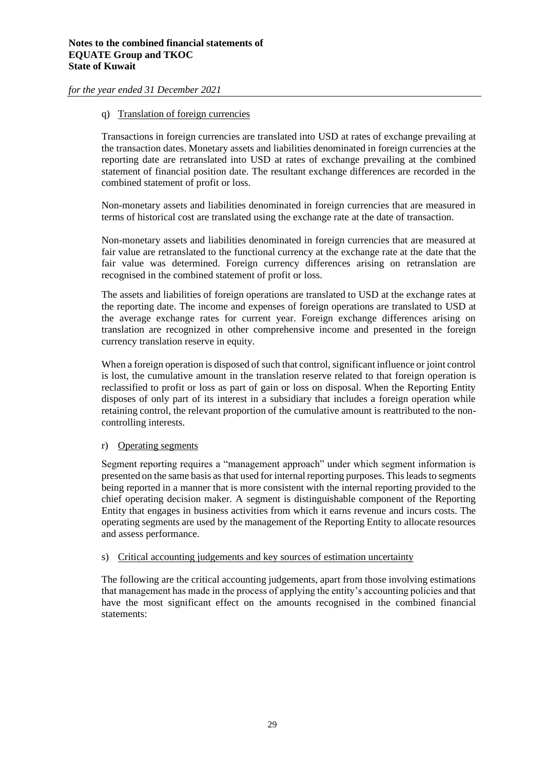q) Translation of foreign currencies

Transactions in foreign currencies are translated into USD at rates of exchange prevailing at the transaction dates. Monetary assets and liabilities denominated in foreign currencies at the reporting date are retranslated into USD at rates of exchange prevailing at the combined statement of financial position date. The resultant exchange differences are recorded in the combined statement of profit or loss.

Non-monetary assets and liabilities denominated in foreign currencies that are measured in terms of historical cost are translated using the exchange rate at the date of transaction.

Non-monetary assets and liabilities denominated in foreign currencies that are measured at fair value are retranslated to the functional currency at the exchange rate at the date that the fair value was determined. Foreign currency differences arising on retranslation are recognised in the combined statement of profit or loss.

The assets and liabilities of foreign operations are translated to USD at the exchange rates at the reporting date. The income and expenses of foreign operations are translated to USD at the average exchange rates for current year. Foreign exchange differences arising on translation are recognized in other comprehensive income and presented in the foreign currency translation reserve in equity.

When a foreign operation is disposed of such that control, significant influence or joint control is lost, the cumulative amount in the translation reserve related to that foreign operation is reclassified to profit or loss as part of gain or loss on disposal. When the Reporting Entity disposes of only part of its interest in a subsidiary that includes a foreign operation while retaining control, the relevant proportion of the cumulative amount is reattributed to the non-controlling interests.

r) Operating segments

Segment reporting requires a "management approach" under which segment information is presented on the same basis as that used for internal reporting purposes. This leads to segments being reported in a manner that is more consistent with the internal reporting provided to the chief operating decision maker. A segment is distinguishable component of the Reporting Entity that engages in business activities from which it earns revenue and incurs costs. The operating segments are used by the management of the Reporting Entity to allocate resources and assess performance.

s) Critical accounting judgements and key sources of estimation uncertainty

The following are the critical accounting judgements, apart from those involving estimations that management has made in the process of applying the entity's accounting policies and that have the most significant effect on the amounts recognised in the combined financial statements: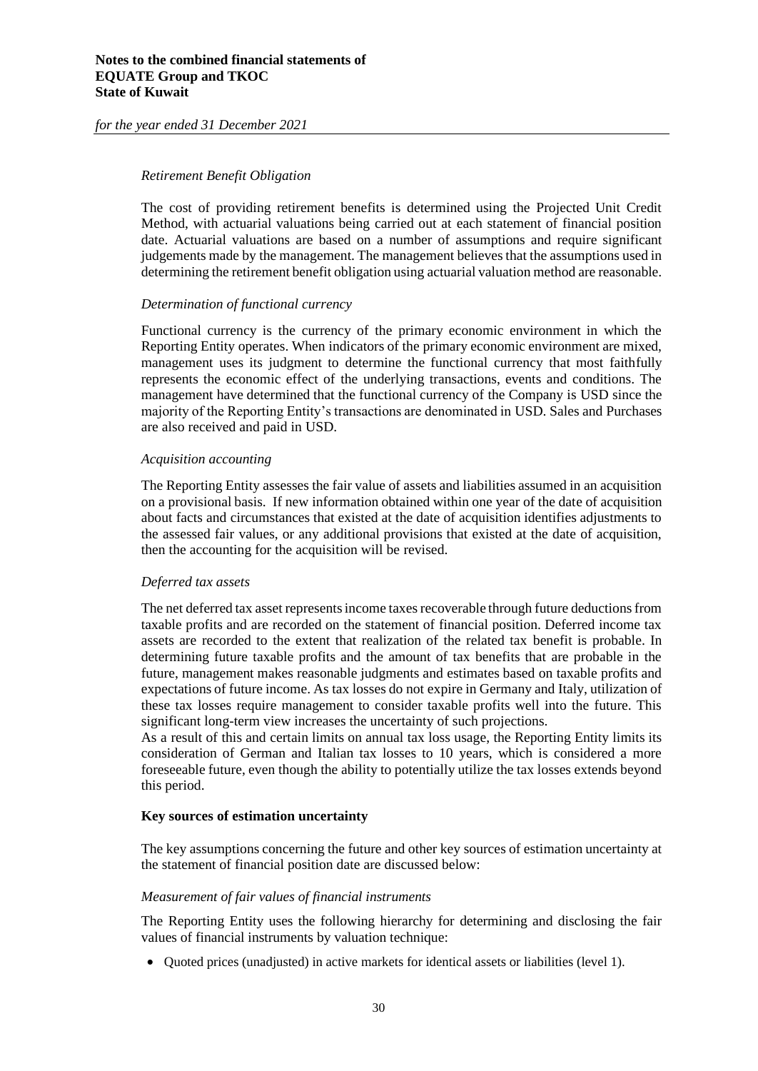*Retirement Benefit Obligation*

The cost of providing retirement benefits is determined using the Projected Unit Credit Method, with actuarial valuations being carried out at each statement of financial position date. Actuarial valuations are based on a number of assumptions and require significant judgements made by the management. The management believes that the assumptions used in determining the retirement benefit obligation using actuarial valuation method are reasonable.

*Determination of functional currency*

Functional currency is the currency of the primary economic environment in which the Reporting Entity operates. When indicators of the primary economic environment are mixed, management uses its judgment to determine the functional currency that most faithfully represents the economic effect of the underlying transactions, events and conditions. The management have determined that the functional currency of the Company is USD since the majority of the Reporting Entity's transactions are denominated in USD. Sales and Purchases are also received and paid in USD.

*Acquisition accounting*

The Reporting Entity assesses the fair value of assets and liabilities assumed in an acquisition on a provisional basis. If new information obtained within one year of the date of acquisition about facts and circumstances that existed at the date of acquisition identifies adjustments to the assessed fair values, or any additional provisions that existed at the date of acquisition, then the accounting for the acquisition will be revised.

*Deferred tax assets*

The net deferred tax asset represents income taxes recoverable through future deductions from taxable profits and are recorded on the statement of financial position. Deferred income tax assets are recorded to the extent that realization of the related tax benefit is probable. In determining future taxable profits and the amount of tax benefits that are probable in the future, management makes reasonable judgments and estimates based on taxable profits and expectations of future income. As tax losses do not expire in Germany and Italy, utilization of these tax losses require management to consider taxable profits well into the future. This significant long-term view increases the uncertainty of such projections.
As a result of this and certain limits on annual tax loss usage, the Reporting Entity limits its consideration of German and Italian tax losses to 10 years, which is considered a more foreseeable future, even though the ability to potentially utilize the tax losses extends beyond this period.

**Key sources of estimation uncertainty**

The key assumptions concerning the future and other key sources of estimation uncertainty at the statement of financial position date are discussed below:

*Measurement of fair values of financial instruments*

The Reporting Entity uses the following hierarchy for determining and disclosing the fair values of financial instruments by valuation technique:

- Quoted prices (unadjusted) in active markets for identical assets or liabilities (level 1).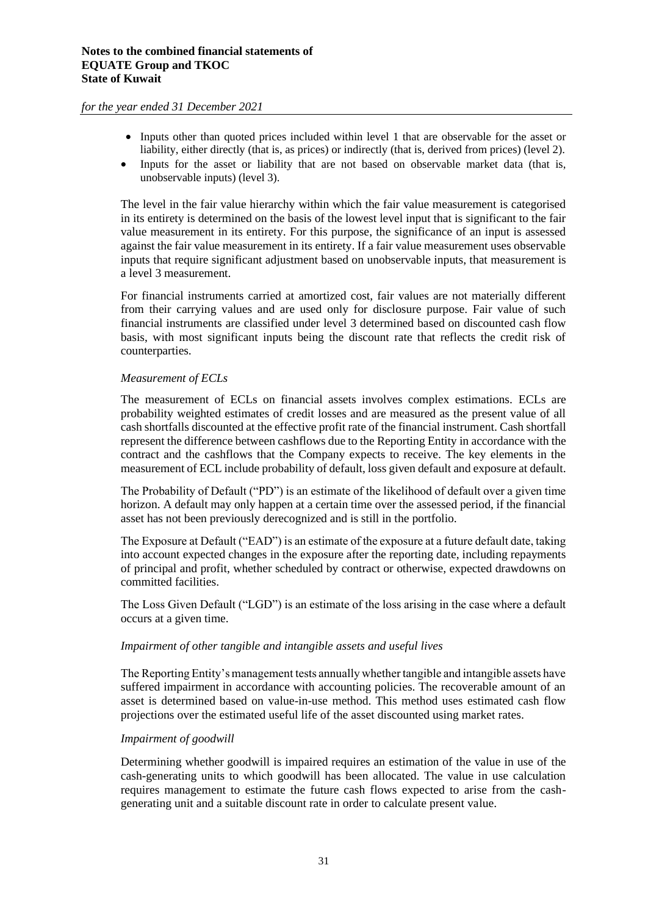- Inputs other than quoted prices included within level 1 that are observable for the asset or liability, either directly (that is, as prices) or indirectly (that is, derived from prices) (level 2).
- Inputs for the asset or liability that are not based on observable market data (that is, unobservable inputs) (level 3).

The level in the fair value hierarchy within which the fair value measurement is categorised in its entirety is determined on the basis of the lowest level input that is significant to the fair value measurement in its entirety. For this purpose, the significance of an input is assessed against the fair value measurement in its entirety. If a fair value measurement uses observable inputs that require significant adjustment based on unobservable inputs, that measurement is a level 3 measurement.

For financial instruments carried at amortized cost, fair values are not materially different from their carrying values and are used only for disclosure purpose. Fair value of such financial instruments are classified under level 3 determined based on discounted cash flow basis, with most significant inputs being the discount rate that reflects the credit risk of counterparties.

*Measurement of ECLs*

The measurement of ECLs on financial assets involves complex estimations. ECLs are probability weighted estimates of credit losses and are measured as the present value of all cash shortfalls discounted at the effective profit rate of the financial instrument. Cash shortfall represent the difference between cashflows due to the Reporting Entity in accordance with the contract and the cashflows that the Company expects to receive. The key elements in the measurement of ECL include probability of default, loss given default and exposure at default.

The Probability of Default ("PD") is an estimate of the likelihood of default over a given time horizon. A default may only happen at a certain time over the assessed period, if the financial asset has not been previously derecognized and is still in the portfolio.

The Exposure at Default ("EAD") is an estimate of the exposure at a future default date, taking into account expected changes in the exposure after the reporting date, including repayments of principal and profit, whether scheduled by contract or otherwise, expected drawdowns on committed facilities.

The Loss Given Default ("LGD") is an estimate of the loss arising in the case where a default occurs at a given time.

*Impairment of other tangible and intangible assets and useful lives*

The Reporting Entity's management tests annually whether tangible and intangible assets have suffered impairment in accordance with accounting policies. The recoverable amount of an asset is determined based on value-in-use method. This method uses estimated cash flow projections over the estimated useful life of the asset discounted using market rates.

*Impairment of goodwill*

Determining whether goodwill is impaired requires an estimation of the value in use of the cash-generating units to which goodwill has been allocated. The value in use calculation requires management to estimate the future cash flows expected to arise from the cash-generating unit and a suitable discount rate in order to calculate present value.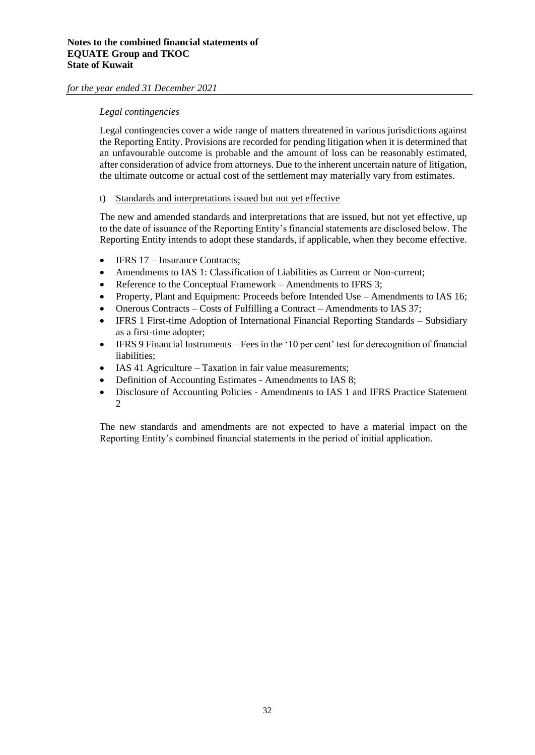*Legal contingencies*

Legal contingencies cover a wide range of matters threatened in various jurisdictions against the Reporting Entity. Provisions are recorded for pending litigation when it is determined that an unfavourable outcome is probable and the amount of loss can be reasonably estimated, after consideration of advice from attorneys. Due to the inherent uncertain nature of litigation, the ultimate outcome or actual cost of the settlement may materially vary from estimates.

t) Standards and interpretations issued but not yet effective

The new and amended standards and interpretations that are issued, but not yet effective, up to the date of issuance of the Reporting Entity's financial statements are disclosed below. The Reporting Entity intends to adopt these standards, if applicable, when they become effective.

- IFRS 17 – Insurance Contracts;
- Amendments to IAS 1: Classification of Liabilities as Current or Non-current;
- Reference to the Conceptual Framework – Amendments to IFRS 3;
- Property, Plant and Equipment: Proceeds before Intended Use – Amendments to IAS 16;
- Onerous Contracts – Costs of Fulfilling a Contract – Amendments to IAS 37;
- IFRS 1 First-time Adoption of International Financial Reporting Standards – Subsidiary as a first-time adopter;
- IFRS 9 Financial Instruments – Fees in the '10 per cent' test for derecognition of financial liabilities;
- IAS 41 Agriculture – Taxation in fair value measurements;
- Definition of Accounting Estimates - Amendments to IAS 8;
- Disclosure of Accounting Policies - Amendments to IAS 1 and IFRS Practice Statement 2

The new standards and amendments are not expected to have a material impact on the Reporting Entity's combined financial statements in the period of initial application.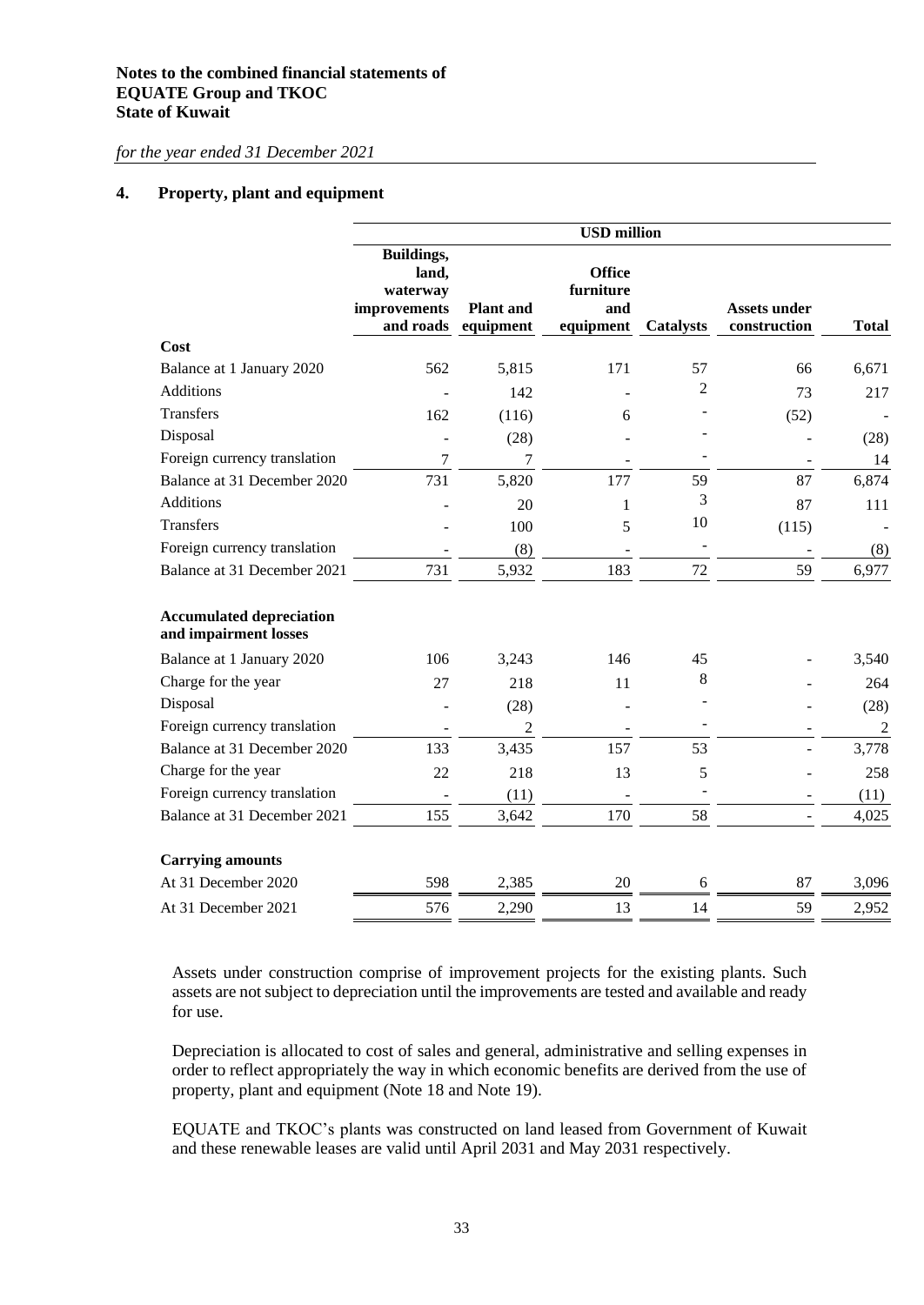**Notes to the combined financial statements of**
**EQUATE Group and TKOC**
**State of Kuwait**

*for the year ended 31 December 2021*

## 4. Property, plant and equipment

| | USD million | | | | | |
|---|---|---|---|---|---|---|
| | **Buildings, land, waterway improvements and roads** | **Plant and equipment** | **Office furniture and equipment** | **Catalysts** | **Assets under construction** | **Total** |
| **Cost** | | | | | | |
| Balance at 1 January 2020 | 562 | 5,815 | 171 | 57 | 66 | 6,671 |
| Additions | - | 142 | - | 2 | 73 | 217 |
| Transfers | 162 | (116) | 6 | - | (52) | - |
| Disposal | - | (28) | - | - | - | (28) |
| Foreign currency translation | 7 | 7 | - | - | - | 14 |
| Balance at 31 December 2020 | 731 | 5,820 | 177 | 59 | 87 | 6,874 |
| Additions | - | 20 | 1 | 3 | 87 | 111 |
| Transfers | - | 100 | 5 | 10 | (115) | - |
| Foreign currency translation | - | (8) | - | - | - | (8) |
| Balance at 31 December 2021 | 731 | 5,932 | 183 | 72 | 59 | 6,977 |
| **Accumulated depreciation and impairment losses** | | | | | | |
| Balance at 1 January 2020 | 106 | 3,243 | 146 | 45 | - | 3,540 |
| Charge for the year | 27 | 218 | 11 | 8 | - | 264 |
| Disposal | - | (28) | - | - | - | (28) |
| Foreign currency translation | - | 2 | - | - | - | 2 |
| Balance at 31 December 2020 | 133 | 3,435 | 157 | 53 | - | 3,778 |
| Charge for the year | 22 | 218 | 13 | 5 | - | 258 |
| Foreign currency translation | - | (11) | - | - | - | (11) |
| Balance at 31 December 2021 | 155 | 3,642 | 170 | 58 | - | 4,025 |
| **Carrying amounts** | | | | | | |
| At 31 December 2020 | 598 | 2,385 | 20 | 6 | 87 | 3,096 |
| At 31 December 2021 | 576 | 2,290 | 13 | 14 | 59 | 2,952 |

Assets under construction comprise of improvement projects for the existing plants. Such assets are not subject to depreciation until the improvements are tested and available and ready for use.

Depreciation is allocated to cost of sales and general, administrative and selling expenses in order to reflect appropriately the way in which economic benefits are derived from the use of property, plant and equipment (Note 18 and Note 19).

EQUATE and TKOC's plants was constructed on land leased from Government of Kuwait and these renewable leases are valid until April 2031 and May 2031 respectively.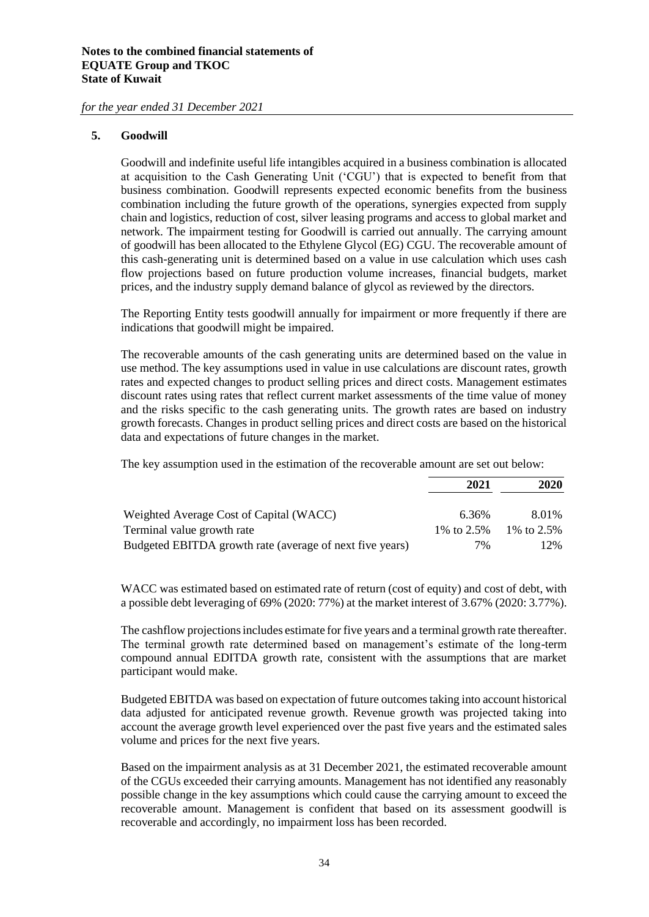## 5. Goodwill

Goodwill and indefinite useful life intangibles acquired in a business combination is allocated at acquisition to the Cash Generating Unit ('CGU') that is expected to benefit from that business combination. Goodwill represents expected economic benefits from the business combination including the future growth of the operations, synergies expected from supply chain and logistics, reduction of cost, silver leasing programs and access to global market and network. The impairment testing for Goodwill is carried out annually. The carrying amount of goodwill has been allocated to the Ethylene Glycol (EG) CGU. The recoverable amount of this cash-generating unit is determined based on a value in use calculation which uses cash flow projections based on future production volume increases, financial budgets, market prices, and the industry supply demand balance of glycol as reviewed by the directors.

The Reporting Entity tests goodwill annually for impairment or more frequently if there are indications that goodwill might be impaired.

The recoverable amounts of the cash generating units are determined based on the value in use method. The key assumptions used in value in use calculations are discount rates, growth rates and expected changes to product selling prices and direct costs. Management estimates discount rates using rates that reflect current market assessments of the time value of money and the risks specific to the cash generating units. The growth rates are based on industry growth forecasts. Changes in product selling prices and direct costs are based on the historical data and expectations of future changes in the market.

The key assumption used in the estimation of the recoverable amount are set out below:

| | 2021 | 2020 |
|---|---|---|
| Weighted Average Cost of Capital (WACC) | 6.36% | 8.01% |
| Terminal value growth rate | 1% to 2.5% | 1% to 2.5% |
| Budgeted EBITDA growth rate (average of next five years) | 7% | 12% |

WACC was estimated based on estimated rate of return (cost of equity) and cost of debt, with a possible debt leveraging of 69% (2020: 77%) at the market interest of 3.67% (2020: 3.77%).

The cashflow projections includes estimate for five years and a terminal growth rate thereafter. The terminal growth rate determined based on management's estimate of the long-term compound annual EDITDA growth rate, consistent with the assumptions that are market participant would make.

Budgeted EBITDA was based on expectation of future outcomes taking into account historical data adjusted for anticipated revenue growth. Revenue growth was projected taking into account the average growth level experienced over the past five years and the estimated sales volume and prices for the next five years.

Based on the impairment analysis as at 31 December 2021, the estimated recoverable amount of the CGUs exceeded their carrying amounts. Management has not identified any reasonably possible change in the key assumptions which could cause the carrying amount to exceed the recoverable amount. Management is confident that based on its assessment goodwill is recoverable and accordingly, no impairment loss has been recorded.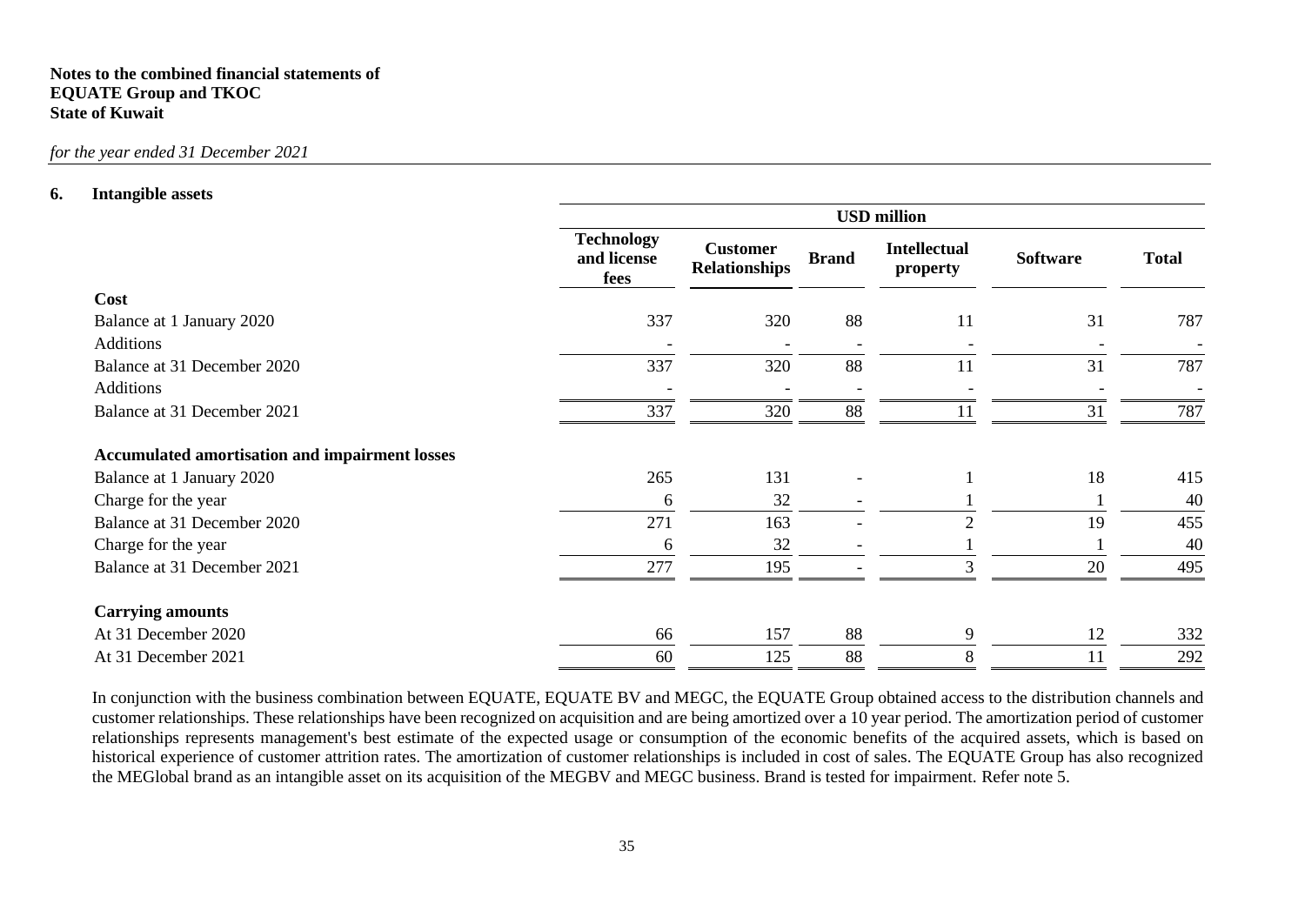## 6. Intangible assets

| | USD million | | | | | |
|---|---|---|---|---|---|---|
| | Technology and license fees | Customer Relationships | Brand | Intellectual property | Software | Total |
| **Cost** | | | | | | |
| Balance at 1 January 2020 | 337 | 320 | 88 | 11 | 31 | 787 |
| Additions | - | - | - | - | - | - |
| Balance at 31 December 2020 | 337 | 320 | 88 | 11 | 31 | 787 |
| Additions | - | - | - | - | - | - |
| Balance at 31 December 2021 | 337 | 320 | 88 | 11 | 31 | 787 |
| **Accumulated amortisation and impairment losses** | | | | | | |
| Balance at 1 January 2020 | 265 | 131 | - | 1 | 18 | 415 |
| Charge for the year | 6 | 32 | - | 1 | 1 | 40 |
| Balance at 31 December 2020 | 271 | 163 | - | 2 | 19 | 455 |
| Charge for the year | 6 | 32 | - | 1 | 1 | 40 |
| Balance at 31 December 2021 | 277 | 195 | - | 3 | 20 | 495 |
| **Carrying amounts** | | | | | | |
| At 31 December 2020 | 66 | 157 | 88 | 9 | 12 | 332 |
| At 31 December 2021 | 60 | 125 | 88 | 8 | 11 | 292 |

In conjunction with the business combination between EQUATE, EQUATE BV and MEGC, the EQUATE Group obtained access to the distribution channels and customer relationships. These relationships have been recognized on acquisition and are being amortized over a 10 year period. The amortization period of customer relationships represents management's best estimate of the expected usage or consumption of the economic benefits of the acquired assets, which is based on historical experience of customer attrition rates. The amortization of customer relationships is included in cost of sales. The EQUATE Group has also recognized the MEGlobal brand as an intangible asset on its acquisition of the MEGBV and MEGC business. Brand is tested for impairment. Refer note 5.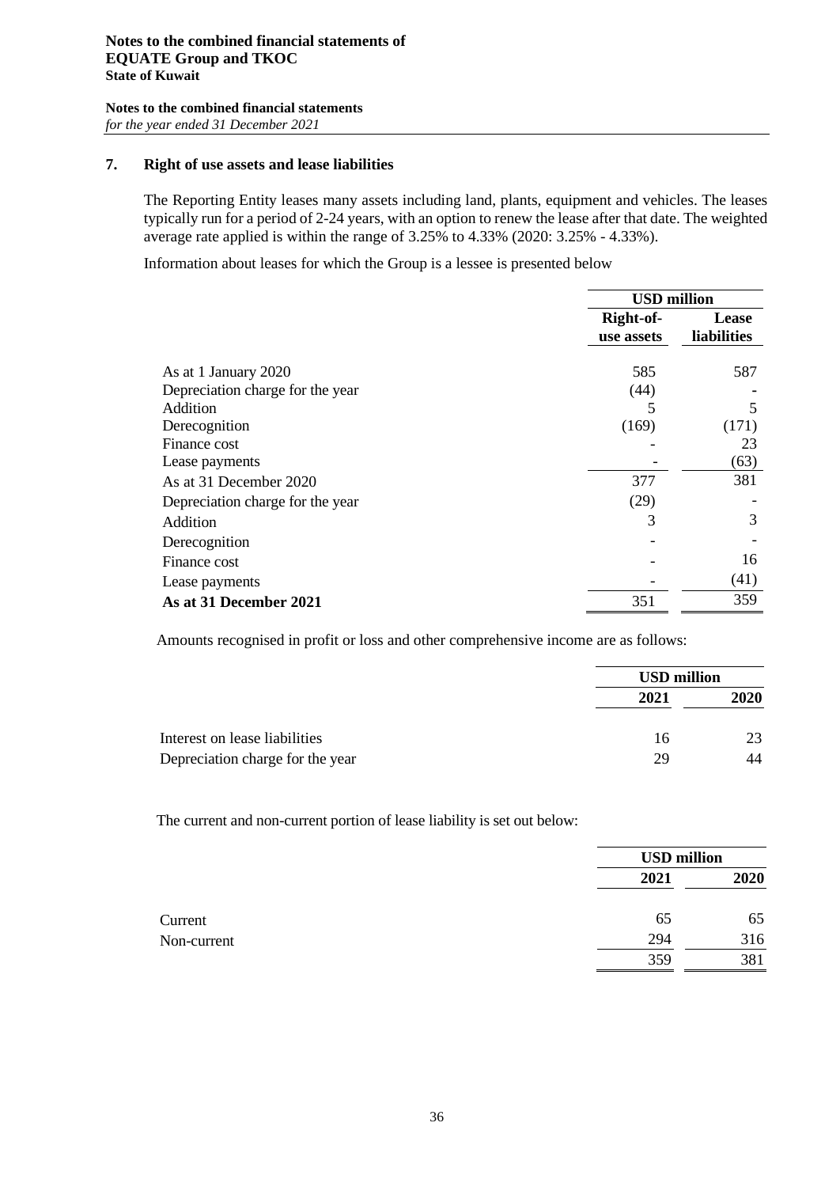**Notes to the combined financial statements of EQUATE Group and TKOC**
**State of Kuwait**

**Notes to the combined financial statements**
*for the year ended 31 December 2021*

## 7. Right of use assets and lease liabilities

The Reporting Entity leases many assets including land, plants, equipment and vehicles. The leases typically run for a period of 2-24 years, with an option to renew the lease after that date. The weighted average rate applied is within the range of 3.25% to 4.33% (2020: 3.25% - 4.33%).

Information about leases for which the Group is a lessee is presented below

| | USD million | |
|---|---|---|
| | **Right-of-use assets** | **Lease liabilities** |
| As at 1 January 2020 | 585 | 587 |
| Depreciation charge for the year | (44) | - |
| Addition | 5 | 5 |
| Derecognition | (169) | (171) |
| Finance cost | - | 23 |
| Lease payments | - | (63) |
| As at 31 December 2020 | 377 | 381 |
| Depreciation charge for the year | (29) | - |
| Addition | 3 | 3 |
| Derecognition | - | - |
| Finance cost | - | 16 |
| Lease payments | - | (41) |
| **As at 31 December 2021** | 351 | 359 |

Amounts recognised in profit or loss and other comprehensive income are as follows:

| | USD million | |
|---|---|---|
| | **2021** | **2020** |
| Interest on lease liabilities | 16 | 23 |
| Depreciation charge for the year | 29 | 44 |

The current and non-current portion of lease liability is set out below:

| | USD million | |
|---|---|---|
| | **2021** | **2020** |
| Current | 65 | 65 |
| Non-current | 294 | 316 |
| | 359 | 381 |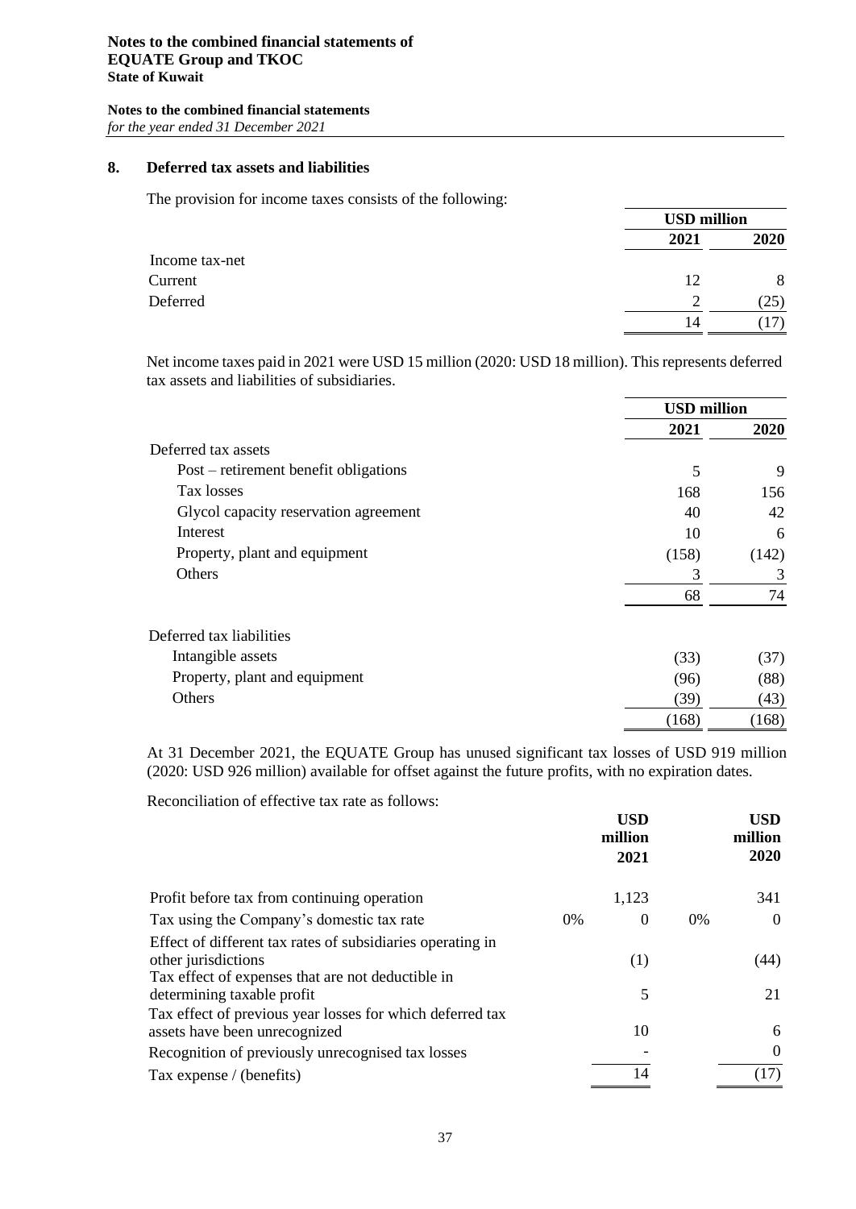## 8. Deferred tax assets and liabilities

The provision for income taxes consists of the following:

| | USD million | |
|---|---|---|
| | **2021** | **2020** |
| Income tax-net | | |
| Current | 12 | 8 |
| Deferred | 2 | (25) |
| | 14 | (17) |

Net income taxes paid in 2021 were USD 15 million (2020: USD 18 million). This represents deferred tax assets and liabilities of subsidiaries.

| | USD million | |
|---|---|---|
| | **2021** | **2020** |
| Deferred tax assets | | |
| Post – retirement benefit obligations | 5 | 9 |
| Tax losses | 168 | 156 |
| Glycol capacity reservation agreement | 40 | 42 |
| Interest | 10 | 6 |
| Property, plant and equipment | (158) | (142) |
| Others | 3 | 3 |
| | 68 | 74 |
| Deferred tax liabilities | | |
| Intangible assets | (33) | (37) |
| Property, plant and equipment | (96) | (88) |
| Others | (39) | (43) |
| | (168) | (168) |

At 31 December 2021, the EQUATE Group has unused significant tax losses of USD 919 million (2020: USD 926 million) available for offset against the future profits, with no expiration dates.

Reconciliation of effective tax rate as follows:

| | | **USD million 2021** | | **USD million 2020** |
|---|---|---|---|---|
| Profit before tax from continuing operation | | 1,123 | | 341 |
| Tax using the Company's domestic tax rate | 0% | 0 | 0% | 0 |
| Effect of different tax rates of subsidiaries operating in other jurisdictions | | (1) | | (44) |
| Tax effect of expenses that are not deductible in determining taxable profit | | 5 | | 21 |
| Tax effect of previous year losses for which deferred tax assets have been unrecognized | | 10 | | 6 |
| Recognition of previously unrecognised tax losses | | - | | 0 |
| Tax expense / (benefits) | | 14 | | (17) |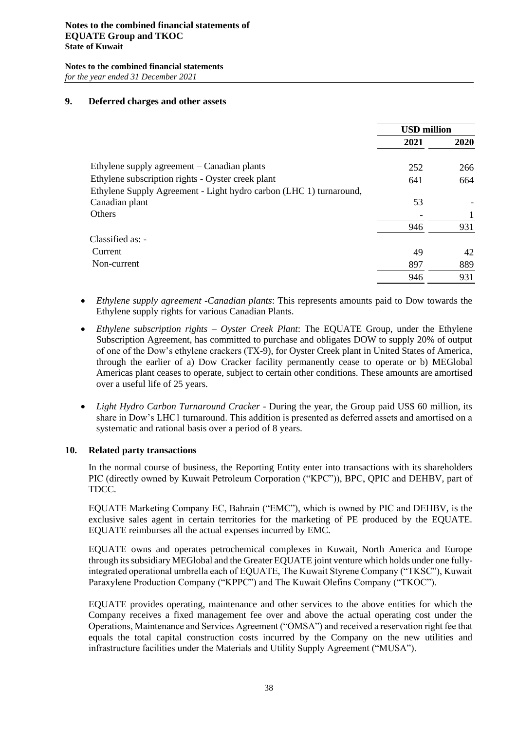## 9. Deferred charges and other assets

| | USD million | |
|---|---|---|
| | **2021** | **2020** |
| Ethylene supply agreement – Canadian plants | 252 | 266 |
| Ethylene subscription rights - Oyster creek plant | 641 | 664 |
| Ethylene Supply Agreement - Light hydro carbon (LHC 1) turnaround, Canadian plant | 53 | - |
| Others | - | 1 |
| | 946 | 931 |
| Classified as: - | | |
| Current | 49 | 42 |
| Non-current | 897 | 889 |
| | 946 | 931 |

- *Ethylene supply agreement -Canadian plants*: This represents amounts paid to Dow towards the Ethylene supply rights for various Canadian Plants.
- *Ethylene subscription rights – Oyster Creek Plant*: The EQUATE Group, under the Ethylene Subscription Agreement, has committed to purchase and obligates DOW to supply 20% of output of one of the Dow's ethylene crackers (TX-9), for Oyster Creek plant in United States of America, through the earlier of a) Dow Cracker facility permanently cease to operate or b) MEGlobal Americas plant ceases to operate, subject to certain other conditions. These amounts are amortised over a useful life of 25 years.
- *Light Hydro Carbon Turnaround Cracker* - During the year, the Group paid US$ 60 million, its share in Dow's LHC1 turnaround. This addition is presented as deferred assets and amortised on a systematic and rational basis over a period of 8 years.

## 10. Related party transactions

In the normal course of business, the Reporting Entity enter into transactions with its shareholders PIC (directly owned by Kuwait Petroleum Corporation ("KPC")), BPC, QPIC and DEHBV, part of TDCC.

EQUATE Marketing Company EC, Bahrain ("EMC"), which is owned by PIC and DEHBV, is the exclusive sales agent in certain territories for the marketing of PE produced by the EQUATE. EQUATE reimburses all the actual expenses incurred by EMC.

EQUATE owns and operates petrochemical complexes in Kuwait, North America and Europe through its subsidiary MEGlobal and the Greater EQUATE joint venture which holds under one fully-integrated operational umbrella each of EQUATE, The Kuwait Styrene Company ("TKSC"), Kuwait Paraxylene Production Company ("KPPC") and The Kuwait Olefins Company ("TKOC").

EQUATE provides operating, maintenance and other services to the above entities for which the Company receives a fixed management fee over and above the actual operating cost under the Operations, Maintenance and Services Agreement ("OMSA") and received a reservation right fee that equals the total capital construction costs incurred by the Company on the new utilities and infrastructure facilities under the Materials and Utility Supply Agreement ("MUSA").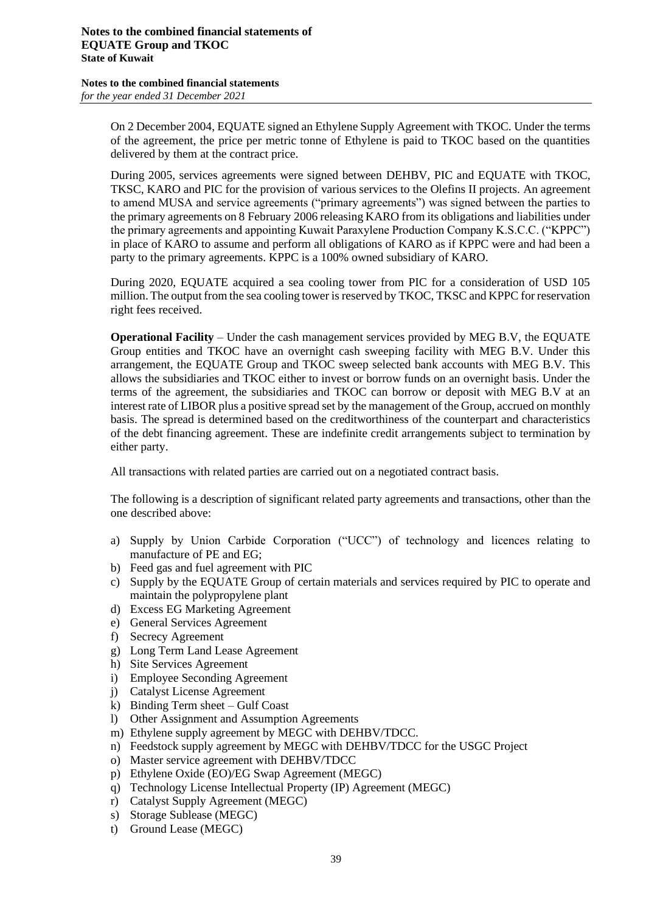On 2 December 2004, EQUATE signed an Ethylene Supply Agreement with TKOC. Under the terms of the agreement, the price per metric tonne of Ethylene is paid to TKOC based on the quantities delivered by them at the contract price.

During 2005, services agreements were signed between DEHBV, PIC and EQUATE with TKOC, TKSC, KARO and PIC for the provision of various services to the Olefins II projects. An agreement to amend MUSA and service agreements ("primary agreements") was signed between the parties to the primary agreements on 8 February 2006 releasing KARO from its obligations and liabilities under the primary agreements and appointing Kuwait Paraxylene Production Company K.S.C.C. ("KPPC") in place of KARO to assume and perform all obligations of KARO as if KPPC were and had been a party to the primary agreements. KPPC is a 100% owned subsidiary of KARO.

During 2020, EQUATE acquired a sea cooling tower from PIC for a consideration of USD 105 million. The output from the sea cooling tower is reserved by TKOC, TKSC and KPPC for reservation right fees received.

**Operational Facility** – Under the cash management services provided by MEG B.V, the EQUATE Group entities and TKOC have an overnight cash sweeping facility with MEG B.V. Under this arrangement, the EQUATE Group and TKOC sweep selected bank accounts with MEG B.V. This allows the subsidiaries and TKOC either to invest or borrow funds on an overnight basis. Under the terms of the agreement, the subsidiaries and TKOC can borrow or deposit with MEG B.V at an interest rate of LIBOR plus a positive spread set by the management of the Group, accrued on monthly basis. The spread is determined based on the creditworthiness of the counterpart and characteristics of the debt financing agreement. These are indefinite credit arrangements subject to termination by either party.

All transactions with related parties are carried out on a negotiated contract basis.

The following is a description of significant related party agreements and transactions, other than the one described above:

a) Supply by Union Carbide Corporation ("UCC") of technology and licences relating to manufacture of PE and EG;
b) Feed gas and fuel agreement with PIC
c) Supply by the EQUATE Group of certain materials and services required by PIC to operate and maintain the polypropylene plant
d) Excess EG Marketing Agreement
e) General Services Agreement
f) Secrecy Agreement
g) Long Term Land Lease Agreement
h) Site Services Agreement
i) Employee Seconding Agreement
j) Catalyst License Agreement
k) Binding Term sheet – Gulf Coast
l) Other Assignment and Assumption Agreements
m) Ethylene supply agreement by MEGC with DEHBV/TDCC.
n) Feedstock supply agreement by MEGC with DEHBV/TDCC for the USGC Project
o) Master service agreement with DEHBV/TDCC
p) Ethylene Oxide (EO)/EG Swap Agreement (MEGC)
q) Technology License Intellectual Property (IP) Agreement (MEGC)
r) Catalyst Supply Agreement (MEGC)
s) Storage Sublease (MEGC)
t) Ground Lease (MEGC)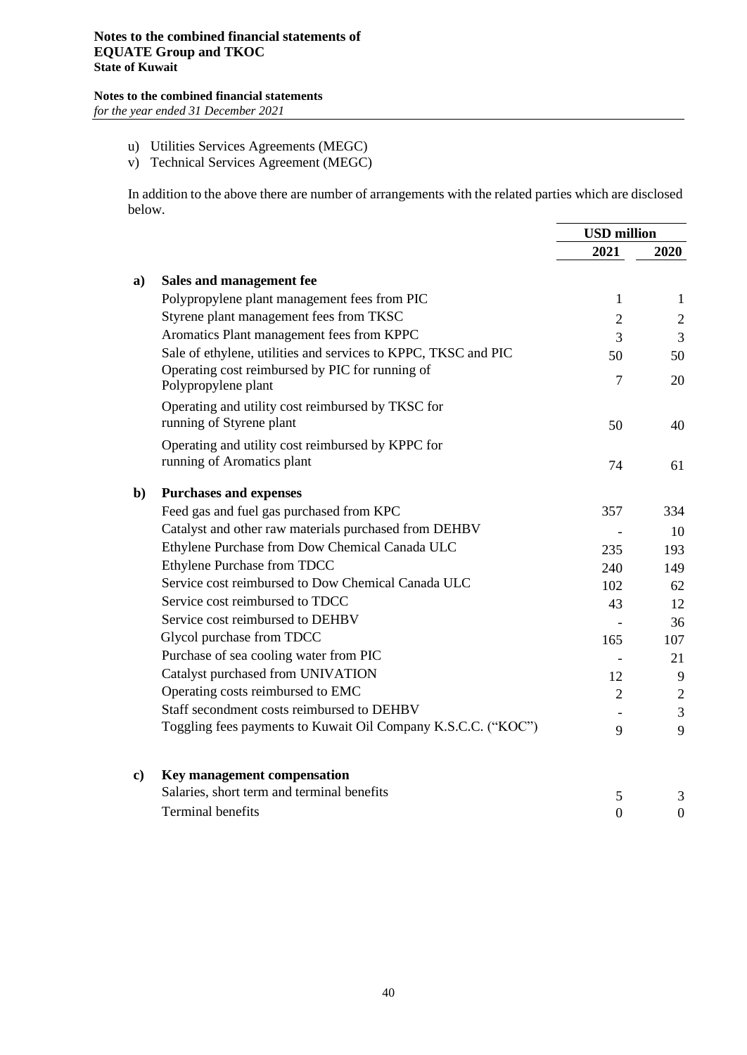u) Utilities Services Agreements (MEGC)
v) Technical Services Agreement (MEGC)

In addition to the above there are number of arrangements with the related parties which are disclosed below.

| | | USD million | |
|---|---|---|---|
| | | 2021 | 2020 |
| **a)** | **Sales and management fee** | | |
| | Polypropylene plant management fees from PIC | 1 | 1 |
| | Styrene plant management fees from TKSC | 2 | 2 |
| | Aromatics Plant management fees from KPPC | 3 | 3 |
| | Sale of ethylene, utilities and services to KPPC, TKSC and PIC | 50 | 50 |
| | Operating cost reimbursed by PIC for running of Polypropylene plant | 7 | 20 |
| | Operating and utility cost reimbursed by TKSC for running of Styrene plant | 50 | 40 |
| | Operating and utility cost reimbursed by KPPC for running of Aromatics plant | 74 | 61 |
| **b)** | **Purchases and expenses** | | |
| | Feed gas and fuel gas purchased from KPC | 357 | 334 |
| | Catalyst and other raw materials purchased from DEHBV | - | 10 |
| | Ethylene Purchase from Dow Chemical Canada ULC | 235 | 193 |
| | Ethylene Purchase from TDCC | 240 | 149 |
| | Service cost reimbursed to Dow Chemical Canada ULC | 102 | 62 |
| | Service cost reimbursed to TDCC | 43 | 12 |
| | Service cost reimbursed to DEHBV | - | 36 |
| | Glycol purchase from TDCC | 165 | 107 |
| | Purchase of sea cooling water from PIC | - | 21 |
| | Catalyst purchased from UNIVATION | 12 | 9 |
| | Operating costs reimbursed to EMC | 2 | 2 |
| | Staff secondment costs reimbursed to DEHBV | - | 3 |
| | Toggling fees payments to Kuwait Oil Company K.S.C.C. ("KOC") | 9 | 9 |
| **c)** | **Key management compensation** | | |
| | Salaries, short term and terminal benefits | 5 | 3 |
| | Terminal benefits | 0 | 0 |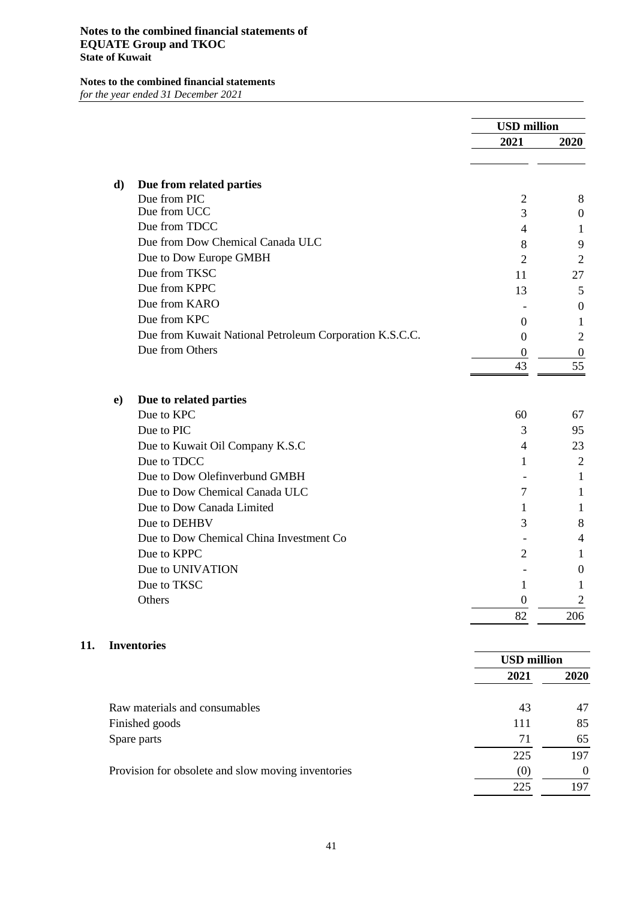|  | USD million |  |
|---|---|---|
|  | 2021 | 2020 |
| **d) Due from related parties** |  |  |
| Due from PIC | 2 | 8 |
| Due from UCC | 3 | 0 |
| Due from TDCC | 4 | 1 |
| Due from Dow Chemical Canada ULC | 8 | 9 |
| Due to Dow Europe GMBH | 2 | 2 |
| Due from TKSC | 11 | 27 |
| Due from KPPC | 13 | 5 |
| Due from KARO | - | 0 |
| Due from KPC | 0 | 1 |
| Due from Kuwait National Petroleum Corporation K.S.C.C. | 0 | 2 |
| Due from Others | 0 | 0 |
|  | 43 | 55 |
| **e) Due to related parties** |  |  |
| Due to KPC | 60 | 67 |
| Due to PIC | 3 | 95 |
| Due to Kuwait Oil Company K.S.C | 4 | 23 |
| Due to TDCC | 1 | 2 |
| Due to Dow Olefinverbund GMBH | - | 1 |
| Due to Dow Chemical Canada ULC | 7 | 1 |
| Due to Dow Canada Limited | 1 | 1 |
| Due to DEHBV | 3 | 8 |
| Due to Dow Chemical China Investment Co | - | 4 |
| Due to KPPC | 2 | 1 |
| Due to UNIVATION | - | 0 |
| Due to TKSC | 1 | 1 |
| Others | 0 | 2 |
|  | 82 | 206 |

## 11. Inventories

|  | USD million |  |
|---|---|---|
|  | 2021 | 2020 |
| Raw materials and consumables | 43 | 47 |
| Finished goods | 111 | 85 |
| Spare parts | 71 | 65 |
|  | 225 | 197 |
| Provision for obsolete and slow moving inventories | (0) | 0 |
|  | 225 | 197 |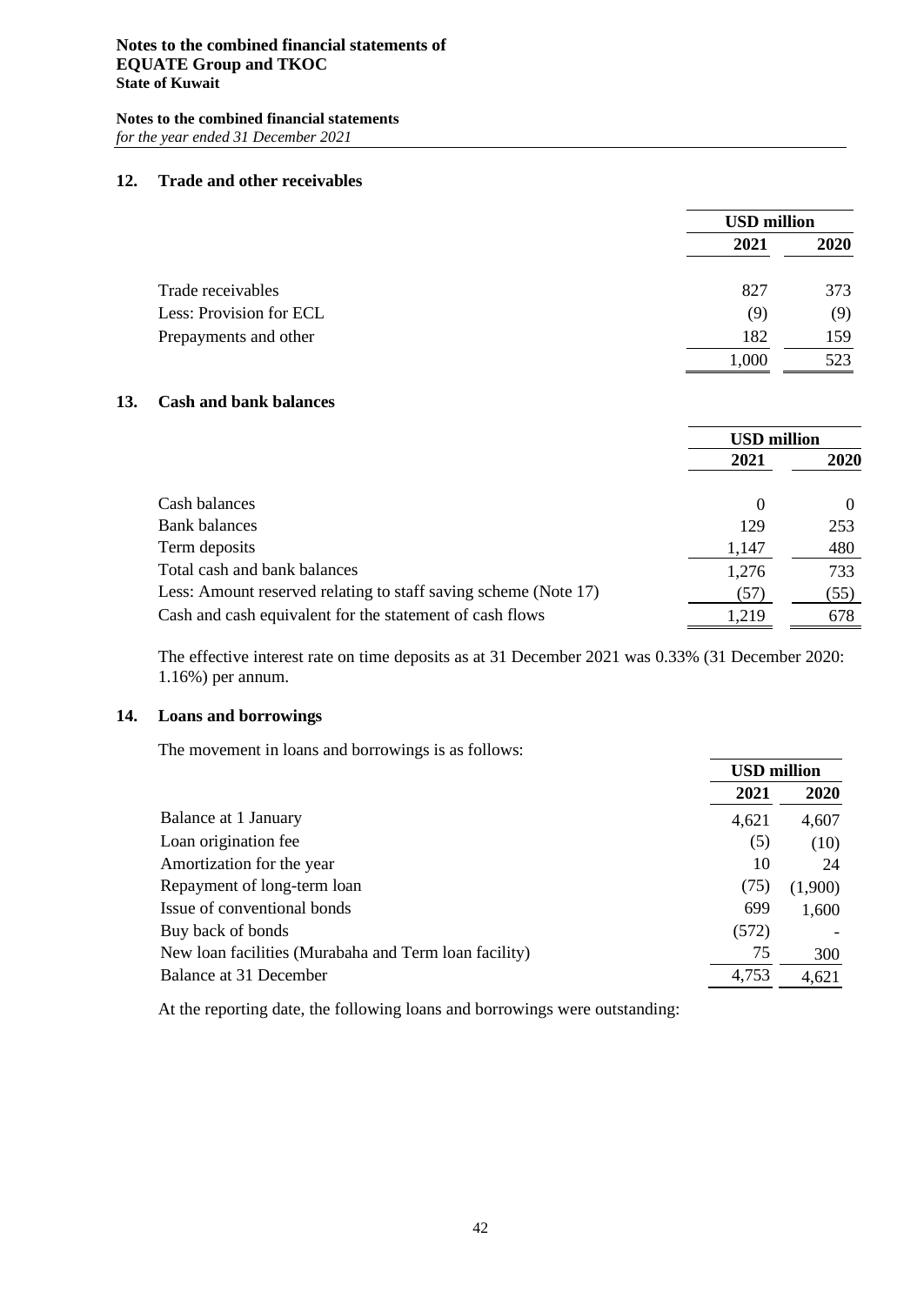## 12. Trade and other receivables

| | USD million | |
|---|---|---|
| | 2021 | 2020 |
| Trade receivables | 827 | 373 |
| Less: Provision for ECL | (9) | (9) |
| Prepayments and other | 182 | 159 |
| | 1,000 | 523 |

## 13. Cash and bank balances

| | USD million | |
|---|---|---|
| | 2021 | 2020 |
| Cash balances | 0 | 0 |
| Bank balances | 129 | 253 |
| Term deposits | 1,147 | 480 |
| Total cash and bank balances | 1,276 | 733 |
| Less: Amount reserved relating to staff saving scheme (Note 17) | (57) | (55) |
| Cash and cash equivalent for the statement of cash flows | 1,219 | 678 |

The effective interest rate on time deposits as at 31 December 2021 was 0.33% (31 December 2020: 1.16%) per annum.

## 14. Loans and borrowings

The movement in loans and borrowings is as follows:

| | USD million | |
|---|---|---|
| | 2021 | 2020 |
| Balance at 1 January | 4,621 | 4,607 |
| Loan origination fee | (5) | (10) |
| Amortization for the year | 10 | 24 |
| Repayment of long-term loan | (75) | (1,900) |
| Issue of conventional bonds | 699 | 1,600 |
| Buy back of bonds | (572) | - |
| New loan facilities (Murabaha and Term loan facility) | 75 | 300 |
| Balance at 31 December | 4,753 | 4,621 |

At the reporting date, the following loans and borrowings were outstanding: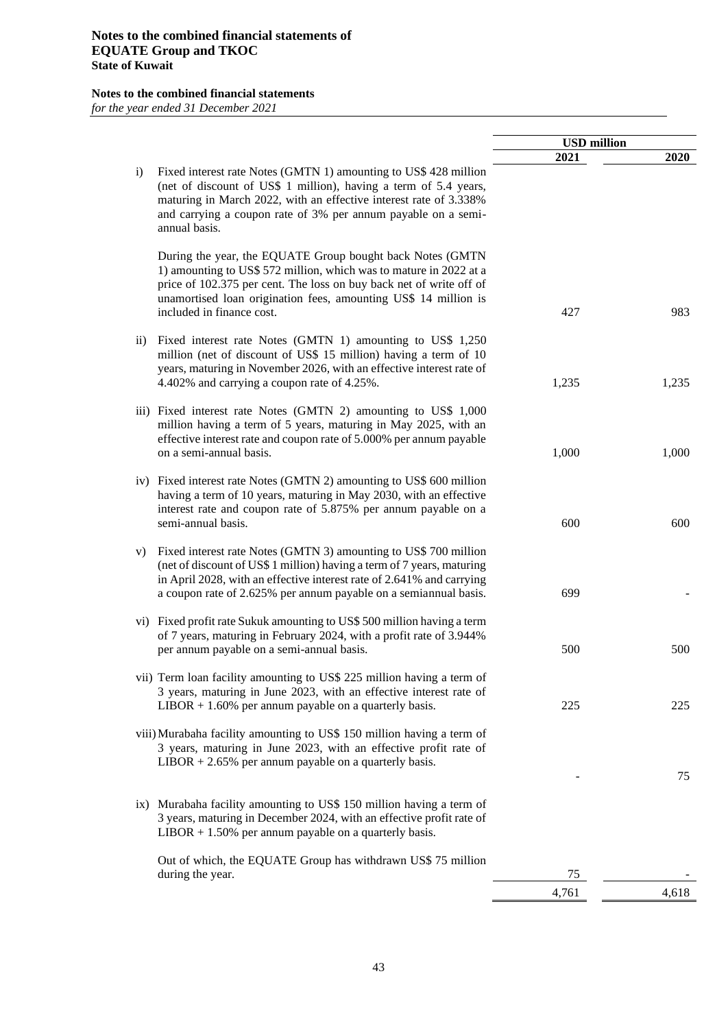| | USD million | |
|---|---|---|
| | **2021** | **2020** |
| i) Fixed interest rate Notes (GMTN 1) amounting to US$ 428 million (net of discount of US$ 1 million), having a term of 5.4 years, maturing in March 2022, with an effective interest rate of 3.338% and carrying a coupon rate of 3% per annum payable on a semi-annual basis.<br><br>During the year, the EQUATE Group bought back Notes (GMTN 1) amounting to US$ 572 million, which was to mature in 2022 at a price of 102.375 per cent. The loss on buy back net of write off of unamortised loan origination fees, amounting US$ 14 million is included in finance cost. | 427 | 983 |
| ii) Fixed interest rate Notes (GMTN 1) amounting to US$ 1,250 million (net of discount of US$ 15 million) having a term of 10 years, maturing in November 2026, with an effective interest rate of 4.402% and carrying a coupon rate of 4.25%. | 1,235 | 1,235 |
| iii) Fixed interest rate Notes (GMTN 2) amounting to US$ 1,000 million having a term of 5 years, maturing in May 2025, with an effective interest rate and coupon rate of 5.000% per annum payable on a semi-annual basis. | 1,000 | 1,000 |
| iv) Fixed interest rate Notes (GMTN 2) amounting to US$ 600 million having a term of 10 years, maturing in May 2030, with an effective interest rate and coupon rate of 5.875% per annum payable on a semi-annual basis. | 600 | 600 |
| v) Fixed interest rate Notes (GMTN 3) amounting to US$ 700 million (net of discount of US$ 1 million) having a term of 7 years, maturing in April 2028, with an effective interest rate of 2.641% and carrying a coupon rate of 2.625% per annum payable on a semiannual basis. | 699 | - |
| vi) Fixed profit rate Sukuk amounting to US$ 500 million having a term of 7 years, maturing in February 2024, with a profit rate of 3.944% per annum payable on a semi-annual basis. | 500 | 500 |
| vii) Term loan facility amounting to US$ 225 million having a term of 3 years, maturing in June 2023, with an effective interest rate of LIBOR + 1.60% per annum payable on a quarterly basis. | 225 | 225 |
| viii) Murabaha facility amounting to US$ 150 million having a term of 3 years, maturing in June 2023, with an effective profit rate of LIBOR + 2.65% per annum payable on a quarterly basis. | - | 75 |
| ix) Murabaha facility amounting to US$ 150 million having a term of 3 years, maturing in December 2024, with an effective profit rate of LIBOR + 1.50% per annum payable on a quarterly basis.<br><br>Out of which, the EQUATE Group has withdrawn US$ 75 million during the year. | 75 | - |
| | 4,761 | 4,618 |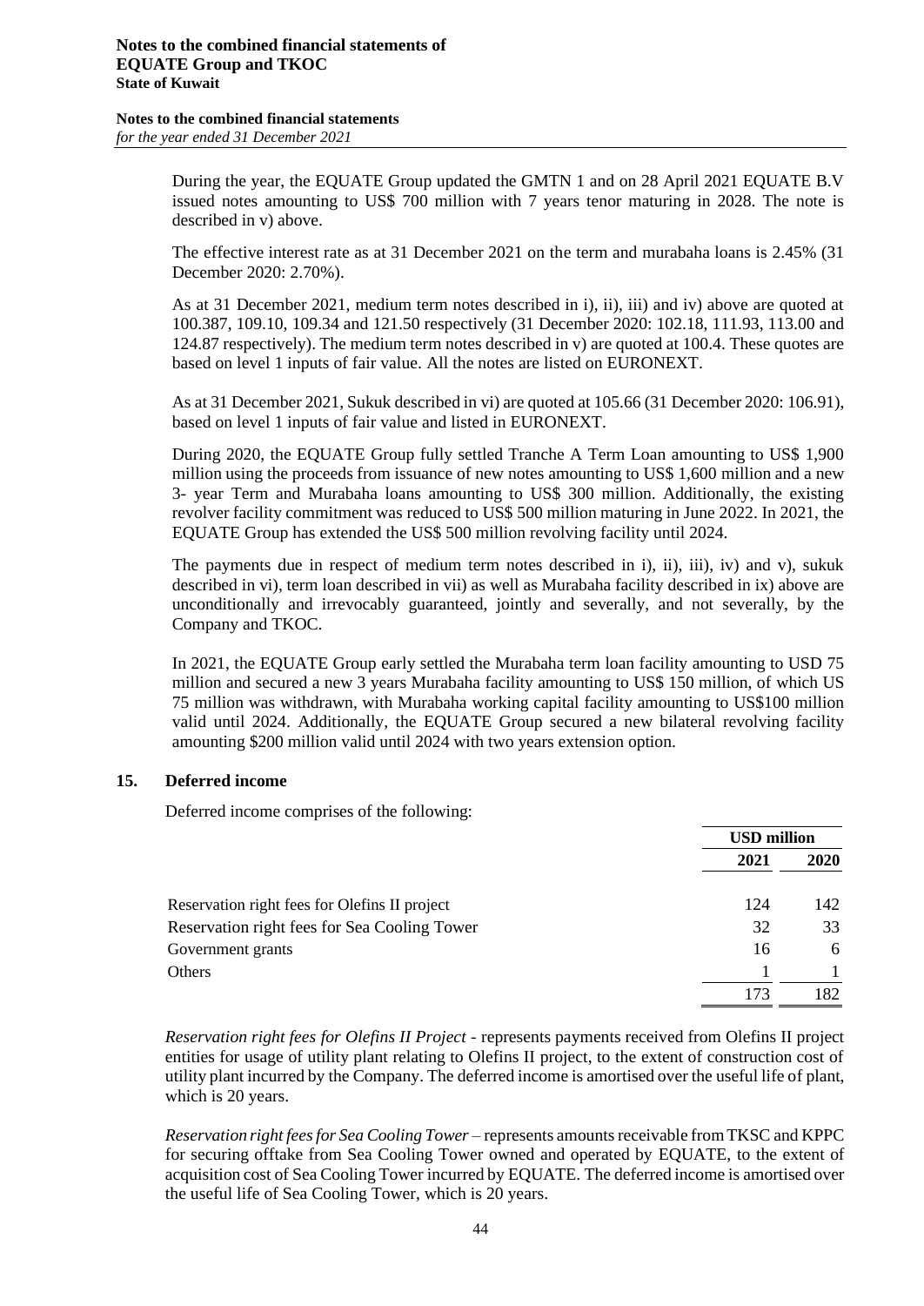During the year, the EQUATE Group updated the GMTN 1 and on 28 April 2021 EQUATE B.V issued notes amounting to US$ 700 million with 7 years tenor maturing in 2028. The note is described in v) above.

The effective interest rate as at 31 December 2021 on the term and murabaha loans is 2.45% (31 December 2020: 2.70%).

As at 31 December 2021, medium term notes described in i), ii), iii) and iv) above are quoted at 100.387, 109.10, 109.34 and 121.50 respectively (31 December 2020: 102.18, 111.93, 113.00 and 124.87 respectively). The medium term notes described in v) are quoted at 100.4. These quotes are based on level 1 inputs of fair value. All the notes are listed on EURONEXT.

As at 31 December 2021, Sukuk described in vi) are quoted at 105.66 (31 December 2020: 106.91), based on level 1 inputs of fair value and listed in EURONEXT.

During 2020, the EQUATE Group fully settled Tranche A Term Loan amounting to US$ 1,900 million using the proceeds from issuance of new notes amounting to US$ 1,600 million and a new 3- year Term and Murabaha loans amounting to US$ 300 million. Additionally, the existing revolver facility commitment was reduced to US$ 500 million maturing in June 2022. In 2021, the EQUATE Group has extended the US$ 500 million revolving facility until 2024.

The payments due in respect of medium term notes described in i), ii), iii), iv) and v), sukuk described in vi), term loan described in vii) as well as Murabaha facility described in ix) above are unconditionally and irrevocably guaranteed, jointly and severally, and not severally, by the Company and TKOC.

In 2021, the EQUATE Group early settled the Murabaha term loan facility amounting to USD 75 million and secured a new 3 years Murabaha facility amounting to US$ 150 million, of which US 75 million was withdrawn, with Murabaha working capital facility amounting to US$100 million valid until 2024. Additionally, the EQUATE Group secured a new bilateral revolving facility amounting $200 million valid until 2024 with two years extension option.

## 15. Deferred income

Deferred income comprises of the following:

| | USD million | |
|---|---|---|
| | **2021** | **2020** |
| Reservation right fees for Olefins II project | 124 | 142 |
| Reservation right fees for Sea Cooling Tower | 32 | 33 |
| Government grants | 16 | 6 |
| Others | 1 | 1 |
| | 173 | 182 |

*Reservation right fees for Olefins II Project* - represents payments received from Olefins II project entities for usage of utility plant relating to Olefins II project, to the extent of construction cost of utility plant incurred by the Company. The deferred income is amortised over the useful life of plant, which is 20 years.

*Reservation right fees for Sea Cooling Tower* – represents amounts receivable from TKSC and KPPC for securing offtake from Sea Cooling Tower owned and operated by EQUATE, to the extent of acquisition cost of Sea Cooling Tower incurred by EQUATE. The deferred income is amortised over the useful life of Sea Cooling Tower, which is 20 years.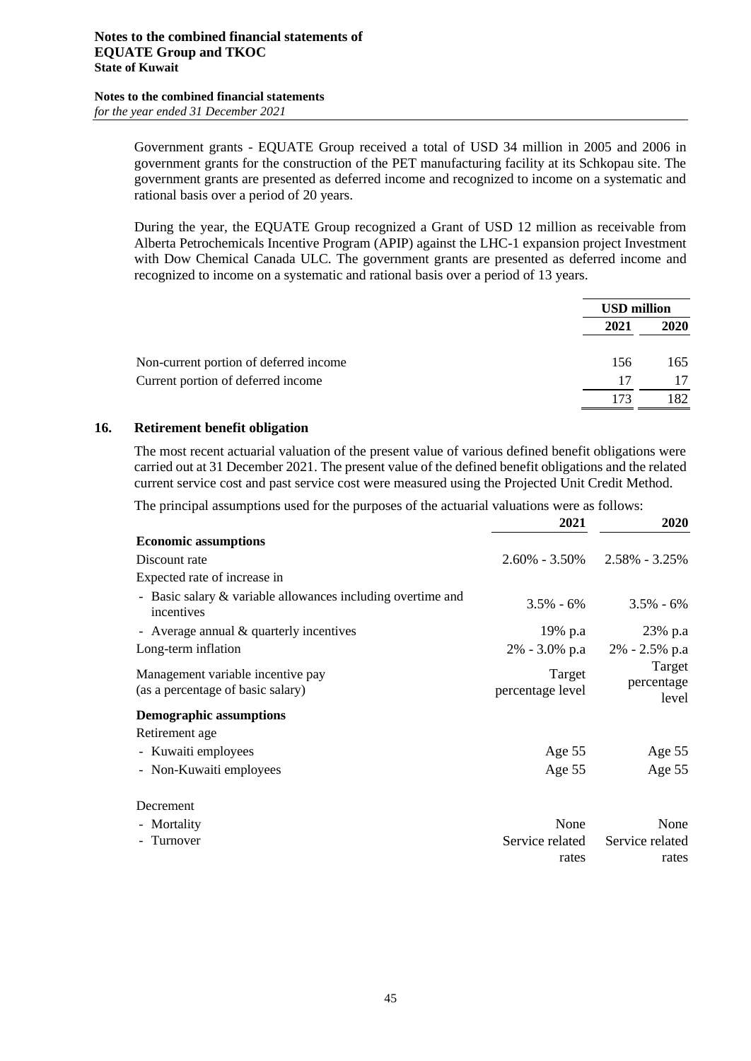Government grants - EQUATE Group received a total of USD 34 million in 2005 and 2006 in government grants for the construction of the PET manufacturing facility at its Schkopau site. The government grants are presented as deferred income and recognized to income on a systematic and rational basis over a period of 20 years.

During the year, the EQUATE Group recognized a Grant of USD 12 million as receivable from Alberta Petrochemicals Incentive Program (APIP) against the LHC-1 expansion project Investment with Dow Chemical Canada ULC. The government grants are presented as deferred income and recognized to income on a systematic and rational basis over a period of 13 years.

| | USD million | |
|---|---|---|
| | **2021** | **2020** |
| Non-current portion of deferred income | 156 | 165 |
| Current portion of deferred income | 17 | 17 |
| | 173 | 182 |

## 16. Retirement benefit obligation

The most recent actuarial valuation of the present value of various defined benefit obligations were carried out at 31 December 2021. The present value of the defined benefit obligations and the related current service cost and past service cost were measured using the Projected Unit Credit Method.

The principal assumptions used for the purposes of the actuarial valuations were as follows:

| | **2021** | **2020** |
|---|---|---|
| **Economic assumptions** | | |
| Discount rate | 2.60% - 3.50% | 2.58% - 3.25% |
| Expected rate of increase in | | |
| - Basic salary & variable allowances including overtime and incentives | 3.5% - 6% | 3.5% - 6% |
| - Average annual & quarterly incentives | 19% p.a | 23% p.a |
| Long-term inflation | 2% - 3.0% p.a | 2% - 2.5% p.a |
| Management variable incentive pay (as a percentage of basic salary) | Target percentage level | Target percentage level |
| **Demographic assumptions** | | |
| Retirement age | | |
| - Kuwaiti employees | Age 55 | Age 55 |
| - Non-Kuwaiti employees | Age 55 | Age 55 |
| Decrement | | |
| - Mortality | None | None |
| - Turnover | Service related rates | Service related rates |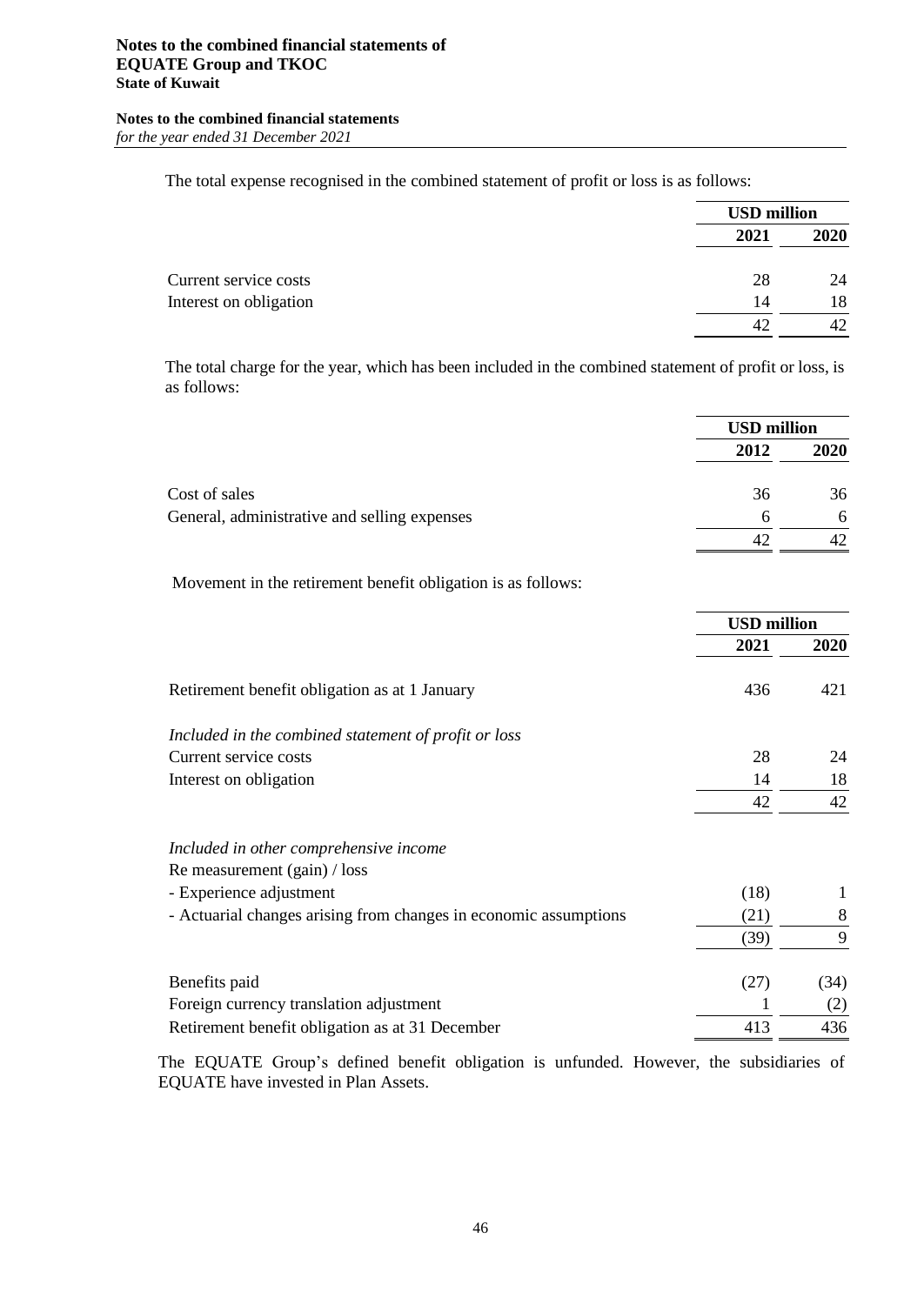The total expense recognised in the combined statement of profit or loss is as follows:

| | USD million | |
|---|---|---|
| | **2021** | **2020** |
| Current service costs | 28 | 24 |
| Interest on obligation | 14 | 18 |
| | 42 | 42 |

The total charge for the year, which has been included in the combined statement of profit or loss, is as follows:

| | USD million | |
|---|---|---|
| | **2012** | **2020** |
| Cost of sales | 36 | 36 |
| General, administrative and selling expenses | 6 | 6 |
| | 42 | 42 |

Movement in the retirement benefit obligation is as follows:

| | USD million | |
|---|---|---|
| | **2021** | **2020** |
| Retirement benefit obligation as at 1 January | 436 | 421 |
| *Included in the combined statement of profit or loss* | | |
| Current service costs | 28 | 24 |
| Interest on obligation | 14 | 18 |
| | 42 | 42 |
| *Included in other comprehensive income* | | |
| Re measurement (gain) / loss | | |
| - Experience adjustment | (18) | 1 |
| - Actuarial changes arising from changes in economic assumptions | (21) | 8 |
| | (39) | 9 |
| Benefits paid | (27) | (34) |
| Foreign currency translation adjustment | 1 | (2) |
| Retirement benefit obligation as at 31 December | 413 | 436 |

The EQUATE Group's defined benefit obligation is unfunded. However, the subsidiaries of EQUATE have invested in Plan Assets.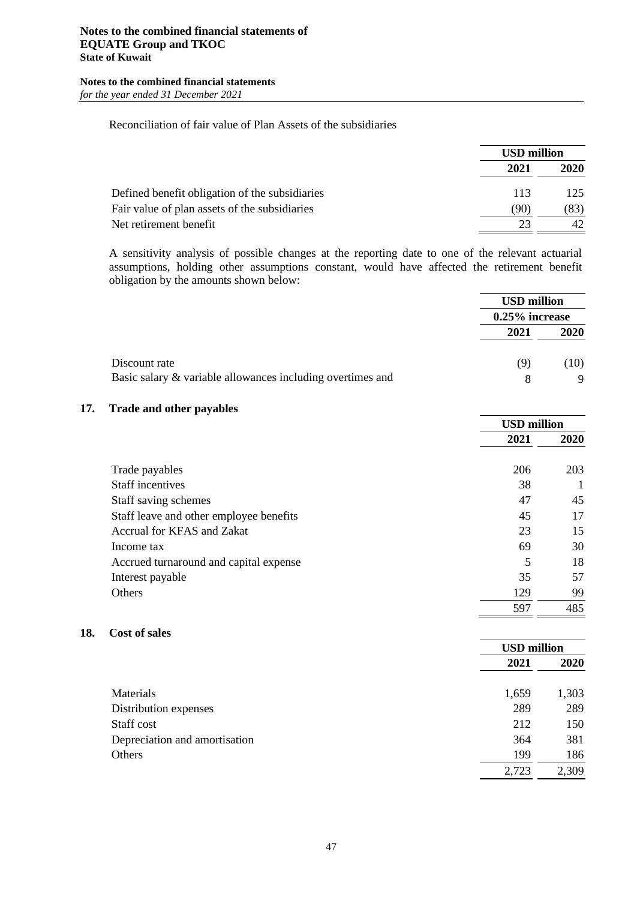Reconciliation of fair value of Plan Assets of the subsidiaries

| | USD million | |
|---|---|---|
| | 2021 | 2020 |
| Defined benefit obligation of the subsidiaries | 113 | 125 |
| Fair value of plan assets of the subsidiaries | (90) | (83) |
| Net retirement benefit | 23 | 42 |

A sensitivity analysis of possible changes at the reporting date to one of the relevant actuarial assumptions, holding other assumptions constant, would have affected the retirement benefit obligation by the amounts shown below:

| | USD million | |
|---|---|---|
| | 0.25% increase | |
| | 2021 | 2020 |
| Discount rate | (9) | (10) |
| Basic salary & variable allowances including overtimes and | 8 | 9 |

## 17. Trade and other payables

| | USD million | |
|---|---|---|
| | 2021 | 2020 |
| Trade payables | 206 | 203 |
| Staff incentives | 38 | 1 |
| Staff saving schemes | 47 | 45 |
| Staff leave and other employee benefits | 45 | 17 |
| Accrual for KFAS and Zakat | 23 | 15 |
| Income tax | 69 | 30 |
| Accrued turnaround and capital expense | 5 | 18 |
| Interest payable | 35 | 57 |
| Others | 129 | 99 |
| | 597 | 485 |

## 18. Cost of sales

| | USD million | |
|---|---|---|
| | 2021 | 2020 |
| Materials | 1,659 | 1,303 |
| Distribution expenses | 289 | 289 |
| Staff cost | 212 | 150 |
| Depreciation and amortisation | 364 | 381 |
| Others | 199 | 186 |
| | 2,723 | 2,309 |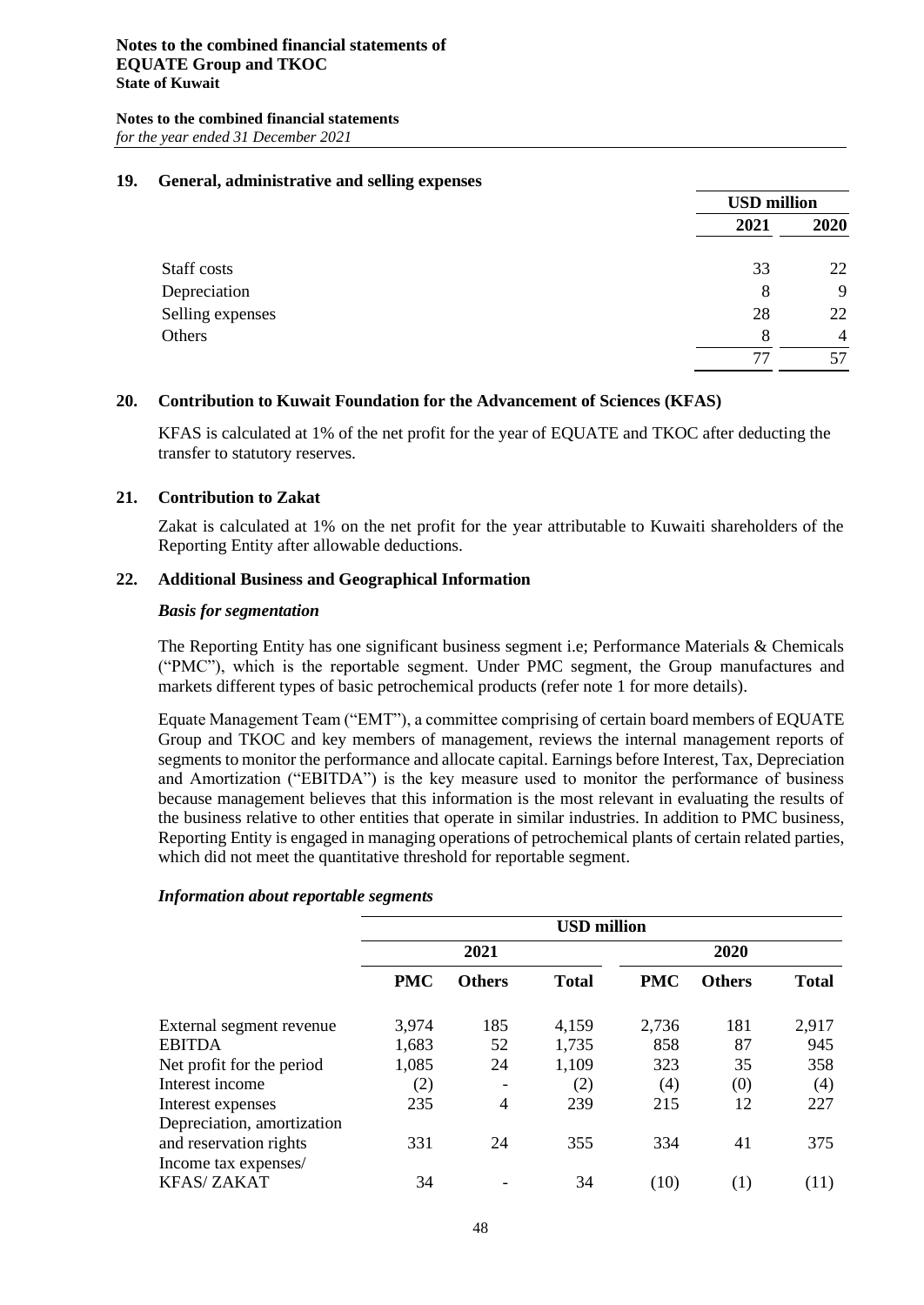## 19. General, administrative and selling expenses

| | USD million | |
|---|---|---|
| | 2021 | 2020 |
| Staff costs | 33 | 22 |
| Depreciation | 8 | 9 |
| Selling expenses | 28 | 22 |
| Others | 8 | 4 |
| | 77 | 57 |

## 20. Contribution to Kuwait Foundation for the Advancement of Sciences (KFAS)

KFAS is calculated at 1% of the net profit for the year of EQUATE and TKOC after deducting the transfer to statutory reserves.

## 21. Contribution to Zakat

Zakat is calculated at 1% on the net profit for the year attributable to Kuwaiti shareholders of the Reporting Entity after allowable deductions.

## 22. Additional Business and Geographical Information

### *Basis for segmentation*

The Reporting Entity has one significant business segment i.e; Performance Materials & Chemicals ("PMC"), which is the reportable segment. Under PMC segment, the Group manufactures and markets different types of basic petrochemical products (refer note 1 for more details).

Equate Management Team ("EMT"), a committee comprising of certain board members of EQUATE Group and TKOC and key members of management, reviews the internal management reports of segments to monitor the performance and allocate capital. Earnings before Interest, Tax, Depreciation and Amortization ("EBITDA") is the key measure used to monitor the performance of business because management believes that this information is the most relevant in evaluating the results of the business relative to other entities that operate in similar industries. In addition to PMC business, Reporting Entity is engaged in managing operations of petrochemical plants of certain related parties, which did not meet the quantitative threshold for reportable segment.

### *Information about reportable segments*

| | USD million | | | | | |
|---|---|---|---|---|---|---|
| | 2021 | | | 2020 | | |
| | PMC | Others | Total | PMC | Others | Total |
| External segment revenue | 3,974 | 185 | 4,159 | 2,736 | 181 | 2,917 |
| EBITDA | 1,683 | 52 | 1,735 | 858 | 87 | 945 |
| Net profit for the period | 1,085 | 24 | 1,109 | 323 | 35 | 358 |
| Interest income | (2) | - | (2) | (4) | (0) | (4) |
| Interest expenses | 235 | 4 | 239 | 215 | 12 | 227 |
| Depreciation, amortization and reservation rights | 331 | 24 | 355 | 334 | 41 | 375 |
| Income tax expenses/ KFAS/ ZAKAT | 34 | - | 34 | (10) | (1) | (11) |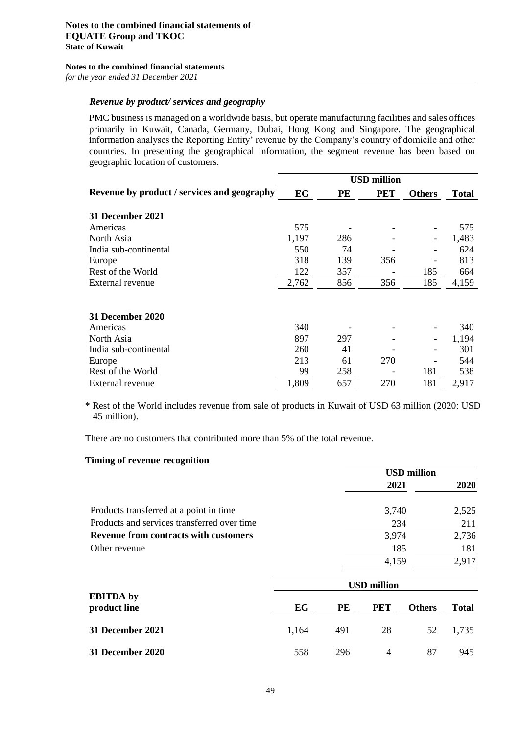### *Revenue by product/ services and geography*

PMC business is managed on a worldwide basis, but operate manufacturing facilities and sales offices primarily in Kuwait, Canada, Germany, Dubai, Hong Kong and Singapore. The geographical information analyses the Reporting Entity' revenue by the Company's country of domicile and other countries. In presenting the geographical information, the segment revenue has been based on geographic location of customers.

| | USD million | | | | |
|---|---|---|---|---|---|
| **Revenue by product / services and geography** | **EG** | **PE** | **PET** | **Others** | **Total** |
| **31 December 2021** | | | | | |
| Americas | 575 | - | - | - | 575 |
| North Asia | 1,197 | 286 | - | - | 1,483 |
| India sub-continental | 550 | 74 | - | - | 624 |
| Europe | 318 | 139 | 356 | - | 813 |
| Rest of the World | 122 | 357 | - | 185 | 664 |
| External revenue | 2,762 | 856 | 356 | 185 | 4,159 |
| **31 December 2020** | | | | | |
| Americas | 340 | - | - | - | 340 |
| North Asia | 897 | 297 | - | - | 1,194 |
| India sub-continental | 260 | 41 | - | - | 301 |
| Europe | 213 | 61 | 270 | - | 544 |
| Rest of the World | 99 | 258 | - | 181 | 538 |
| External revenue | 1,809 | 657 | 270 | 181 | 2,917 |

\* Rest of the World includes revenue from sale of products in Kuwait of USD 63 million (2020: USD 45 million).

There are no customers that contributed more than 5% of the total revenue.

**Timing of revenue recognition**

| | USD million | |
|---|---|---|
| | **2021** | **2020** |
| Products transferred at a point in time | 3,740 | 2,525 |
| Products and services transferred over time | 234 | 211 |
| **Revenue from contracts with customers** | 3,974 | 2,736 |
| Other revenue | 185 | 181 |
| | 4,159 | 2,917 |

| | USD million | | | | |
|---|---|---|---|---|---|
| **EBITDA by product line** | **EG** | **PE** | **PET** | **Others** | **Total** |
| **31 December 2021** | 1,164 | 491 | 28 | 52 | 1,735 |
| **31 December 2020** | 558 | 296 | 4 | 87 | 945 |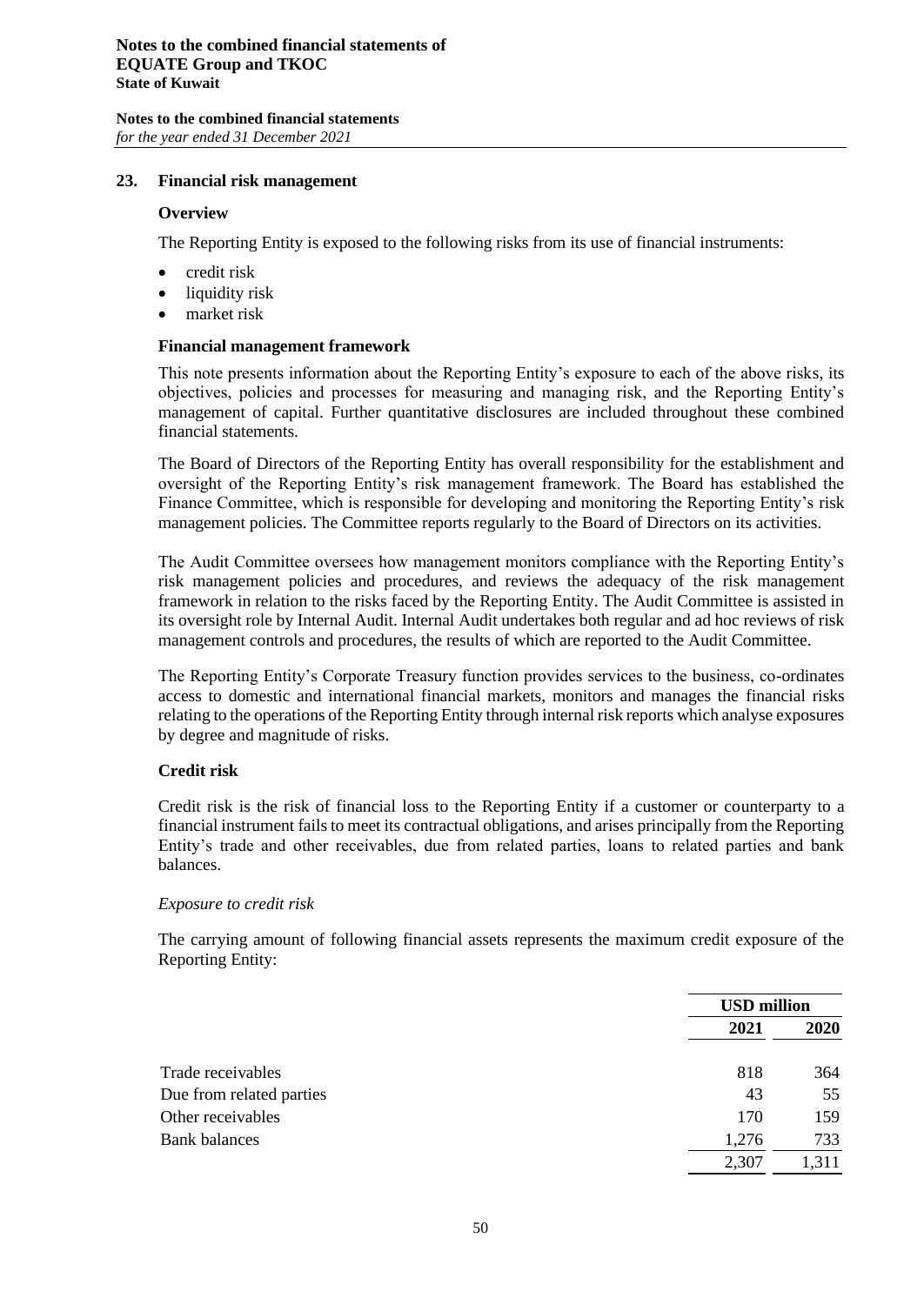## 23. Financial risk management

### Overview

The Reporting Entity is exposed to the following risks from its use of financial instruments:

- credit risk
- liquidity risk
- market risk

### Financial management framework

This note presents information about the Reporting Entity's exposure to each of the above risks, its objectives, policies and processes for measuring and managing risk, and the Reporting Entity's management of capital. Further quantitative disclosures are included throughout these combined financial statements.

The Board of Directors of the Reporting Entity has overall responsibility for the establishment and oversight of the Reporting Entity's risk management framework. The Board has established the Finance Committee, which is responsible for developing and monitoring the Reporting Entity's risk management policies. The Committee reports regularly to the Board of Directors on its activities.

The Audit Committee oversees how management monitors compliance with the Reporting Entity's risk management policies and procedures, and reviews the adequacy of the risk management framework in relation to the risks faced by the Reporting Entity. The Audit Committee is assisted in its oversight role by Internal Audit. Internal Audit undertakes both regular and ad hoc reviews of risk management controls and procedures, the results of which are reported to the Audit Committee.

The Reporting Entity's Corporate Treasury function provides services to the business, co-ordinates access to domestic and international financial markets, monitors and manages the financial risks relating to the operations of the Reporting Entity through internal risk reports which analyse exposures by degree and magnitude of risks.

### Credit risk

Credit risk is the risk of financial loss to the Reporting Entity if a customer or counterparty to a financial instrument fails to meet its contractual obligations, and arises principally from the Reporting Entity's trade and other receivables, due from related parties, loans to related parties and bank balances.

*Exposure to credit risk*

The carrying amount of following financial assets represents the maximum credit exposure of the Reporting Entity:

| | USD million | |
|---|---|---|
| | **2021** | **2020** |
| Trade receivables | 818 | 364 |
| Due from related parties | 43 | 55 |
| Other receivables | 170 | 159 |
| Bank balances | 1,276 | 733 |
| | 2,307 | 1,311 |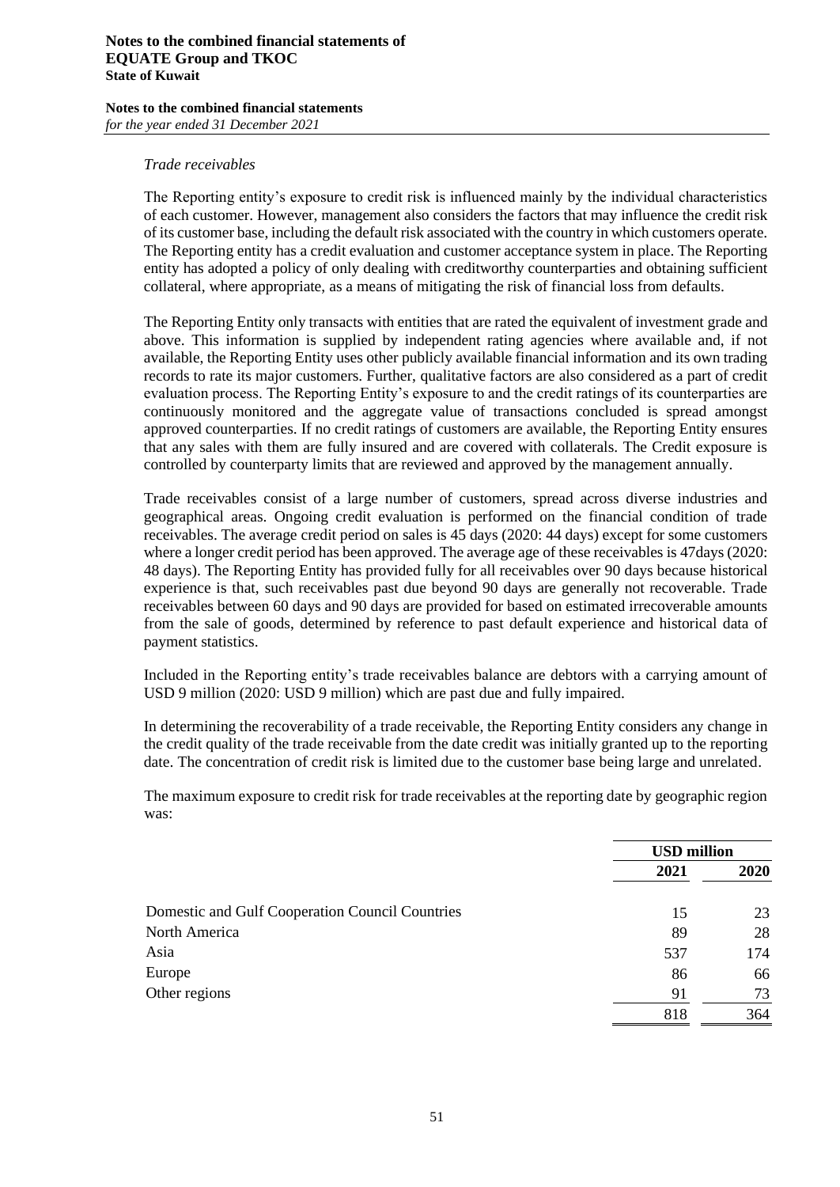*Trade receivables*

The Reporting entity's exposure to credit risk is influenced mainly by the individual characteristics of each customer. However, management also considers the factors that may influence the credit risk of its customer base, including the default risk associated with the country in which customers operate. The Reporting entity has a credit evaluation and customer acceptance system in place. The Reporting entity has adopted a policy of only dealing with creditworthy counterparties and obtaining sufficient collateral, where appropriate, as a means of mitigating the risk of financial loss from defaults.

The Reporting Entity only transacts with entities that are rated the equivalent of investment grade and above. This information is supplied by independent rating agencies where available and, if not available, the Reporting Entity uses other publicly available financial information and its own trading records to rate its major customers. Further, qualitative factors are also considered as a part of credit evaluation process. The Reporting Entity's exposure to and the credit ratings of its counterparties are continuously monitored and the aggregate value of transactions concluded is spread amongst approved counterparties. If no credit ratings of customers are available, the Reporting Entity ensures that any sales with them are fully insured and are covered with collaterals. The Credit exposure is controlled by counterparty limits that are reviewed and approved by the management annually.

Trade receivables consist of a large number of customers, spread across diverse industries and geographical areas. Ongoing credit evaluation is performed on the financial condition of trade receivables. The average credit period on sales is 45 days (2020: 44 days) except for some customers where a longer credit period has been approved. The average age of these receivables is 47days (2020: 48 days). The Reporting Entity has provided fully for all receivables over 90 days because historical experience is that, such receivables past due beyond 90 days are generally not recoverable. Trade receivables between 60 days and 90 days are provided for based on estimated irrecoverable amounts from the sale of goods, determined by reference to past default experience and historical data of payment statistics.

Included in the Reporting entity's trade receivables balance are debtors with a carrying amount of USD 9 million (2020: USD 9 million) which are past due and fully impaired.

In determining the recoverability of a trade receivable, the Reporting Entity considers any change in the credit quality of the trade receivable from the date credit was initially granted up to the reporting date. The concentration of credit risk is limited due to the customer base being large and unrelated.

The maximum exposure to credit risk for trade receivables at the reporting date by geographic region was:

| | USD million | |
|---|---|---|
| | **2021** | **2020** |
| Domestic and Gulf Cooperation Council Countries | 15 | 23 |
| North America | 89 | 28 |
| Asia | 537 | 174 |
| Europe | 86 | 66 |
| Other regions | 91 | 73 |
| | 818 | 364 |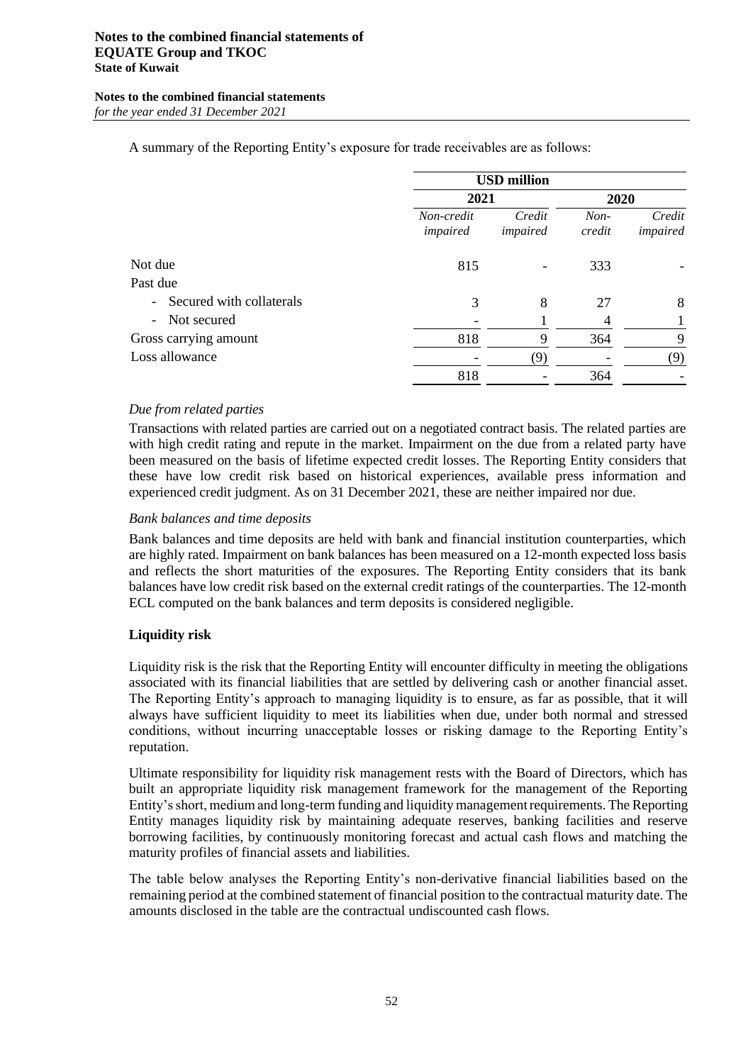A summary of the Reporting Entity's exposure for trade receivables are as follows:

| | USD million | | | |
|---|---|---|---|---|
| | 2021 | | 2020 | |
| | *Non-credit impaired* | *Credit impaired* | *Non-credit* | *Credit impaired* |
| Not due | 815 | - | 333 | - |
| Past due | | | | |
| - Secured with collaterals | 3 | 8 | 27 | 8 |
| - Not secured | - | 1 | 4 | 1 |
| Gross carrying amount | 818 | 9 | 364 | 9 |
| Loss allowance | - | (9) | - | (9) |
| | 818 | - | 364 | - |

*Due from related parties*

Transactions with related parties are carried out on a negotiated contract basis. The related parties are with high credit rating and repute in the market. Impairment on the due from a related party have been measured on the basis of lifetime expected credit losses. The Reporting Entity considers that these have low credit risk based on historical experiences, available press information and experienced credit judgment. As on 31 December 2021, these are neither impaired nor due.

*Bank balances and time deposits*

Bank balances and time deposits are held with bank and financial institution counterparties, which are highly rated. Impairment on bank balances has been measured on a 12-month expected loss basis and reflects the short maturities of the exposures. The Reporting Entity considers that its bank balances have low credit risk based on the external credit ratings of the counterparties. The 12-month ECL computed on the bank balances and term deposits is considered negligible.

**Liquidity risk**

Liquidity risk is the risk that the Reporting Entity will encounter difficulty in meeting the obligations associated with its financial liabilities that are settled by delivering cash or another financial asset. The Reporting Entity's approach to managing liquidity is to ensure, as far as possible, that it will always have sufficient liquidity to meet its liabilities when due, under both normal and stressed conditions, without incurring unacceptable losses or risking damage to the Reporting Entity's reputation.

Ultimate responsibility for liquidity risk management rests with the Board of Directors, which has built an appropriate liquidity risk management framework for the management of the Reporting Entity's short, medium and long-term funding and liquidity management requirements. The Reporting Entity manages liquidity risk by maintaining adequate reserves, banking facilities and reserve borrowing facilities, by continuously monitoring forecast and actual cash flows and matching the maturity profiles of financial assets and liabilities.

The table below analyses the Reporting Entity's non-derivative financial liabilities based on the remaining period at the combined statement of financial position to the contractual maturity date. The amounts disclosed in the table are the contractual undiscounted cash flows.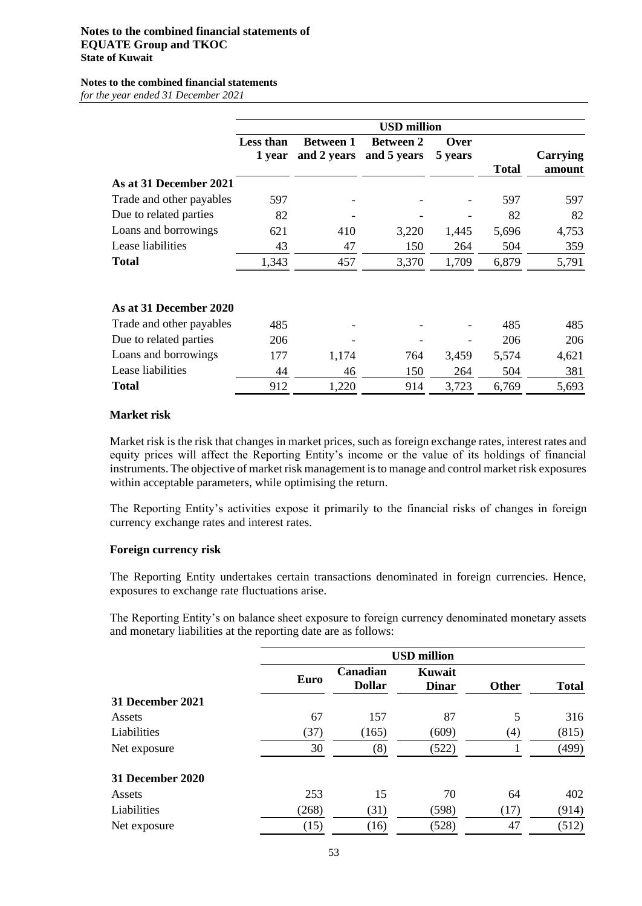| | USD million | | | | | |
|---|---|---|---|---|---|---|
| | Less than 1 year | Between 1 and 2 years | Between 2 and 5 years | Over 5 years | Total | Carrying amount |
| **As at 31 December 2021** | | | | | | |
| Trade and other payables | 597 | - | - | - | 597 | 597 |
| Due to related parties | 82 | - | - | - | 82 | 82 |
| Loans and borrowings | 621 | 410 | 3,220 | 1,445 | 5,696 | 4,753 |
| Lease liabilities | 43 | 47 | 150 | 264 | 504 | 359 |
| **Total** | 1,343 | 457 | 3,370 | 1,709 | 6,879 | 5,791 |
| **As at 31 December 2020** | | | | | | |
| Trade and other payables | 485 | - | - | - | 485 | 485 |
| Due to related parties | 206 | - | - | - | 206 | 206 |
| Loans and borrowings | 177 | 1,174 | 764 | 3,459 | 5,574 | 4,621 |
| Lease liabilities | 44 | 46 | 150 | 264 | 504 | 381 |
| **Total** | 912 | 1,220 | 914 | 3,723 | 6,769 | 5,693 |

**Market risk**

Market risk is the risk that changes in market prices, such as foreign exchange rates, interest rates and equity prices will affect the Reporting Entity's income or the value of its holdings of financial instruments. The objective of market risk management is to manage and control market risk exposures within acceptable parameters, while optimising the return.

The Reporting Entity's activities expose it primarily to the financial risks of changes in foreign currency exchange rates and interest rates.

**Foreign currency risk**

The Reporting Entity undertakes certain transactions denominated in foreign currencies. Hence, exposures to exchange rate fluctuations arise.

The Reporting Entity's on balance sheet exposure to foreign currency denominated monetary assets and monetary liabilities at the reporting date are as follows:

| | USD million | | | | |
|---|---|---|---|---|---|
| | Euro | Canadian Dollar | Kuwait Dinar | Other | Total |
| **31 December 2021** | | | | | |
| Assets | 67 | 157 | 87 | 5 | 316 |
| Liabilities | (37) | (165) | (609) | (4) | (815) |
| Net exposure | 30 | (8) | (522) | 1 | (499) |
| **31 December 2020** | | | | | |
| Assets | 253 | 15 | 70 | 64 | 402 |
| Liabilities | (268) | (31) | (598) | (17) | (914) |
| Net exposure | (15) | (16) | (528) | 47 | (512) |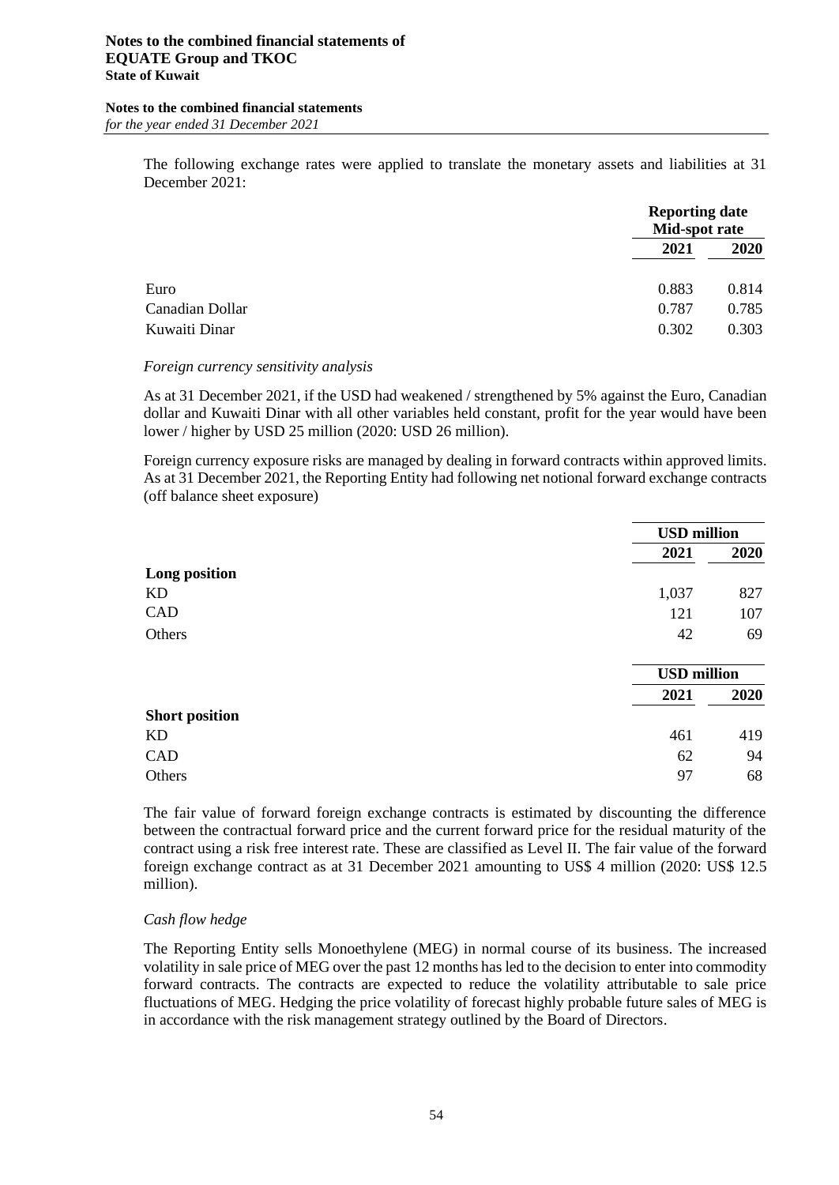The following exchange rates were applied to translate the monetary assets and liabilities at 31 December 2021:

| | Reporting date Mid-spot rate | |
|---|---|---|
| | **2021** | **2020** |
| Euro | 0.883 | 0.814 |
| Canadian Dollar | 0.787 | 0.785 |
| Kuwaiti Dinar | 0.302 | 0.303 |

*Foreign currency sensitivity analysis*

As at 31 December 2021, if the USD had weakened / strengthened by 5% against the Euro, Canadian dollar and Kuwaiti Dinar with all other variables held constant, profit for the year would have been lower / higher by USD 25 million (2020: USD 26 million).

Foreign currency exposure risks are managed by dealing in forward contracts within approved limits. As at 31 December 2021, the Reporting Entity had following net notional forward exchange contracts (off balance sheet exposure)

| | USD million | |
|---|---|---|
| | **2021** | **2020** |
| **Long position** | | |
| KD | 1,037 | 827 |
| CAD | 121 | 107 |
| Others | 42 | 69 |

| | USD million | |
|---|---|---|
| | **2021** | **2020** |
| **Short position** | | |
| KD | 461 | 419 |
| CAD | 62 | 94 |
| Others | 97 | 68 |

The fair value of forward foreign exchange contracts is estimated by discounting the difference between the contractual forward price and the current forward price for the residual maturity of the contract using a risk free interest rate. These are classified as Level II. The fair value of the forward foreign exchange contract as at 31 December 2021 amounting to US$ 4 million (2020: US$ 12.5 million).

*Cash flow hedge*

The Reporting Entity sells Monoethylene (MEG) in normal course of its business. The increased volatility in sale price of MEG over the past 12 months has led to the decision to enter into commodity forward contracts. The contracts are expected to reduce the volatility attributable to sale price fluctuations of MEG. Hedging the price volatility of forecast highly probable future sales of MEG is in accordance with the risk management strategy outlined by the Board of Directors.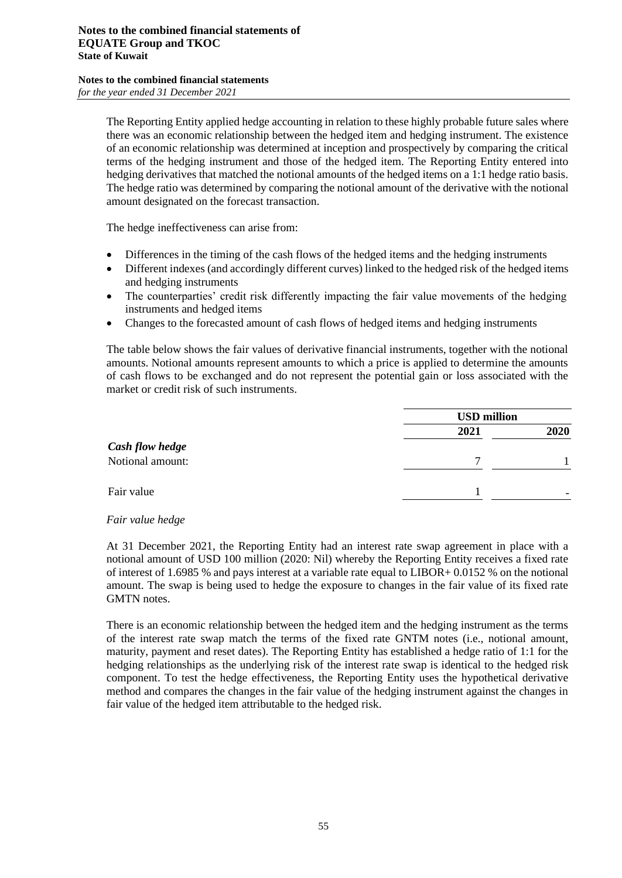The Reporting Entity applied hedge accounting in relation to these highly probable future sales where there was an economic relationship between the hedged item and hedging instrument. The existence of an economic relationship was determined at inception and prospectively by comparing the critical terms of the hedging instrument and those of the hedged item. The Reporting Entity entered into hedging derivatives that matched the notional amounts of the hedged items on a 1:1 hedge ratio basis. The hedge ratio was determined by comparing the notional amount of the derivative with the notional amount designated on the forecast transaction.

The hedge ineffectiveness can arise from:

- Differences in the timing of the cash flows of the hedged items and the hedging instruments
- Different indexes (and accordingly different curves) linked to the hedged risk of the hedged items and hedging instruments
- The counterparties' credit risk differently impacting the fair value movements of the hedging instruments and hedged items
- Changes to the forecasted amount of cash flows of hedged items and hedging instruments

The table below shows the fair values of derivative financial instruments, together with the notional amounts. Notional amounts represent amounts to which a price is applied to determine the amounts of cash flows to be exchanged and do not represent the potential gain or loss associated with the market or credit risk of such instruments.

| | USD million | |
|---|---|---|
| | **2021** | **2020** |
| ***Cash flow hedge*** | | |
| Notional amount: | 7 | 1 |
| Fair value | 1 | - |

*Fair value hedge*

At 31 December 2021, the Reporting Entity had an interest rate swap agreement in place with a notional amount of USD 100 million (2020: Nil) whereby the Reporting Entity receives a fixed rate of interest of 1.6985 % and pays interest at a variable rate equal to LIBOR+ 0.0152 % on the notional amount. The swap is being used to hedge the exposure to changes in the fair value of its fixed rate GMTN notes.

There is an economic relationship between the hedged item and the hedging instrument as the terms of the interest rate swap match the terms of the fixed rate GNTM notes (i.e., notional amount, maturity, payment and reset dates). The Reporting Entity has established a hedge ratio of 1:1 for the hedging relationships as the underlying risk of the interest rate swap is identical to the hedged risk component. To test the hedge effectiveness, the Reporting Entity uses the hypothetical derivative method and compares the changes in the fair value of the hedging instrument against the changes in fair value of the hedged item attributable to the hedged risk.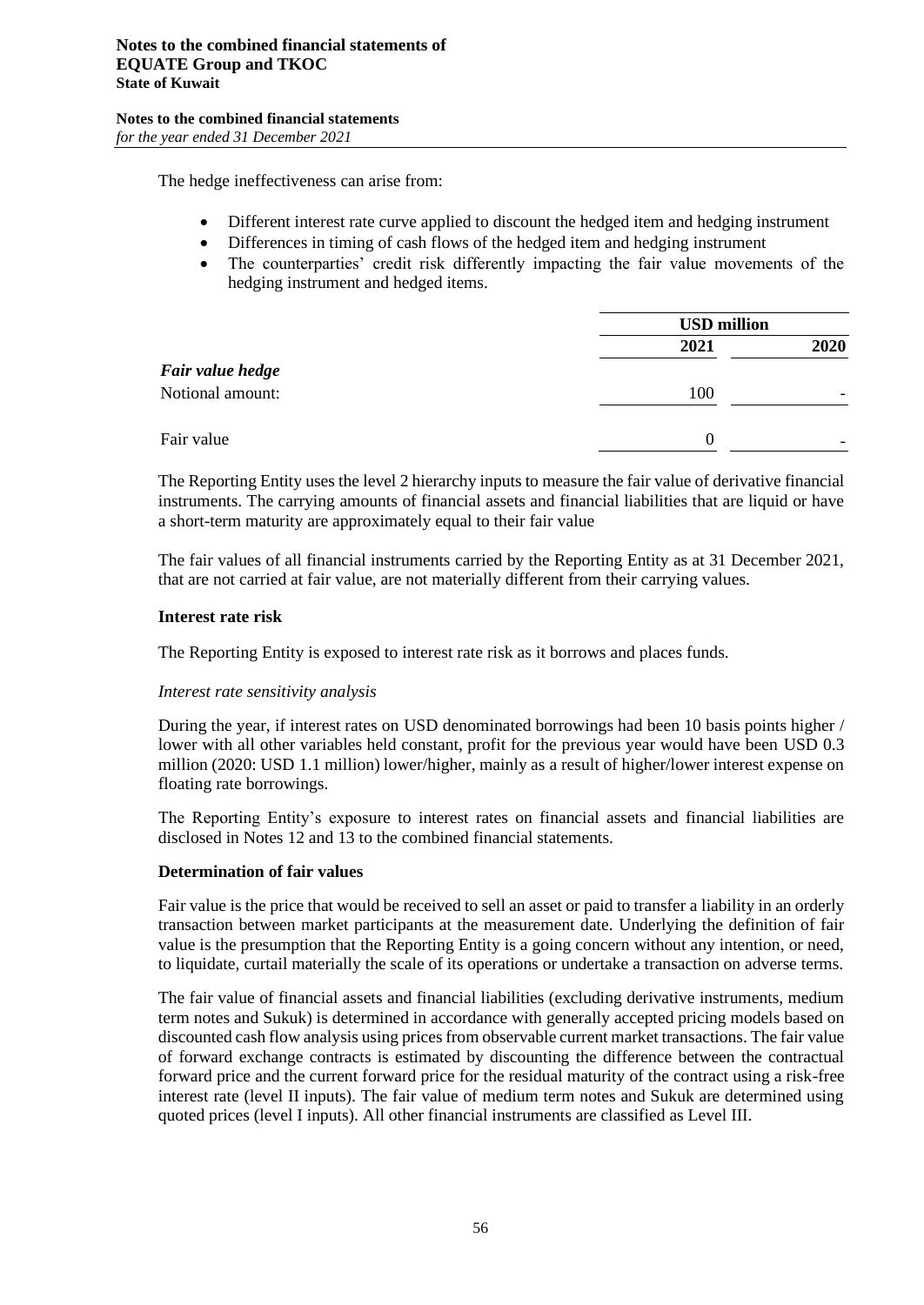The hedge ineffectiveness can arise from:

- Different interest rate curve applied to discount the hedged item and hedging instrument
- Differences in timing of cash flows of the hedged item and hedging instrument
- The counterparties' credit risk differently impacting the fair value movements of the hedging instrument and hedged items.

| | USD million | |
|---|---|---|
| | **2021** | **2020** |
| ***Fair value hedge*** | | |
| Notional amount: | 100 | - |
| Fair value | 0 | - |

The Reporting Entity uses the level 2 hierarchy inputs to measure the fair value of derivative financial instruments. The carrying amounts of financial assets and financial liabilities that are liquid or have a short-term maturity are approximately equal to their fair value

The fair values of all financial instruments carried by the Reporting Entity as at 31 December 2021, that are not carried at fair value, are not materially different from their carrying values.

**Interest rate risk**

The Reporting Entity is exposed to interest rate risk as it borrows and places funds.

*Interest rate sensitivity analysis*

During the year, if interest rates on USD denominated borrowings had been 10 basis points higher / lower with all other variables held constant, profit for the previous year would have been USD 0.3 million (2020: USD 1.1 million) lower/higher, mainly as a result of higher/lower interest expense on floating rate borrowings.

The Reporting Entity's exposure to interest rates on financial assets and financial liabilities are disclosed in Notes 12 and 13 to the combined financial statements.

**Determination of fair values**

Fair value is the price that would be received to sell an asset or paid to transfer a liability in an orderly transaction between market participants at the measurement date. Underlying the definition of fair value is the presumption that the Reporting Entity is a going concern without any intention, or need, to liquidate, curtail materially the scale of its operations or undertake a transaction on adverse terms.

The fair value of financial assets and financial liabilities (excluding derivative instruments, medium term notes and Sukuk) is determined in accordance with generally accepted pricing models based on discounted cash flow analysis using prices from observable current market transactions. The fair value of forward exchange contracts is estimated by discounting the difference between the contractual forward price and the current forward price for the residual maturity of the contract using a risk-free interest rate (level II inputs). The fair value of medium term notes and Sukuk are determined using quoted prices (level I inputs). All other financial instruments are classified as Level III.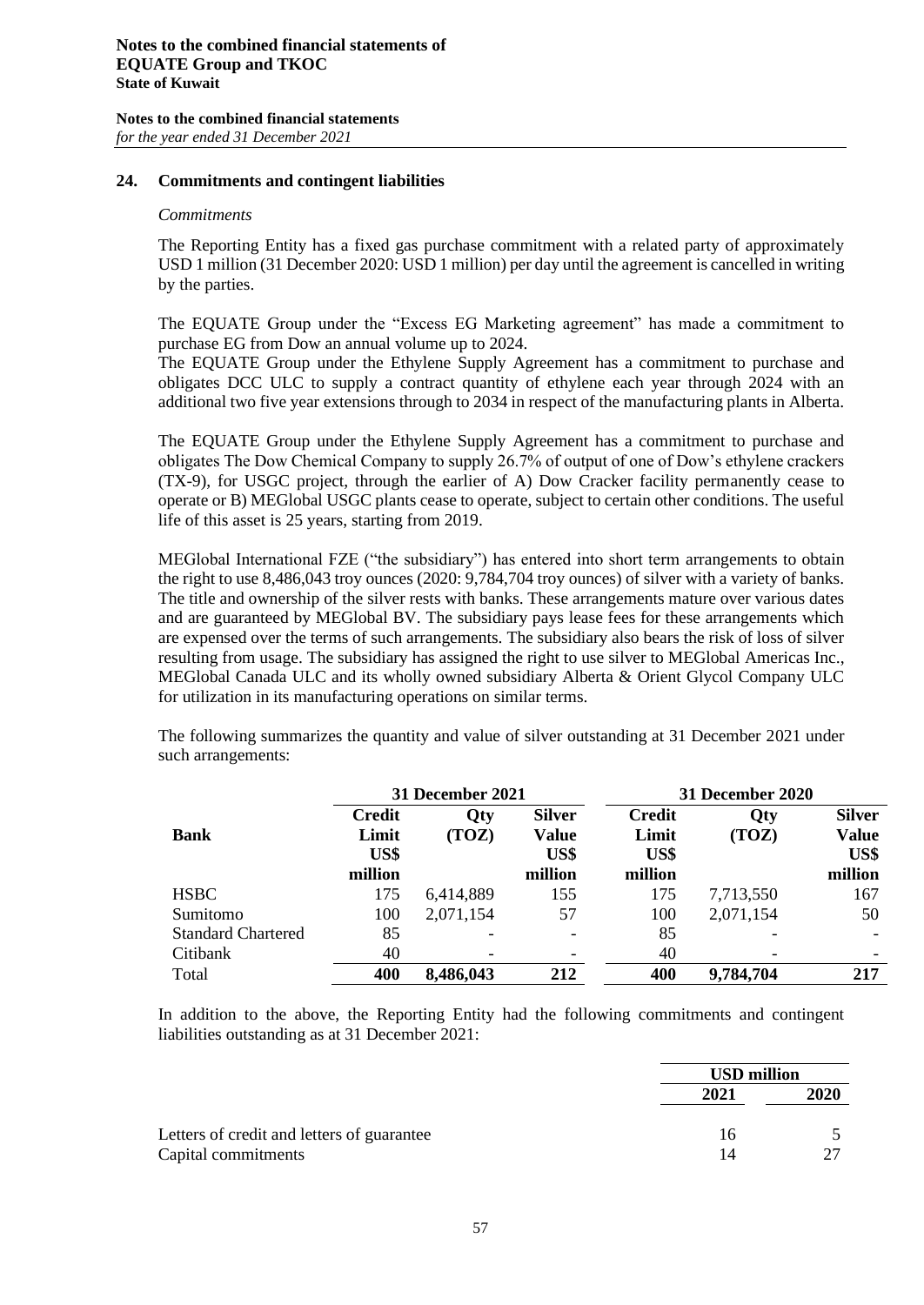## 24. Commitments and contingent liabilities

*Commitments*

The Reporting Entity has a fixed gas purchase commitment with a related party of approximately USD 1 million (31 December 2020: USD 1 million) per day until the agreement is cancelled in writing by the parties.

The EQUATE Group under the "Excess EG Marketing agreement" has made a commitment to purchase EG from Dow an annual volume up to 2024.
The EQUATE Group under the Ethylene Supply Agreement has a commitment to purchase and obligates DCC ULC to supply a contract quantity of ethylene each year through 2024 with an additional two five year extensions through to 2034 in respect of the manufacturing plants in Alberta.

The EQUATE Group under the Ethylene Supply Agreement has a commitment to purchase and obligates The Dow Chemical Company to supply 26.7% of output of one of Dow's ethylene crackers (TX-9), for USGC project, through the earlier of A) Dow Cracker facility permanently cease to operate or B) MEGlobal USGC plants cease to operate, subject to certain other conditions. The useful life of this asset is 25 years, starting from 2019.

MEGlobal International FZE ("the subsidiary") has entered into short term arrangements to obtain the right to use 8,486,043 troy ounces (2020: 9,784,704 troy ounces) of silver with a variety of banks. The title and ownership of the silver rests with banks. These arrangements mature over various dates and are guaranteed by MEGlobal BV. The subsidiary pays lease fees for these arrangements which are expensed over the terms of such arrangements. The subsidiary also bears the risk of loss of silver resulting from usage. The subsidiary has assigned the right to use silver to MEGlobal Americas Inc., MEGlobal Canada ULC and its wholly owned subsidiary Alberta & Orient Glycol Company ULC for utilization in its manufacturing operations on similar terms.

The following summarizes the quantity and value of silver outstanding at 31 December 2021 under such arrangements:

| | 31 December 2021 | | | 31 December 2020 | | |
|---|---|---|---|---|---|---|
| **Bank** | **Credit Limit US$ million** | **Qty (TOZ)** | **Silver Value US$ million** | **Credit Limit US$ million** | **Qty (TOZ)** | **Silver Value US$ million** |
| HSBC | 175 | 6,414,889 | 155 | 175 | 7,713,550 | 167 |
| Sumitomo | 100 | 2,071,154 | 57 | 100 | 2,071,154 | 50 |
| Standard Chartered | 85 | - | - | 85 | - | - |
| Citibank | 40 | - | - | 40 | - | - |
| Total | **400** | **8,486,043** | **212** | **400** | **9,784,704** | **217** |

In addition to the above, the Reporting Entity had the following commitments and contingent liabilities outstanding as at 31 December 2021:

| | USD million | |
|---|---|---|
| | **2021** | **2020** |
| Letters of credit and letters of guarantee | 16 | 5 |
| Capital commitments | 14 | 27 |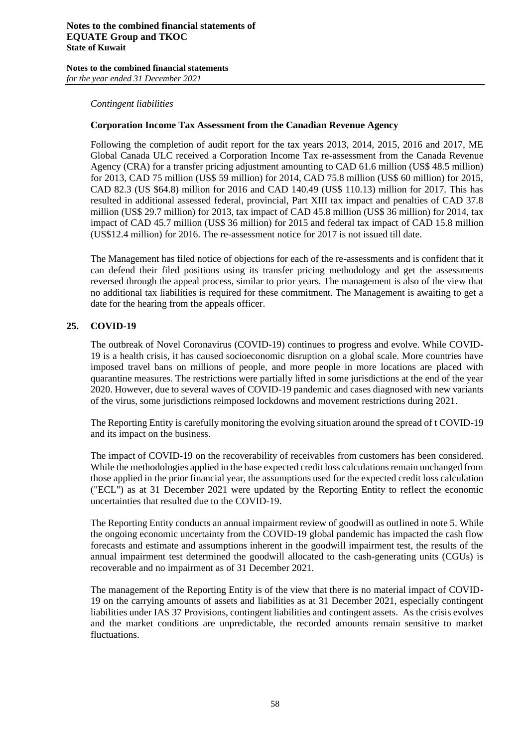*Contingent liabilities*

**Corporation Income Tax Assessment from the Canadian Revenue Agency**

Following the completion of audit report for the tax years 2013, 2014, 2015, 2016 and 2017, ME Global Canada ULC received a Corporation Income Tax re-assessment from the Canada Revenue Agency (CRA) for a transfer pricing adjustment amounting to CAD 61.6 million (US$ 48.5 million) for 2013, CAD 75 million (US$ 59 million) for 2014, CAD 75.8 million (US$ 60 million) for 2015, CAD 82.3 (US $64.8) million for 2016 and CAD 140.49 (US$ 110.13) million for 2017. This has resulted in additional assessed federal, provincial, Part XIII tax impact and penalties of CAD 37.8 million (US$ 29.7 million) for 2013, tax impact of CAD 45.8 million (US$ 36 million) for 2014, tax impact of CAD 45.7 million (US$ 36 million) for 2015 and federal tax impact of CAD 15.8 million (US$12.4 million) for 2016. The re-assessment notice for 2017 is not issued till date.

The Management has filed notice of objections for each of the re-assessments and is confident that it can defend their filed positions using its transfer pricing methodology and get the assessments reversed through the appeal process, similar to prior years. The management is also of the view that no additional tax liabilities is required for these commitment. The Management is awaiting to get a date for the hearing from the appeals officer.

## 25. COVID-19

The outbreak of Novel Coronavirus (COVID-19) continues to progress and evolve. While COVID-19 is a health crisis, it has caused socioeconomic disruption on a global scale. More countries have imposed travel bans on millions of people, and more people in more locations are placed with quarantine measures. The restrictions were partially lifted in some jurisdictions at the end of the year 2020. However, due to several waves of COVID-19 pandemic and cases diagnosed with new variants of the virus, some jurisdictions reimposed lockdowns and movement restrictions during 2021.

The Reporting Entity is carefully monitoring the evolving situation around the spread of t COVID-19 and its impact on the business.

The impact of COVID-19 on the recoverability of receivables from customers has been considered. While the methodologies applied in the base expected credit loss calculations remain unchanged from those applied in the prior financial year, the assumptions used for the expected credit loss calculation ("ECL") as at 31 December 2021 were updated by the Reporting Entity to reflect the economic uncertainties that resulted due to the COVID-19.

The Reporting Entity conducts an annual impairment review of goodwill as outlined in note 5. While the ongoing economic uncertainty from the COVID-19 global pandemic has impacted the cash flow forecasts and estimate and assumptions inherent in the goodwill impairment test, the results of the annual impairment test determined the goodwill allocated to the cash-generating units (CGUs) is recoverable and no impairment as of 31 December 2021.

The management of the Reporting Entity is of the view that there is no material impact of COVID-19 on the carrying amounts of assets and liabilities as at 31 December 2021, especially contingent liabilities under IAS 37 Provisions, contingent liabilities and contingent assets. As the crisis evolves and the market conditions are unpredictable, the recorded amounts remain sensitive to market fluctuations.